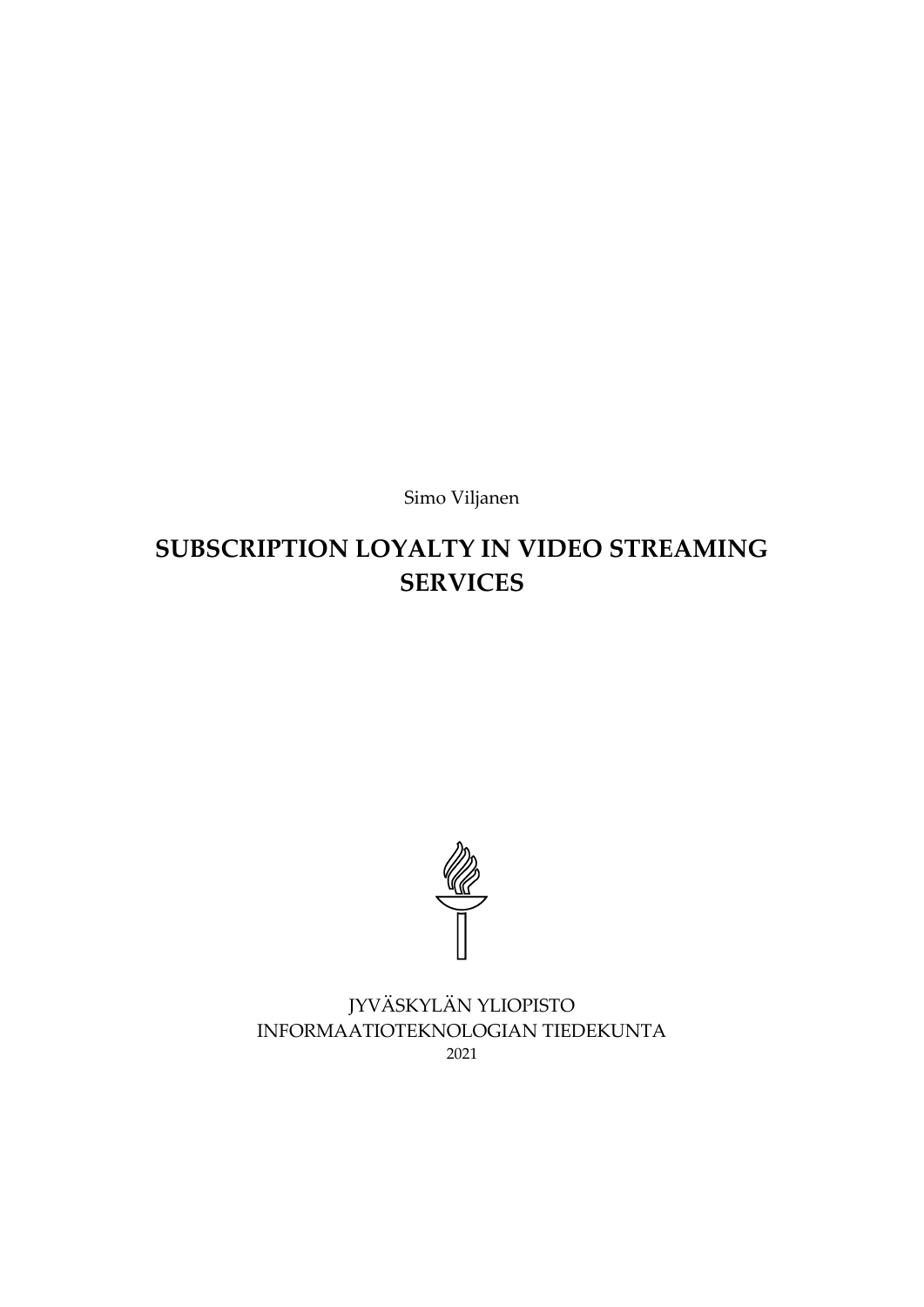Simo Viljanen

# SUBSCRIPTION LOYALTY IN VIDEO STREAMING SERVICES

JYVÄSKYLÄN YLIOPISTO
INFORMAATIOTEKNOLOGIAN TIEDEKUNTA
2021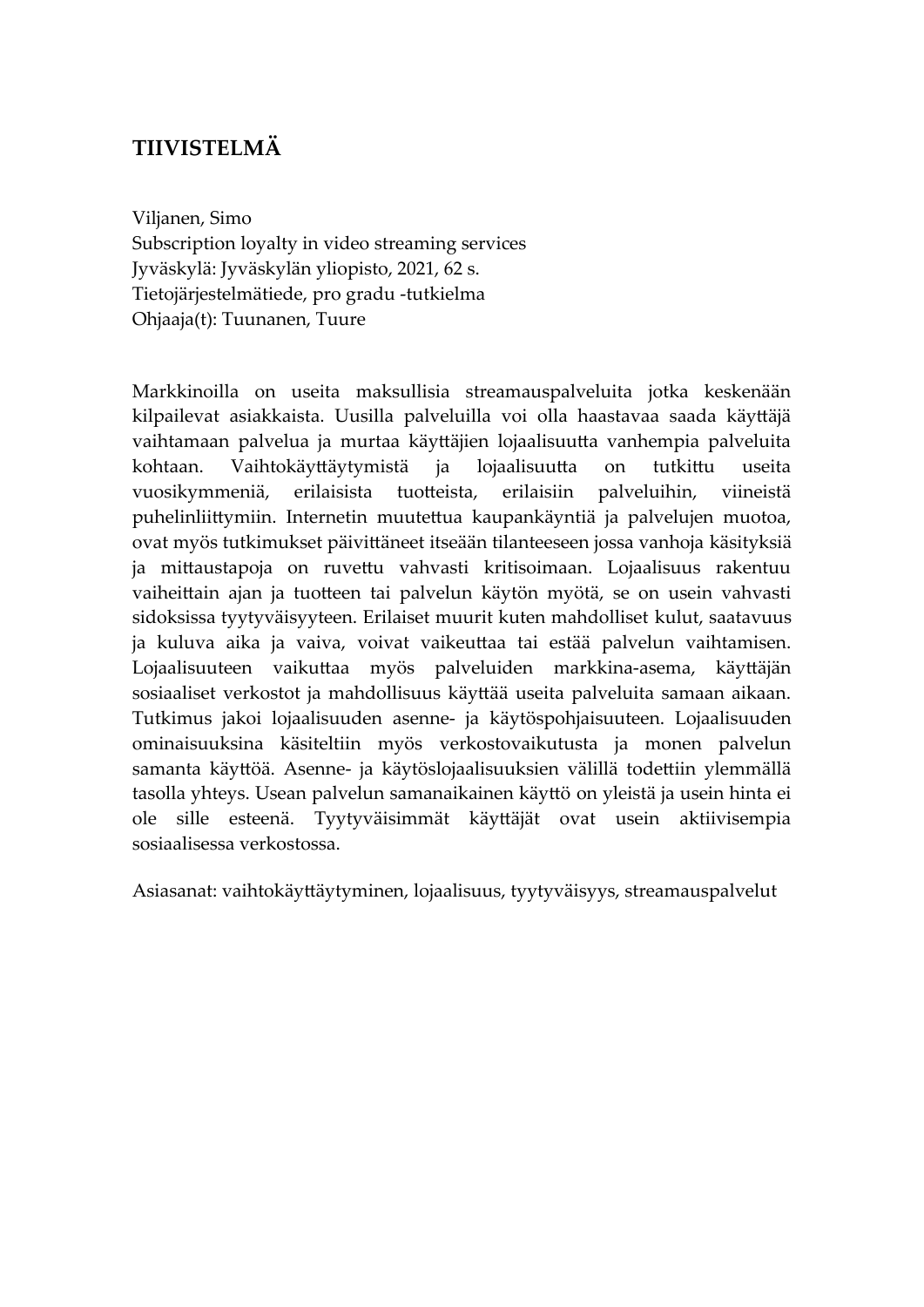# TIIVISTELMÄ

Viljanen, Simo
Subscription loyalty in video streaming services
Jyväskylä: Jyväskylän yliopisto, 2021, 62 s.
Tietojärjestelmätiede, pro gradu -tutkielma
Ohjaaja(t): Tuunanen, Tuure

Markkinoilla on useita maksullisia streamauspalveluita jotka keskenään kilpailevat asiakkaista. Uusilla palveluilla voi olla haastavaa saada käyttäjä vaihtamaan palvelua ja murtaa käyttäjien lojaalisuutta vanhempia palveluita kohtaan. Vaihtokäyttäytymistä ja lojaalisuutta on tutkittu useita vuosikymmeniä, erilaisista tuotteista, erilaisiin palveluihin, viineistä puhelinliittymiin. Internetin muutettua kaupankäyntiä ja palvelujen muotoa, ovat myös tutkimukset päivittäneet itseään tilanteeseen jossa vanhoja käsityksiä ja mittaustapoja on ruvettu vahvasti kritisoimaan. Lojaalisuus rakentuu vaiheittain ajan ja tuotteen tai palvelun käytön myötä, se on usein vahvasti sidoksissa tyytyväisyyteen. Erilaiset muurit kuten mahdolliset kulut, saatavuus ja kuluva aika ja vaiva, voivat vaikeuttaa tai estää palvelun vaihtamisen. Lojaalisuuteen vaikuttaa myös palveluiden markkina-asema, käyttäjän sosiaaliset verkostot ja mahdollisuus käyttää useita palveluita samaan aikaan. Tutkimus jakoi lojaalisuuden asenne- ja käytöspohjaisuuteen. Lojaalisuuden ominaisuuksina käsiteltiin myös verkostovaikutusta ja monen palvelun samanta käyttöä. Asenne- ja käytöslojaalisuuksien välillä todettiin ylemmällä tasolla yhteys. Usean palvelun samanaikainen käyttö on yleistä ja usein hinta ei ole sille esteenä. Tyytyväisimmät käyttäjät ovat usein aktiivisempia sosiaalisessa verkostossa.

Asiasanat: vaihtokäyttäytyminen, lojaalisuus, tyytyväisyys, streamauspalvelut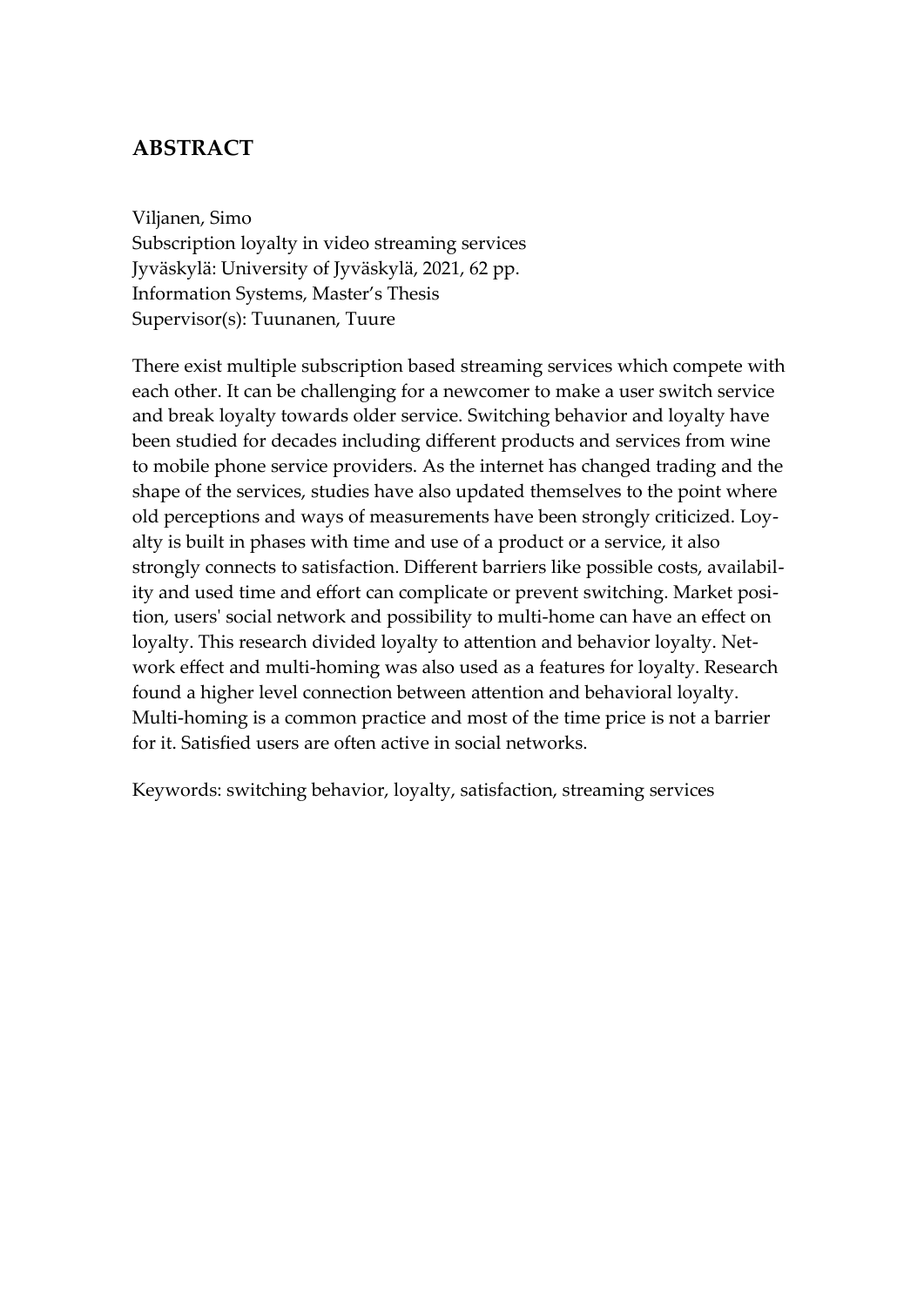# ABSTRACT

Viljanen, Simo
Subscription loyalty in video streaming services
Jyväskylä: University of Jyväskylä, 2021, 62 pp.
Information Systems, Master's Thesis
Supervisor(s): Tuunanen, Tuure

There exist multiple subscription based streaming services which compete with each other. It can be challenging for a newcomer to make a user switch service and break loyalty towards older service. Switching behavior and loyalty have been studied for decades including different products and services from wine to mobile phone service providers. As the internet has changed trading and the shape of the services, studies have also updated themselves to the point where old perceptions and ways of measurements have been strongly criticized. Loyalty is built in phases with time and use of a product or a service, it also strongly connects to satisfaction. Different barriers like possible costs, availability and used time and effort can complicate or prevent switching. Market position, users' social network and possibility to multi-home can have an effect on loyalty. This research divided loyalty to attention and behavior loyalty. Network effect and multi-homing was also used as a features for loyalty. Research found a higher level connection between attention and behavioral loyalty. Multi-homing is a common practice and most of the time price is not a barrier for it. Satisfied users are often active in social networks.

Keywords: switching behavior, loyalty, satisfaction, streaming services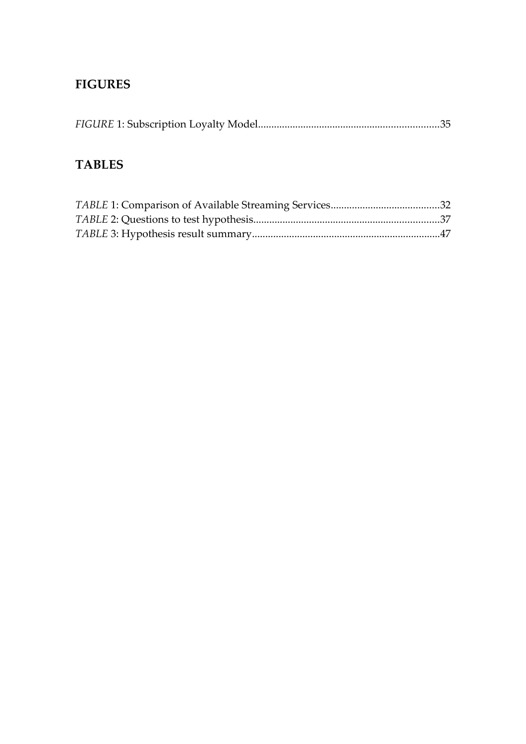## FIGURES

*FIGURE* 1: Subscription Loyalty Model....................................................................35

## TABLES

*TABLE* 1: Comparison of Available Streaming Services.........................................32
*TABLE* 2: Questions to test hypothesis......................................................................37
*TABLE* 3: Hypothesis result summary.......................................................................47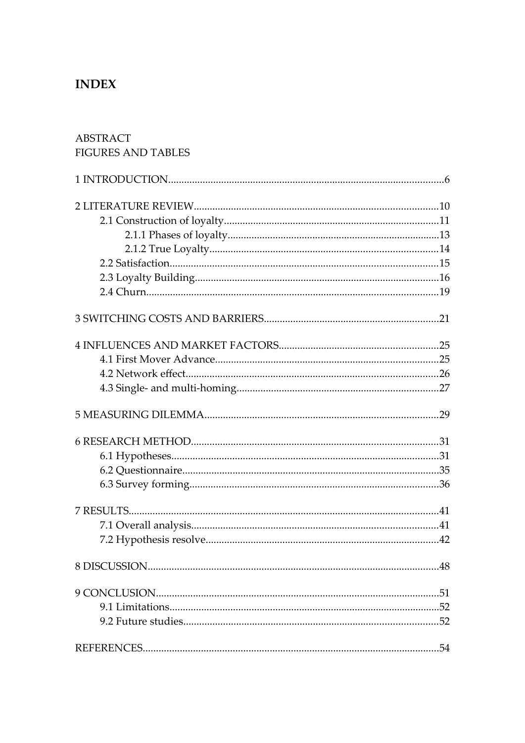# INDEX

ABSTRACT
FIGURES AND TABLES

1 INTRODUCTION.......................................................................................................6

2 LITERATURE REVIEW...........................................................................................10
- 2.1 Construction of loyalty................................................................................11
  - 2.1.1 Phases of loyalty...............................................................................13
  - 2.1.2 True Loyalty.....................................................................................14
- 2.2 Satisfaction.....................................................................................................15
- 2.3 Loyalty Building...........................................................................................16
- 2.4 Churn.............................................................................................................19

3 SWITCHING COSTS AND BARRIERS.................................................................21

4 INFLUENCES AND MARKET FACTORS...........................................................25
- 4.1 First Mover Advance...................................................................................25
- 4.2 Network effect..............................................................................................26
- 4.3 Single- and multi-homing...........................................................................27

5 MEASURING DILEMMA.......................................................................................29

6 RESEARCH METHOD............................................................................................31
- 6.1 Hypotheses....................................................................................................31
- 6.2 Questionnaire................................................................................................35
- 6.3 Survey forming.............................................................................................36

7 RESULTS....................................................................................................................41
- 7.1 Overall analysis............................................................................................41
- 7.2 Hypothesis resolve.......................................................................................42

8 DISCUSSION.............................................................................................................48

9 CONCLUSION..........................................................................................................51
- 9.1 Limitations.....................................................................................................52
- 9.2 Future studies................................................................................................52

REFERENCES...............................................................................................................54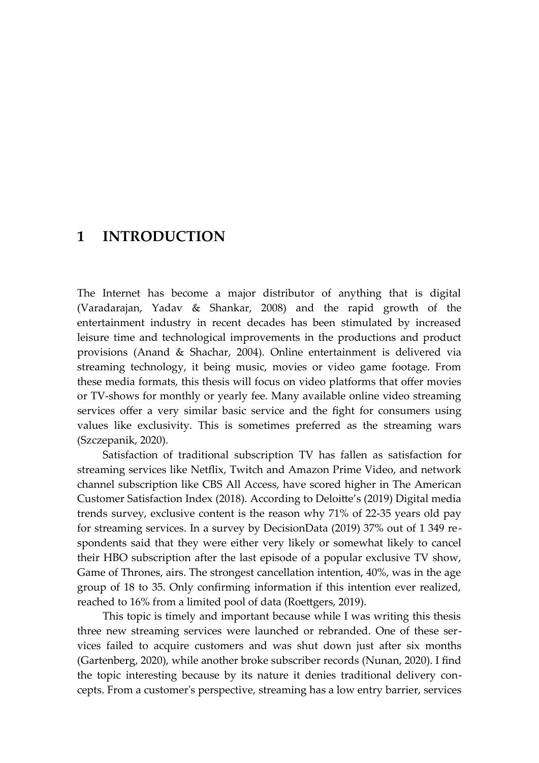# 1 INTRODUCTION

The Internet has become a major distributor of anything that is digital (Varadarajan, Yadav & Shankar, 2008) and the rapid growth of the entertainment industry in recent decades has been stimulated by increased leisure time and technological improvements in the productions and product provisions (Anand & Shachar, 2004). Online entertainment is delivered via streaming technology, it being music, movies or video game footage. From these media formats, this thesis will focus on video platforms that offer movies or TV-shows for monthly or yearly fee. Many available online video streaming services offer a very similar basic service and the fight for consumers using values like exclusivity. This is sometimes preferred as the streaming wars (Szczepanik, 2020).

Satisfaction of traditional subscription TV has fallen as satisfaction for streaming services like Netflix, Twitch and Amazon Prime Video, and network channel subscription like CBS All Access, have scored higher in The American Customer Satisfaction Index (2018). According to Deloitte's (2019) Digital media trends survey, exclusive content is the reason why 71% of 22-35 years old pay for streaming services. In a survey by DecisionData (2019) 37% out of 1 349 respondents said that they were either very likely or somewhat likely to cancel their HBO subscription after the last episode of a popular exclusive TV show, Game of Thrones, airs. The strongest cancellation intention, 40%, was in the age group of 18 to 35. Only confirming information if this intention ever realized, reached to 16% from a limited pool of data (Roettgers, 2019).

This topic is timely and important because while I was writing this thesis three new streaming services were launched or rebranded. One of these services failed to acquire customers and was shut down just after six months (Gartenberg, 2020), while another broke subscriber records (Nunan, 2020). I find the topic interesting because by its nature it denies traditional delivery concepts. From a customer's perspective, streaming has a low entry barrier, services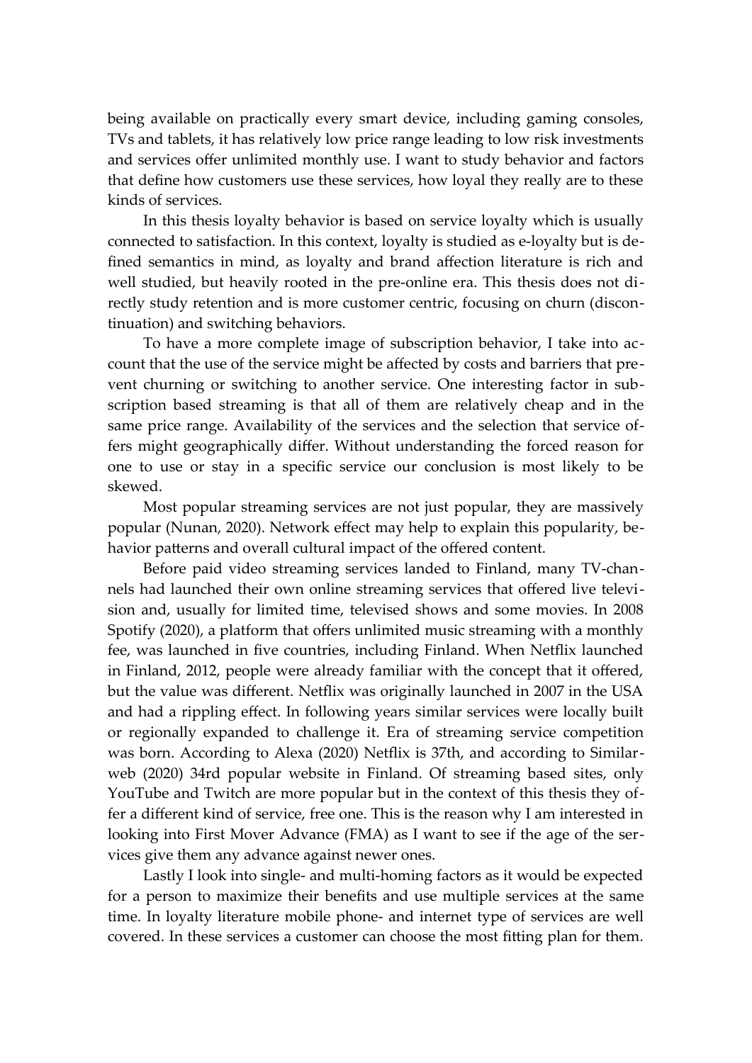being available on practically every smart device, including gaming consoles, TVs and tablets, it has relatively low price range leading to low risk investments and services offer unlimited monthly use. I want to study behavior and factors that define how customers use these services, how loyal they really are to these kinds of services.

In this thesis loyalty behavior is based on service loyalty which is usually connected to satisfaction. In this context, loyalty is studied as e-loyalty but is defined semantics in mind, as loyalty and brand affection literature is rich and well studied, but heavily rooted in the pre-online era. This thesis does not directly study retention and is more customer centric, focusing on churn (discontinuation) and switching behaviors.

To have a more complete image of subscription behavior, I take into account that the use of the service might be affected by costs and barriers that prevent churning or switching to another service. One interesting factor in subscription based streaming is that all of them are relatively cheap and in the same price range. Availability of the services and the selection that service offers might geographically differ. Without understanding the forced reason for one to use or stay in a specific service our conclusion is most likely to be skewed.

Most popular streaming services are not just popular, they are massively popular (Nunan, 2020). Network effect may help to explain this popularity, behavior patterns and overall cultural impact of the offered content.

Before paid video streaming services landed to Finland, many TV-channels had launched their own online streaming services that offered live television and, usually for limited time, televised shows and some movies. In 2008 Spotify (2020), a platform that offers unlimited music streaming with a monthly fee, was launched in five countries, including Finland. When Netflix launched in Finland, 2012, people were already familiar with the concept that it offered, but the value was different. Netflix was originally launched in 2007 in the USA and had a rippling effect. In following years similar services were locally built or regionally expanded to challenge it. Era of streaming service competition was born. According to Alexa (2020) Netflix is 37th, and according to Similarweb (2020) 34rd popular website in Finland. Of streaming based sites, only YouTube and Twitch are more popular but in the context of this thesis they offer a different kind of service, free one. This is the reason why I am interested in looking into First Mover Advance (FMA) as I want to see if the age of the services give them any advance against newer ones.

Lastly I look into single- and multi-homing factors as it would be expected for a person to maximize their benefits and use multiple services at the same time. In loyalty literature mobile phone- and internet type of services are well covered. In these services a customer can choose the most fitting plan for them.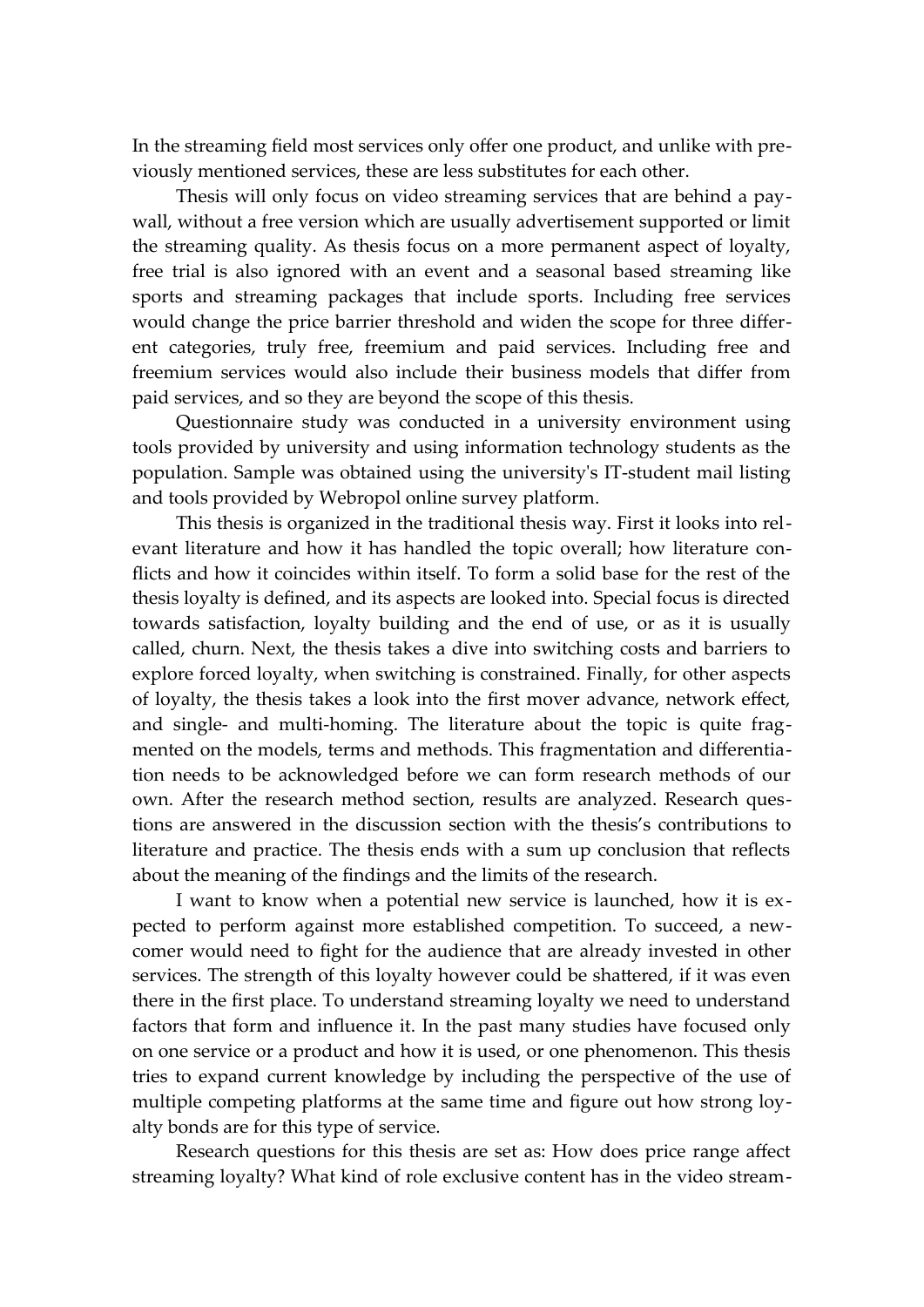In the streaming field most services only offer one product, and unlike with previously mentioned services, these are less substitutes for each other.

Thesis will only focus on video streaming services that are behind a paywall, without a free version which are usually advertisement supported or limit the streaming quality. As thesis focus on a more permanent aspect of loyalty, free trial is also ignored with an event and a seasonal based streaming like sports and streaming packages that include sports. Including free services would change the price barrier threshold and widen the scope for three different categories, truly free, freemium and paid services. Including free and freemium services would also include their business models that differ from paid services, and so they are beyond the scope of this thesis.

Questionnaire study was conducted in a university environment using tools provided by university and using information technology students as the population. Sample was obtained using the university's IT-student mail listing and tools provided by Webropol online survey platform.

This thesis is organized in the traditional thesis way. First it looks into relevant literature and how it has handled the topic overall; how literature conflicts and how it coincides within itself. To form a solid base for the rest of the thesis loyalty is defined, and its aspects are looked into. Special focus is directed towards satisfaction, loyalty building and the end of use, or as it is usually called, churn. Next, the thesis takes a dive into switching costs and barriers to explore forced loyalty, when switching is constrained. Finally, for other aspects of loyalty, the thesis takes a look into the first mover advance, network effect, and single- and multi-homing. The literature about the topic is quite fragmented on the models, terms and methods. This fragmentation and differentiation needs to be acknowledged before we can form research methods of our own. After the research method section, results are analyzed. Research questions are answered in the discussion section with the thesis's contributions to literature and practice. The thesis ends with a sum up conclusion that reflects about the meaning of the findings and the limits of the research.

I want to know when a potential new service is launched, how it is expected to perform against more established competition. To succeed, a newcomer would need to fight for the audience that are already invested in other services. The strength of this loyalty however could be shattered, if it was even there in the first place. To understand streaming loyalty we need to understand factors that form and influence it. In the past many studies have focused only on one service or a product and how it is used, or one phenomenon. This thesis tries to expand current knowledge by including the perspective of the use of multiple competing platforms at the same time and figure out how strong loyalty bonds are for this type of service.

Research questions for this thesis are set as: How does price range affect streaming loyalty? What kind of role exclusive content has in the video stream-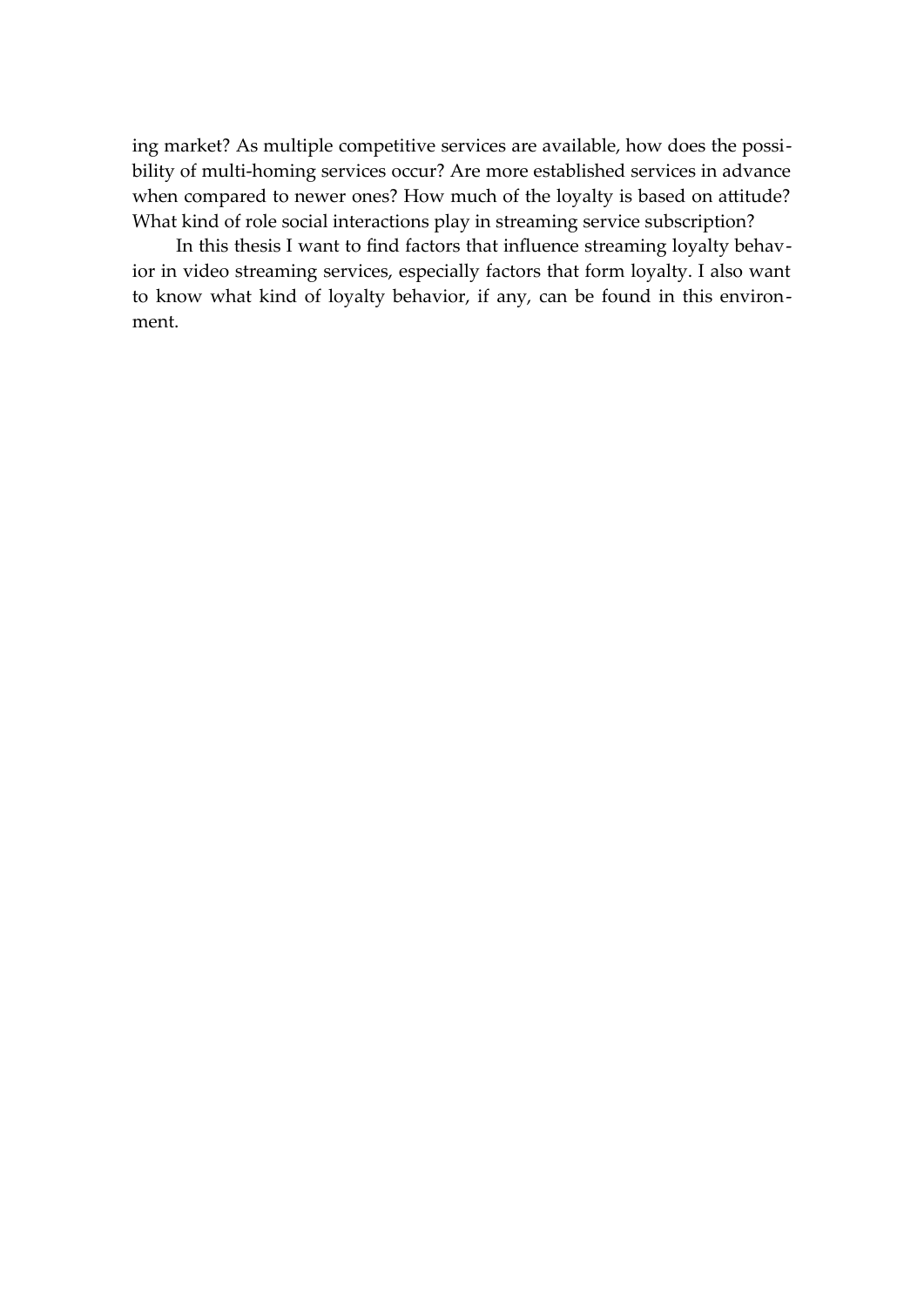ing market? As multiple competitive services are available, how does the possibility of multi-homing services occur? Are more established services in advance when compared to newer ones? How much of the loyalty is based on attitude? What kind of role social interactions play in streaming service subscription?

In this thesis I want to find factors that influence streaming loyalty behavior in video streaming services, especially factors that form loyalty. I also want to know what kind of loyalty behavior, if any, can be found in this environment.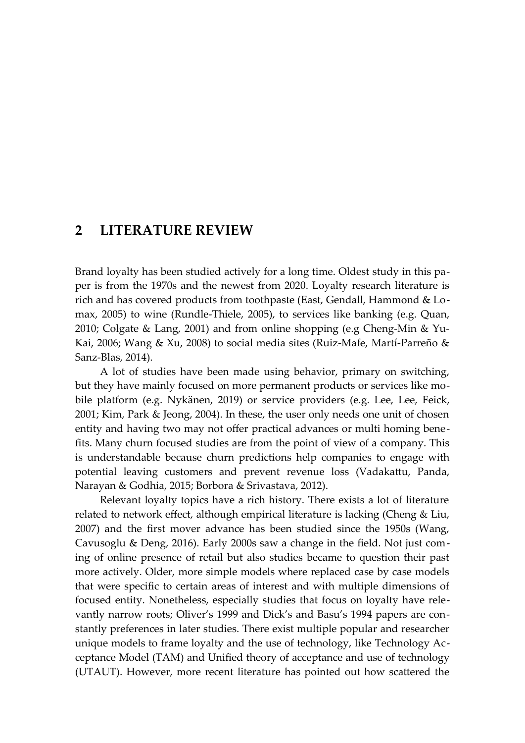# 2 LITERATURE REVIEW

Brand loyalty has been studied actively for a long time. Oldest study in this paper is from the 1970s and the newest from 2020. Loyalty research literature is rich and has covered products from toothpaste (East, Gendall, Hammond & Lomax, 2005) to wine (Rundle-Thiele, 2005), to services like banking (e.g. Quan, 2010; Colgate & Lang, 2001) and from online shopping (e.g Cheng-Min & Yu-Kai, 2006; Wang & Xu, 2008) to social media sites (Ruiz-Mafe, Martí-Parreño & Sanz-Blas, 2014).

A lot of studies have been made using behavior, primary on switching, but they have mainly focused on more permanent products or services like mobile platform (e.g. Nykänen, 2019) or service providers (e.g. Lee, Lee, Feick, 2001; Kim, Park & Jeong, 2004). In these, the user only needs one unit of chosen entity and having two may not offer practical advances or multi homing benefits. Many churn focused studies are from the point of view of a company. This is understandable because churn predictions help companies to engage with potential leaving customers and prevent revenue loss (Vadakattu, Panda, Narayan & Godhia, 2015; Borbora & Srivastava, 2012).

Relevant loyalty topics have a rich history. There exists a lot of literature related to network effect, although empirical literature is lacking (Cheng & Liu, 2007) and the first mover advance has been studied since the 1950s (Wang, Cavusoglu & Deng, 2016). Early 2000s saw a change in the field. Not just coming of online presence of retail but also studies became to question their past more actively. Older, more simple models where replaced case by case models that were specific to certain areas of interest and with multiple dimensions of focused entity. Nonetheless, especially studies that focus on loyalty have relevantly narrow roots; Oliver's 1999 and Dick's and Basu's 1994 papers are constantly preferences in later studies. There exist multiple popular and researcher unique models to frame loyalty and the use of technology, like Technology Acceptance Model (TAM) and Unified theory of acceptance and use of technology (UTAUT). However, more recent literature has pointed out how scattered the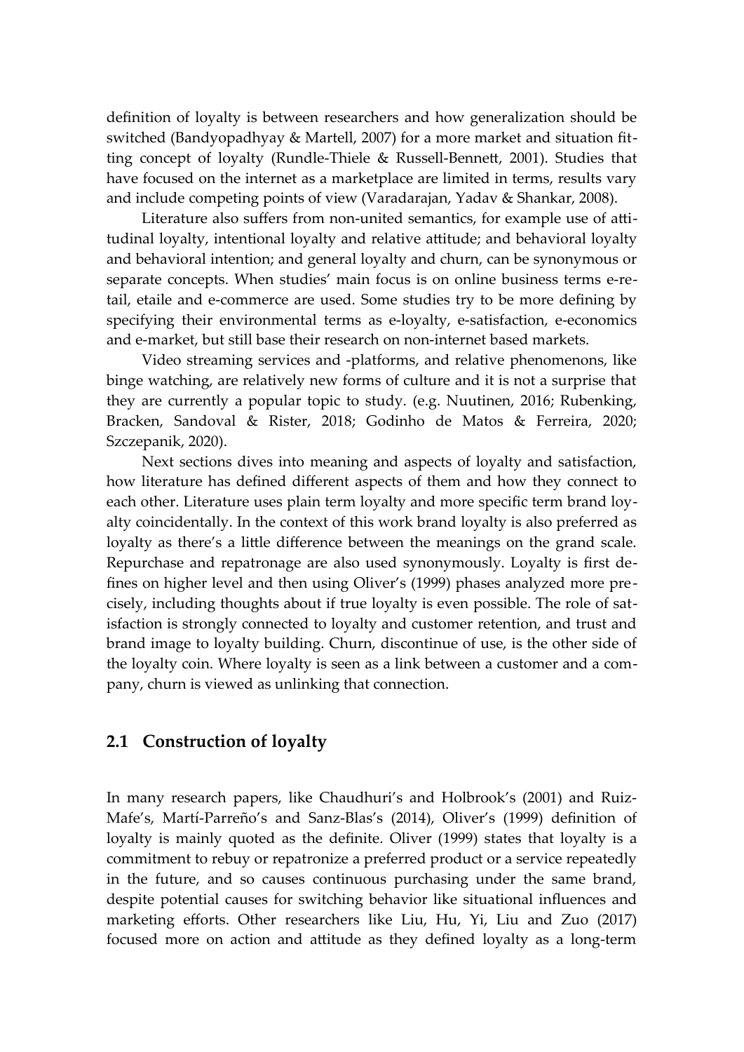definition of loyalty is between researchers and how generalization should be switched (Bandyopadhyay & Martell, 2007) for a more market and situation fitting concept of loyalty (Rundle-Thiele & Russell-Bennett, 2001). Studies that have focused on the internet as a marketplace are limited in terms, results vary and include competing points of view (Varadarajan, Yadav & Shankar, 2008).

Literature also suffers from non-united semantics, for example use of attitudinal loyalty, intentional loyalty and relative attitude; and behavioral loyalty and behavioral intention; and general loyalty and churn, can be synonymous or separate concepts. When studies' main focus is on online business terms e-retail, etaile and e-commerce are used. Some studies try to be more defining by specifying their environmental terms as e-loyalty, e-satisfaction, e-economics and e-market, but still base their research on non-internet based markets.

Video streaming services and -platforms, and relative phenomenons, like binge watching, are relatively new forms of culture and it is not a surprise that they are currently a popular topic to study. (e.g. Nuutinen, 2016; Rubenking, Bracken, Sandoval & Rister, 2018; Godinho de Matos & Ferreira, 2020; Szczepanik, 2020).

Next sections dives into meaning and aspects of loyalty and satisfaction, how literature has defined different aspects of them and how they connect to each other. Literature uses plain term loyalty and more specific term brand loyalty coincidentally. In the context of this work brand loyalty is also preferred as loyalty as there's a little difference between the meanings on the grand scale. Repurchase and repatronage are also used synonymously. Loyalty is first defines on higher level and then using Oliver's (1999) phases analyzed more precisely, including thoughts about if true loyalty is even possible. The role of satisfaction is strongly connected to loyalty and customer retention, and trust and brand image to loyalty building. Churn, discontinue of use, is the other side of the loyalty coin. Where loyalty is seen as a link between a customer and a company, churn is viewed as unlinking that connection.

## 2.1 Construction of loyalty

In many research papers, like Chaudhuri's and Holbrook's (2001) and Ruiz-Mafe's, Martí-Parreño's and Sanz-Blas's (2014), Oliver's (1999) definition of loyalty is mainly quoted as the definite. Oliver (1999) states that loyalty is a commitment to rebuy or repatronize a preferred product or a service repeatedly in the future, and so causes continuous purchasing under the same brand, despite potential causes for switching behavior like situational influences and marketing efforts. Other researchers like Liu, Hu, Yi, Liu and Zuo (2017) focused more on action and attitude as they defined loyalty as a long-term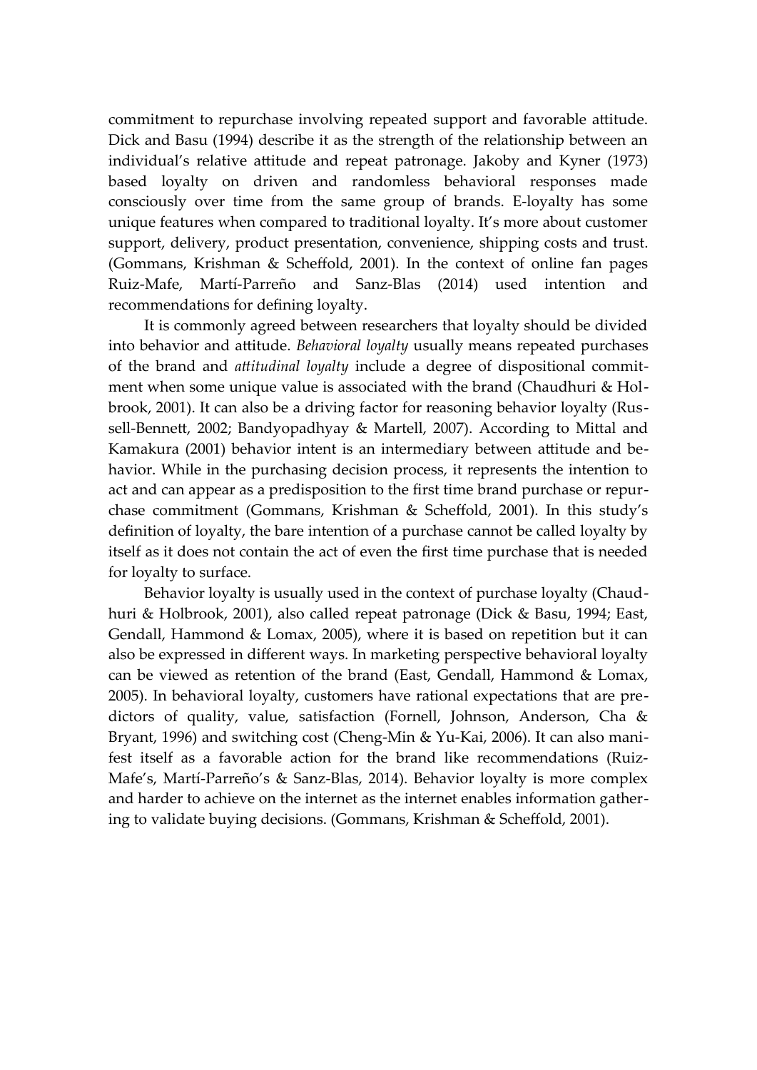commitment to repurchase involving repeated support and favorable attitude. Dick and Basu (1994) describe it as the strength of the relationship between an individual's relative attitude and repeat patronage. Jakoby and Kyner (1973) based loyalty on driven and randomless behavioral responses made consciously over time from the same group of brands. E-loyalty has some unique features when compared to traditional loyalty. It's more about customer support, delivery, product presentation, convenience, shipping costs and trust. (Gommans, Krishman & Scheffold, 2001). In the context of online fan pages Ruiz-Mafe, Martí-Parreño and Sanz-Blas (2014) used intention and recommendations for defining loyalty.

It is commonly agreed between researchers that loyalty should be divided into behavior and attitude. *Behavioral loyalty* usually means repeated purchases of the brand and *attitudinal loyalty* include a degree of dispositional commitment when some unique value is associated with the brand (Chaudhuri & Holbrook, 2001). It can also be a driving factor for reasoning behavior loyalty (Russell-Bennett, 2002; Bandyopadhyay & Martell, 2007). According to Mittal and Kamakura (2001) behavior intent is an intermediary between attitude and behavior. While in the purchasing decision process, it represents the intention to act and can appear as a predisposition to the first time brand purchase or repurchase commitment (Gommans, Krishman & Scheffold, 2001). In this study's definition of loyalty, the bare intention of a purchase cannot be called loyalty by itself as it does not contain the act of even the first time purchase that is needed for loyalty to surface.

Behavior loyalty is usually used in the context of purchase loyalty (Chaudhuri & Holbrook, 2001), also called repeat patronage (Dick & Basu, 1994; East, Gendall, Hammond & Lomax, 2005), where it is based on repetition but it can also be expressed in different ways. In marketing perspective behavioral loyalty can be viewed as retention of the brand (East, Gendall, Hammond & Lomax, 2005). In behavioral loyalty, customers have rational expectations that are predictors of quality, value, satisfaction (Fornell, Johnson, Anderson, Cha & Bryant, 1996) and switching cost (Cheng-Min & Yu-Kai, 2006). It can also manifest itself as a favorable action for the brand like recommendations (Ruiz-Mafe's, Martí-Parreño's & Sanz-Blas, 2014). Behavior loyalty is more complex and harder to achieve on the internet as the internet enables information gathering to validate buying decisions. (Gommans, Krishman & Scheffold, 2001).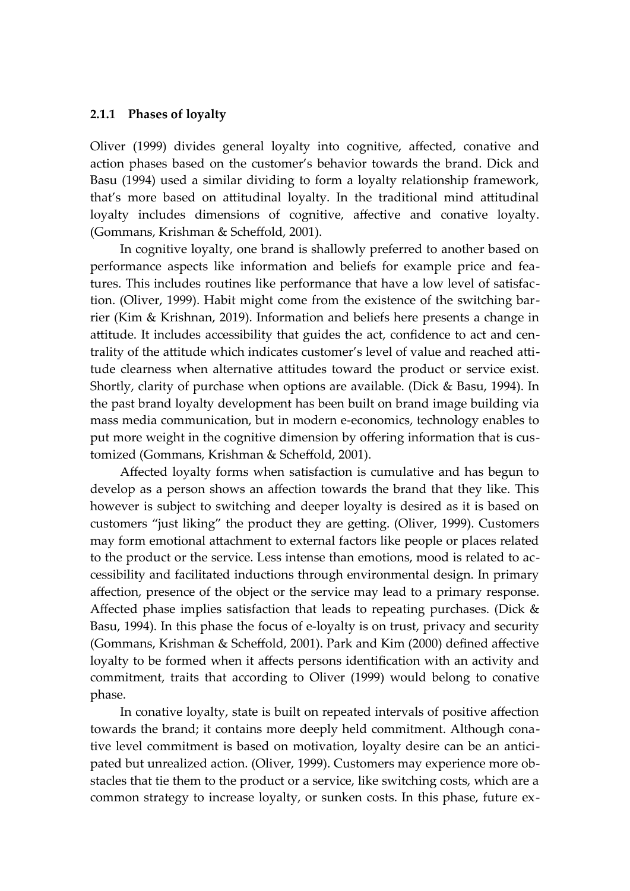### 2.1.1 Phases of loyalty

Oliver (1999) divides general loyalty into cognitive, affected, conative and action phases based on the customer's behavior towards the brand. Dick and Basu (1994) used a similar dividing to form a loyalty relationship framework, that's more based on attitudinal loyalty. In the traditional mind attitudinal loyalty includes dimensions of cognitive, affective and conative loyalty. (Gommans, Krishman & Scheffold, 2001).

In cognitive loyalty, one brand is shallowly preferred to another based on performance aspects like information and beliefs for example price and features. This includes routines like performance that have a low level of satisfaction. (Oliver, 1999). Habit might come from the existence of the switching barrier (Kim & Krishnan, 2019). Information and beliefs here presents a change in attitude. It includes accessibility that guides the act, confidence to act and centrality of the attitude which indicates customer's level of value and reached attitude clearness when alternative attitudes toward the product or service exist. Shortly, clarity of purchase when options are available. (Dick & Basu, 1994). In the past brand loyalty development has been built on brand image building via mass media communication, but in modern e-economics, technology enables to put more weight in the cognitive dimension by offering information that is customized (Gommans, Krishman & Scheffold, 2001).

Affected loyalty forms when satisfaction is cumulative and has begun to develop as a person shows an affection towards the brand that they like. This however is subject to switching and deeper loyalty is desired as it is based on customers "just liking" the product they are getting. (Oliver, 1999). Customers may form emotional attachment to external factors like people or places related to the product or the service. Less intense than emotions, mood is related to accessibility and facilitated inductions through environmental design. In primary affection, presence of the object or the service may lead to a primary response. Affected phase implies satisfaction that leads to repeating purchases. (Dick & Basu, 1994). In this phase the focus of e-loyalty is on trust, privacy and security (Gommans, Krishman & Scheffold, 2001). Park and Kim (2000) defined affective loyalty to be formed when it affects persons identification with an activity and commitment, traits that according to Oliver (1999) would belong to conative phase.

In conative loyalty, state is built on repeated intervals of positive affection towards the brand; it contains more deeply held commitment. Although conative level commitment is based on motivation, loyalty desire can be an anticipated but unrealized action. (Oliver, 1999). Customers may experience more obstacles that tie them to the product or a service, like switching costs, which are a common strategy to increase loyalty, or sunken costs. In this phase, future ex-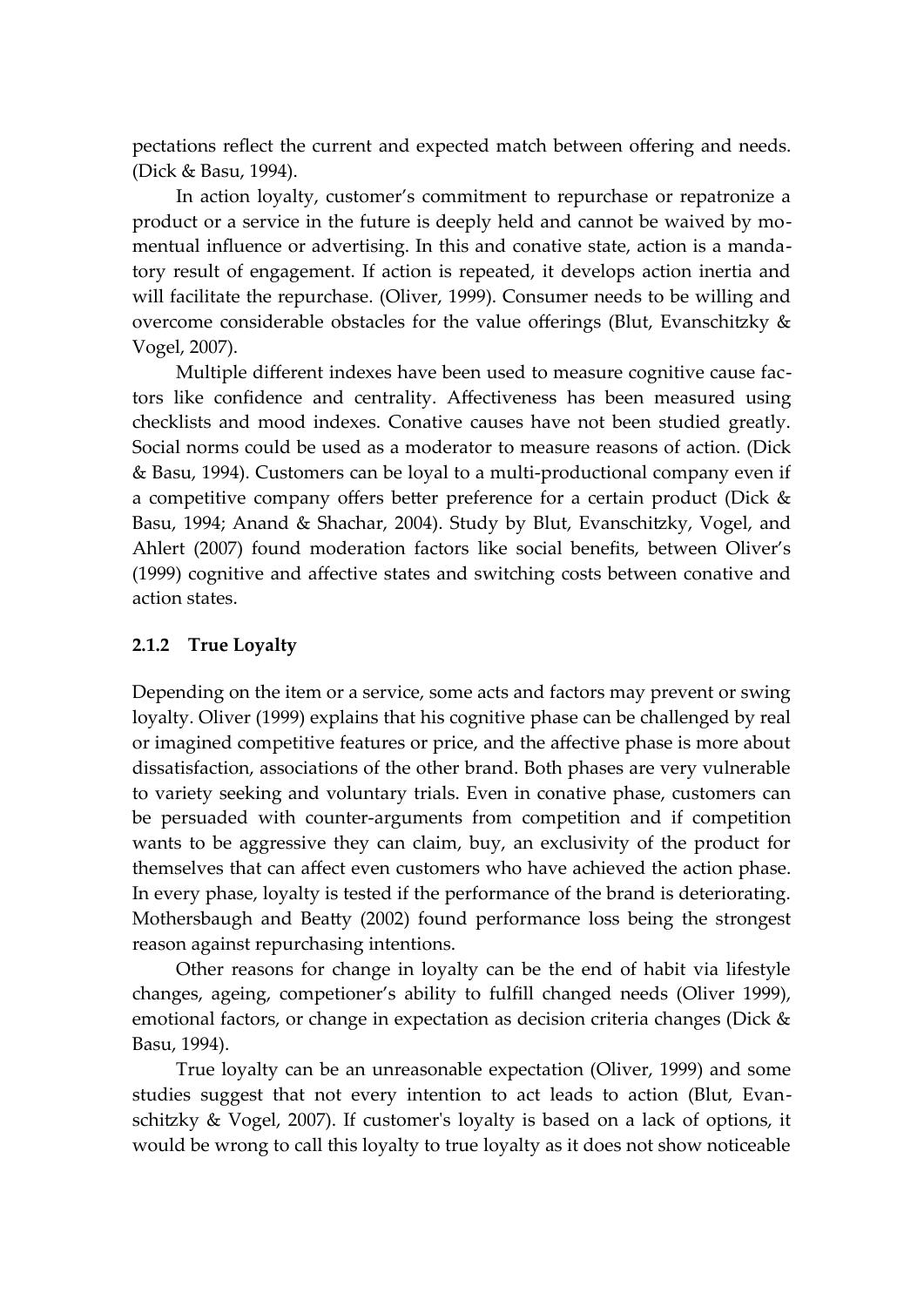pectations reflect the current and expected match between offering and needs. (Dick & Basu, 1994).

In action loyalty, customer's commitment to repurchase or repatronize a product or a service in the future is deeply held and cannot be waived by momentual influence or advertising. In this and conative state, action is a mandatory result of engagement. If action is repeated, it develops action inertia and will facilitate the repurchase. (Oliver, 1999). Consumer needs to be willing and overcome considerable obstacles for the value offerings (Blut, Evanschitzky & Vogel, 2007).

Multiple different indexes have been used to measure cognitive cause factors like confidence and centrality. Affectiveness has been measured using checklists and mood indexes. Conative causes have not been studied greatly. Social norms could be used as a moderator to measure reasons of action. (Dick & Basu, 1994). Customers can be loyal to a multi-productional company even if a competitive company offers better preference for a certain product (Dick & Basu, 1994; Anand & Shachar, 2004). Study by Blut, Evanschitzky, Vogel, and Ahlert (2007) found moderation factors like social benefits, between Oliver's (1999) cognitive and affective states and switching costs between conative and action states.

### 2.1.2 True Loyalty

Depending on the item or a service, some acts and factors may prevent or swing loyalty. Oliver (1999) explains that his cognitive phase can be challenged by real or imagined competitive features or price, and the affective phase is more about dissatisfaction, associations of the other brand. Both phases are very vulnerable to variety seeking and voluntary trials. Even in conative phase, customers can be persuaded with counter-arguments from competition and if competition wants to be aggressive they can claim, buy, an exclusivity of the product for themselves that can affect even customers who have achieved the action phase. In every phase, loyalty is tested if the performance of the brand is deteriorating. Mothersbaugh and Beatty (2002) found performance loss being the strongest reason against repurchasing intentions.

Other reasons for change in loyalty can be the end of habit via lifestyle changes, ageing, competioner's ability to fulfill changed needs (Oliver 1999), emotional factors, or change in expectation as decision criteria changes (Dick & Basu, 1994).

True loyalty can be an unreasonable expectation (Oliver, 1999) and some studies suggest that not every intention to act leads to action (Blut, Evanschitzky & Vogel, 2007). If customer's loyalty is based on a lack of options, it would be wrong to call this loyalty to true loyalty as it does not show noticeable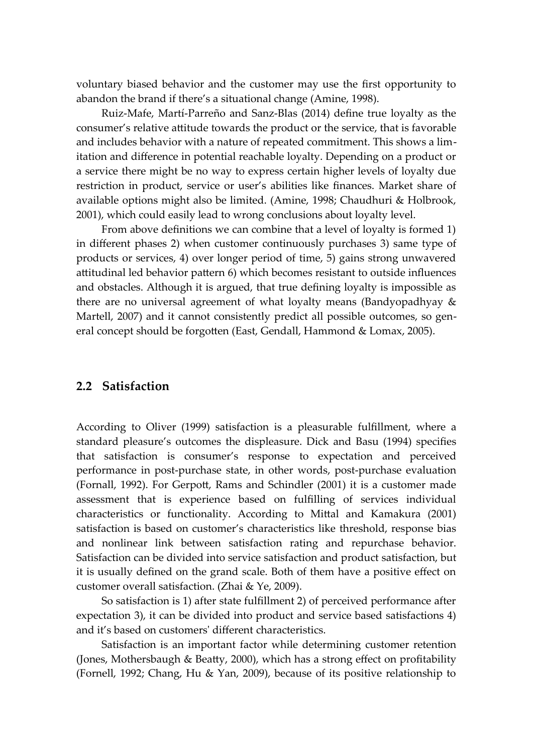voluntary biased behavior and the customer may use the first opportunity to abandon the brand if there's a situational change (Amine, 1998).

Ruiz-Mafe, Martí-Parreño and Sanz-Blas (2014) define true loyalty as the consumer's relative attitude towards the product or the service, that is favorable and includes behavior with a nature of repeated commitment. This shows a limitation and difference in potential reachable loyalty. Depending on a product or a service there might be no way to express certain higher levels of loyalty due restriction in product, service or user's abilities like finances. Market share of available options might also be limited. (Amine, 1998; Chaudhuri & Holbrook, 2001), which could easily lead to wrong conclusions about loyalty level.

From above definitions we can combine that a level of loyalty is formed 1) in different phases 2) when customer continuously purchases 3) same type of products or services, 4) over longer period of time, 5) gains strong unwavered attitudinal led behavior pattern 6) which becomes resistant to outside influences and obstacles. Although it is argued, that true defining loyalty is impossible as there are no universal agreement of what loyalty means (Bandyopadhyay & Martell, 2007) and it cannot consistently predict all possible outcomes, so general concept should be forgotten (East, Gendall, Hammond & Lomax, 2005).

## 2.2 Satisfaction

According to Oliver (1999) satisfaction is a pleasurable fulfillment, where a standard pleasure's outcomes the displeasure. Dick and Basu (1994) specifies that satisfaction is consumer's response to expectation and perceived performance in post-purchase state, in other words, post-purchase evaluation (Fornall, 1992). For Gerpott, Rams and Schindler (2001) it is a customer made assessment that is experience based on fulfilling of services individual characteristics or functionality. According to Mittal and Kamakura (2001) satisfaction is based on customer's characteristics like threshold, response bias and nonlinear link between satisfaction rating and repurchase behavior. Satisfaction can be divided into service satisfaction and product satisfaction, but it is usually defined on the grand scale. Both of them have a positive effect on customer overall satisfaction. (Zhai & Ye, 2009).

So satisfaction is 1) after state fulfillment 2) of perceived performance after expectation 3), it can be divided into product and service based satisfactions 4) and it's based on customers' different characteristics.

Satisfaction is an important factor while determining customer retention (Jones, Mothersbaugh & Beatty, 2000), which has a strong effect on profitability (Fornell, 1992; Chang, Hu & Yan, 2009), because of its positive relationship to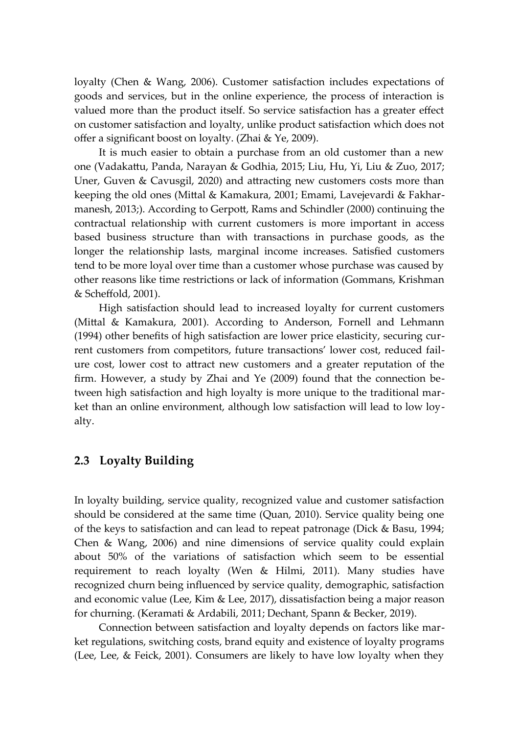loyalty (Chen & Wang, 2006). Customer satisfaction includes expectations of goods and services, but in the online experience, the process of interaction is valued more than the product itself. So service satisfaction has a greater effect on customer satisfaction and loyalty, unlike product satisfaction which does not offer a significant boost on loyalty. (Zhai & Ye, 2009).

It is much easier to obtain a purchase from an old customer than a new one (Vadakattu, Panda, Narayan & Godhia, 2015; Liu, Hu, Yi, Liu & Zuo, 2017; Uner, Guven & Cavusgil, 2020) and attracting new customers costs more than keeping the old ones (Mittal & Kamakura, 2001; Emami, Lavejevardi & Fakharmanesh, 2013;). According to Gerpott, Rams and Schindler (2000) continuing the contractual relationship with current customers is more important in access based business structure than with transactions in purchase goods, as the longer the relationship lasts, marginal income increases. Satisfied customers tend to be more loyal over time than a customer whose purchase was caused by other reasons like time restrictions or lack of information (Gommans, Krishman & Scheffold, 2001).

High satisfaction should lead to increased loyalty for current customers (Mittal & Kamakura, 2001). According to Anderson, Fornell and Lehmann (1994) other benefits of high satisfaction are lower price elasticity, securing current customers from competitors, future transactions' lower cost, reduced failure cost, lower cost to attract new customers and a greater reputation of the firm. However, a study by Zhai and Ye (2009) found that the connection between high satisfaction and high loyalty is more unique to the traditional market than an online environment, although low satisfaction will lead to low loyalty.

## 2.3 Loyalty Building

In loyalty building, service quality, recognized value and customer satisfaction should be considered at the same time (Quan, 2010). Service quality being one of the keys to satisfaction and can lead to repeat patronage (Dick & Basu, 1994; Chen & Wang, 2006) and nine dimensions of service quality could explain about 50% of the variations of satisfaction which seem to be essential requirement to reach loyalty (Wen & Hilmi, 2011). Many studies have recognized churn being influenced by service quality, demographic, satisfaction and economic value (Lee, Kim & Lee, 2017), dissatisfaction being a major reason for churning. (Keramati & Ardabili, 2011; Dechant, Spann & Becker, 2019).

Connection between satisfaction and loyalty depends on factors like market regulations, switching costs, brand equity and existence of loyalty programs (Lee, Lee, & Feick, 2001). Consumers are likely to have low loyalty when they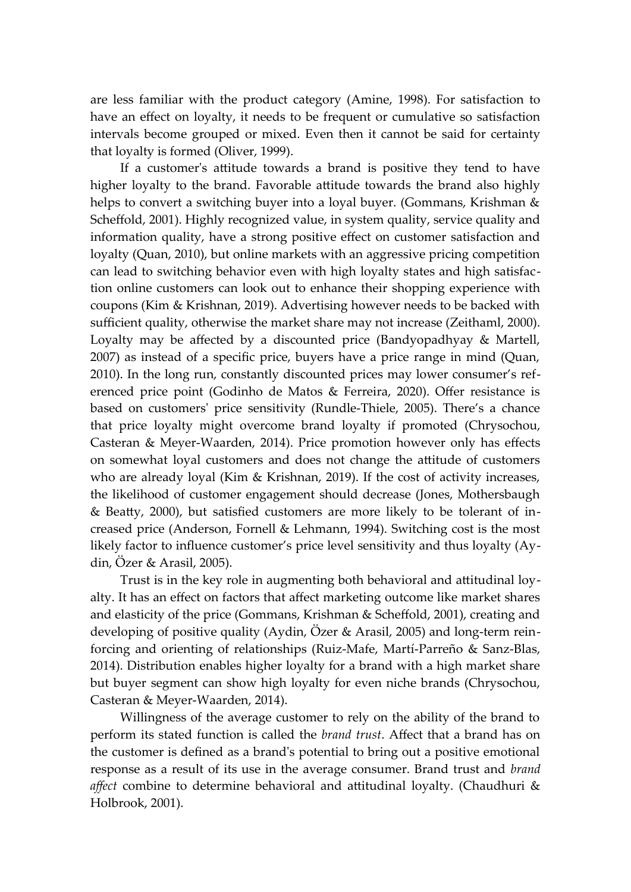are less familiar with the product category (Amine, 1998). For satisfaction to have an effect on loyalty, it needs to be frequent or cumulative so satisfaction intervals become grouped or mixed. Even then it cannot be said for certainty that loyalty is formed (Oliver, 1999).

If a customer's attitude towards a brand is positive they tend to have higher loyalty to the brand. Favorable attitude towards the brand also highly helps to convert a switching buyer into a loyal buyer. (Gommans, Krishman & Scheffold, 2001). Highly recognized value, in system quality, service quality and information quality, have a strong positive effect on customer satisfaction and loyalty (Quan, 2010), but online markets with an aggressive pricing competition can lead to switching behavior even with high loyalty states and high satisfaction online customers can look out to enhance their shopping experience with coupons (Kim & Krishnan, 2019). Advertising however needs to be backed with sufficient quality, otherwise the market share may not increase (Zeithaml, 2000). Loyalty may be affected by a discounted price (Bandyopadhyay & Martell, 2007) as instead of a specific price, buyers have a price range in mind (Quan, 2010). In the long run, constantly discounted prices may lower consumer's referenced price point (Godinho de Matos & Ferreira, 2020). Offer resistance is based on customers' price sensitivity (Rundle-Thiele, 2005). There's a chance that price loyalty might overcome brand loyalty if promoted (Chrysochou, Casteran & Meyer-Waarden, 2014). Price promotion however only has effects on somewhat loyal customers and does not change the attitude of customers who are already loyal (Kim & Krishnan, 2019). If the cost of activity increases, the likelihood of customer engagement should decrease (Jones, Mothersbaugh & Beatty, 2000), but satisfied customers are more likely to be tolerant of increased price (Anderson, Fornell & Lehmann, 1994). Switching cost is the most likely factor to influence customer's price level sensitivity and thus loyalty (Aydin, Özer & Arasil, 2005).

Trust is in the key role in augmenting both behavioral and attitudinal loyalty. It has an effect on factors that affect marketing outcome like market shares and elasticity of the price (Gommans, Krishman & Scheffold, 2001), creating and developing of positive quality (Aydin, Özer & Arasil, 2005) and long-term reinforcing and orienting of relationships (Ruiz-Mafe, Martí-Parreño & Sanz-Blas, 2014). Distribution enables higher loyalty for a brand with a high market share but buyer segment can show high loyalty for even niche brands (Chrysochou, Casteran & Meyer-Waarden, 2014).

Willingness of the average customer to rely on the ability of the brand to perform its stated function is called the *brand trust*. Affect that a brand has on the customer is defined as a brand's potential to bring out a positive emotional response as a result of its use in the average consumer. Brand trust and *brand affect* combine to determine behavioral and attitudinal loyalty. (Chaudhuri & Holbrook, 2001).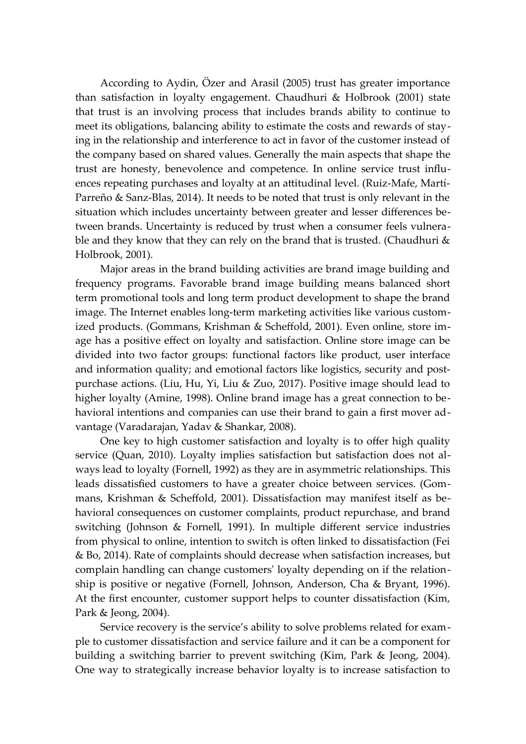According to Aydin, Özer and Arasil (2005) trust has greater importance than satisfaction in loyalty engagement. Chaudhuri & Holbrook (2001) state that trust is an involving process that includes brands ability to continue to meet its obligations, balancing ability to estimate the costs and rewards of staying in the relationship and interference to act in favor of the customer instead of the company based on shared values. Generally the main aspects that shape the trust are honesty, benevolence and competence. In online service trust influences repeating purchases and loyalty at an attitudinal level. (Ruiz-Mafe, Martí-Parreño & Sanz-Blas, 2014). It needs to be noted that trust is only relevant in the situation which includes uncertainty between greater and lesser differences between brands. Uncertainty is reduced by trust when a consumer feels vulnerable and they know that they can rely on the brand that is trusted. (Chaudhuri & Holbrook, 2001).

Major areas in the brand building activities are brand image building and frequency programs. Favorable brand image building means balanced short term promotional tools and long term product development to shape the brand image. The Internet enables long-term marketing activities like various customized products. (Gommans, Krishman & Scheffold, 2001). Even online, store image has a positive effect on loyalty and satisfaction. Online store image can be divided into two factor groups: functional factors like product, user interface and information quality; and emotional factors like logistics, security and post-purchase actions. (Liu, Hu, Yi, Liu & Zuo, 2017). Positive image should lead to higher loyalty (Amine, 1998). Online brand image has a great connection to behavioral intentions and companies can use their brand to gain a first mover advantage (Varadarajan, Yadav & Shankar, 2008).

One key to high customer satisfaction and loyalty is to offer high quality service (Quan, 2010). Loyalty implies satisfaction but satisfaction does not always lead to loyalty (Fornell, 1992) as they are in asymmetric relationships. This leads dissatisfied customers to have a greater choice between services. (Gommans, Krishman & Scheffold, 2001). Dissatisfaction may manifest itself as behavioral consequences on customer complaints, product repurchase, and brand switching (Johnson & Fornell, 1991). In multiple different service industries from physical to online, intention to switch is often linked to dissatisfaction (Fei & Bo, 2014). Rate of complaints should decrease when satisfaction increases, but complain handling can change customers' loyalty depending on if the relationship is positive or negative (Fornell, Johnson, Anderson, Cha & Bryant, 1996). At the first encounter, customer support helps to counter dissatisfaction (Kim, Park & Jeong, 2004).

Service recovery is the service's ability to solve problems related for example to customer dissatisfaction and service failure and it can be a component for building a switching barrier to prevent switching (Kim, Park & Jeong, 2004). One way to strategically increase behavior loyalty is to increase satisfaction to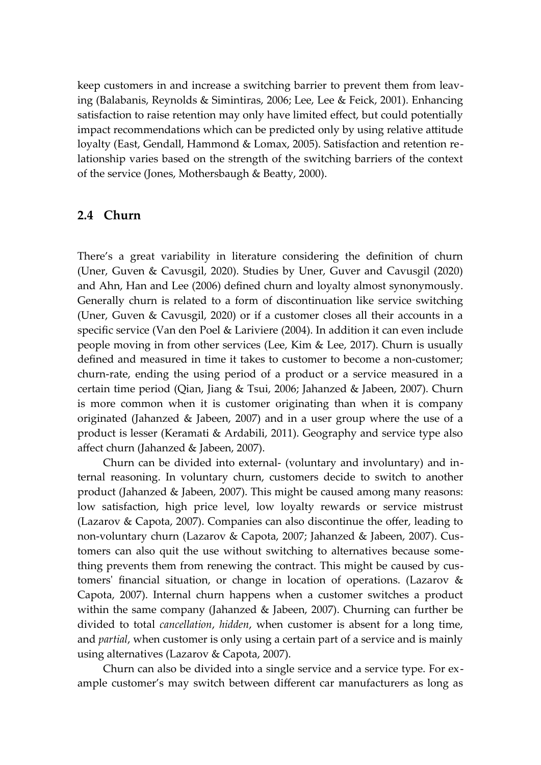keep customers in and increase a switching barrier to prevent them from leaving (Balabanis, Reynolds & Simintiras, 2006; Lee, Lee & Feick, 2001). Enhancing satisfaction to raise retention may only have limited effect, but could potentially impact recommendations which can be predicted only by using relative attitude loyalty (East, Gendall, Hammond & Lomax, 2005). Satisfaction and retention relationship varies based on the strength of the switching barriers of the context of the service (Jones, Mothersbaugh & Beatty, 2000).

## 2.4 Churn

There's a great variability in literature considering the definition of churn (Uner, Guven & Cavusgil, 2020). Studies by Uner, Guver and Cavusgil (2020) and Ahn, Han and Lee (2006) defined churn and loyalty almost synonymously. Generally churn is related to a form of discontinuation like service switching (Uner, Guven & Cavusgil, 2020) or if a customer closes all their accounts in a specific service (Van den Poel & Lariviere (2004). In addition it can even include people moving in from other services (Lee, Kim & Lee, 2017). Churn is usually defined and measured in time it takes to customer to become a non-customer; churn-rate, ending the using period of a product or a service measured in a certain time period (Qian, Jiang & Tsui, 2006; Jahanzed & Jabeen, 2007). Churn is more common when it is customer originating than when it is company originated (Jahanzed & Jabeen, 2007) and in a user group where the use of a product is lesser (Keramati & Ardabili, 2011). Geography and service type also affect churn (Jahanzed & Jabeen, 2007).

Churn can be divided into external- (voluntary and involuntary) and internal reasoning. In voluntary churn, customers decide to switch to another product (Jahanzed & Jabeen, 2007). This might be caused among many reasons: low satisfaction, high price level, low loyalty rewards or service mistrust (Lazarov & Capota, 2007). Companies can also discontinue the offer, leading to non-voluntary churn (Lazarov & Capota, 2007; Jahanzed & Jabeen, 2007). Customers can also quit the use without switching to alternatives because something prevents them from renewing the contract. This might be caused by customers' financial situation, or change in location of operations. (Lazarov & Capota, 2007). Internal churn happens when a customer switches a product within the same company (Jahanzed & Jabeen, 2007). Churning can further be divided to total *cancellation*, *hidden*, when customer is absent for a long time, and *partial*, when customer is only using a certain part of a service and is mainly using alternatives (Lazarov & Capota, 2007).

Churn can also be divided into a single service and a service type. For example customer's may switch between different car manufacturers as long as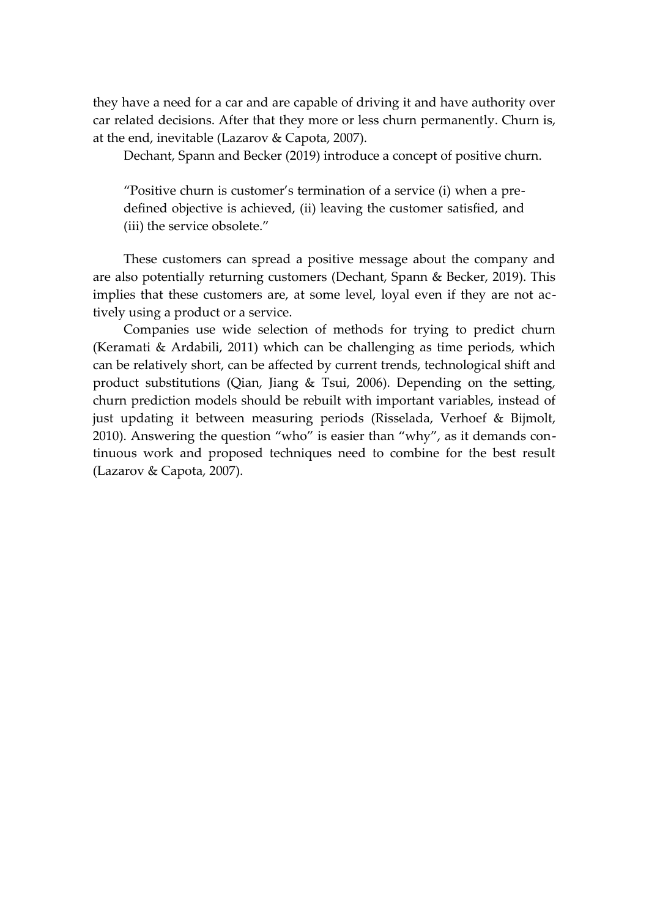they have a need for a car and are capable of driving it and have authority over car related decisions. After that they more or less churn permanently. Churn is, at the end, inevitable (Lazarov & Capota, 2007).

Dechant, Spann and Becker (2019) introduce a concept of positive churn.

> "Positive churn is customer's termination of a service (i) when a pre-defined objective is achieved, (ii) leaving the customer satisfied, and (iii) the service obsolete."

These customers can spread a positive message about the company and are also potentially returning customers (Dechant, Spann & Becker, 2019). This implies that these customers are, at some level, loyal even if they are not actively using a product or a service.

Companies use wide selection of methods for trying to predict churn (Keramati & Ardabili, 2011) which can be challenging as time periods, which can be relatively short, can be affected by current trends, technological shift and product substitutions (Qian, Jiang & Tsui, 2006). Depending on the setting, churn prediction models should be rebuilt with important variables, instead of just updating it between measuring periods (Risselada, Verhoef & Bijmolt, 2010). Answering the question "who" is easier than "why", as it demands continuous work and proposed techniques need to combine for the best result (Lazarov & Capota, 2007).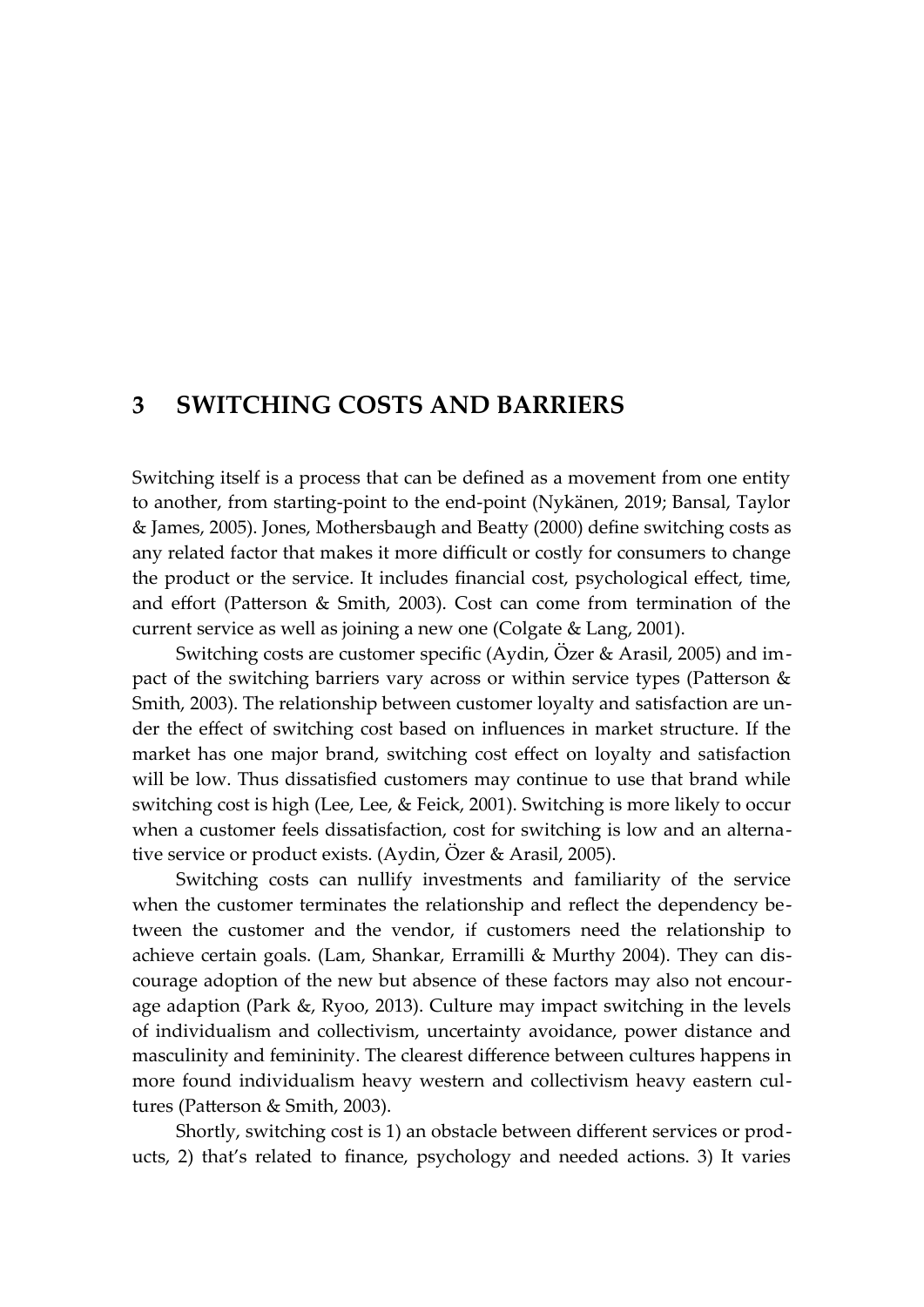# 3 SWITCHING COSTS AND BARRIERS

Switching itself is a process that can be defined as a movement from one entity to another, from starting-point to the end-point (Nykänen, 2019; Bansal, Taylor & James, 2005). Jones, Mothersbaugh and Beatty (2000) define switching costs as any related factor that makes it more difficult or costly for consumers to change the product or the service. It includes financial cost, psychological effect, time, and effort (Patterson & Smith, 2003). Cost can come from termination of the current service as well as joining a new one (Colgate & Lang, 2001).

Switching costs are customer specific (Aydin, Özer & Arasil, 2005) and impact of the switching barriers vary across or within service types (Patterson & Smith, 2003). The relationship between customer loyalty and satisfaction are under the effect of switching cost based on influences in market structure. If the market has one major brand, switching cost effect on loyalty and satisfaction will be low. Thus dissatisfied customers may continue to use that brand while switching cost is high (Lee, Lee, & Feick, 2001). Switching is more likely to occur when a customer feels dissatisfaction, cost for switching is low and an alternative service or product exists. (Aydin, Özer & Arasil, 2005).

Switching costs can nullify investments and familiarity of the service when the customer terminates the relationship and reflect the dependency between the customer and the vendor, if customers need the relationship to achieve certain goals. (Lam, Shankar, Erramilli & Murthy 2004). They can discourage adoption of the new but absence of these factors may also not encourage adaption (Park &, Ryoo, 2013). Culture may impact switching in the levels of individualism and collectivism, uncertainty avoidance, power distance and masculinity and femininity. The clearest difference between cultures happens in more found individualism heavy western and collectivism heavy eastern cultures (Patterson & Smith, 2003).

Shortly, switching cost is 1) an obstacle between different services or products, 2) that's related to finance, psychology and needed actions. 3) It varies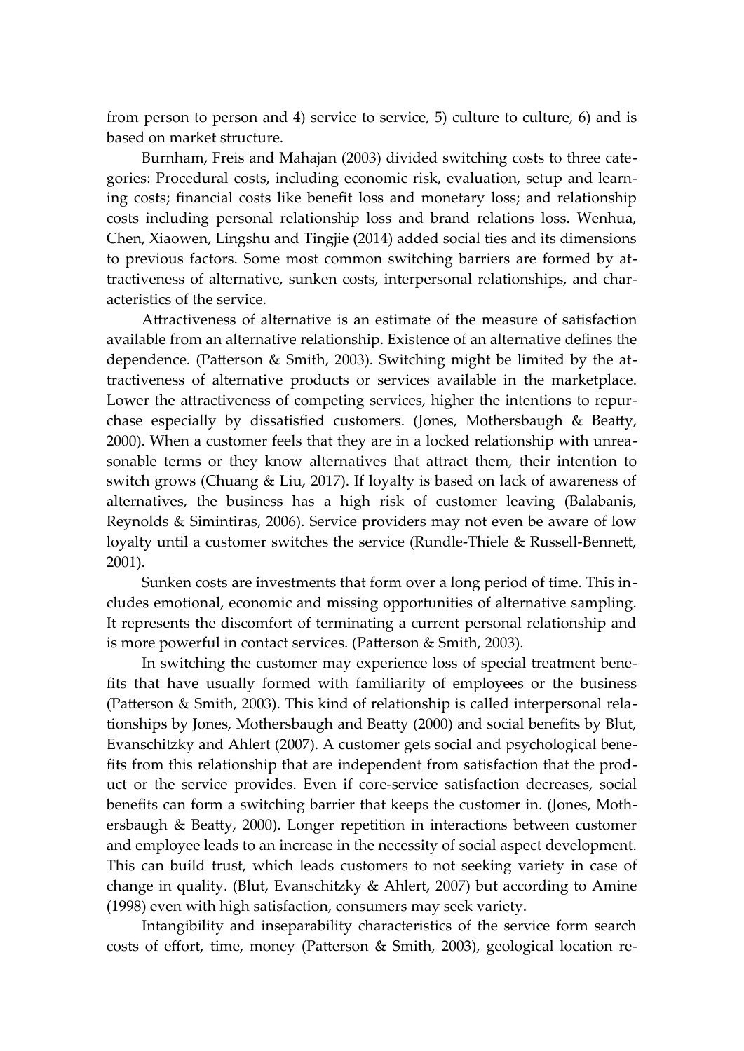from person to person and 4) service to service, 5) culture to culture, 6) and is based on market structure.

Burnham, Freis and Mahajan (2003) divided switching costs to three categories: Procedural costs, including economic risk, evaluation, setup and learning costs; financial costs like benefit loss and monetary loss; and relationship costs including personal relationship loss and brand relations loss. Wenhua, Chen, Xiaowen, Lingshu and Tingjie (2014) added social ties and its dimensions to previous factors. Some most common switching barriers are formed by attractiveness of alternative, sunken costs, interpersonal relationships, and characteristics of the service.

Attractiveness of alternative is an estimate of the measure of satisfaction available from an alternative relationship. Existence of an alternative defines the dependence. (Patterson & Smith, 2003). Switching might be limited by the attractiveness of alternative products or services available in the marketplace. Lower the attractiveness of competing services, higher the intentions to repurchase especially by dissatisfied customers. (Jones, Mothersbaugh & Beatty, 2000). When a customer feels that they are in a locked relationship with unreasonable terms or they know alternatives that attract them, their intention to switch grows (Chuang & Liu, 2017). If loyalty is based on lack of awareness of alternatives, the business has a high risk of customer leaving (Balabanis, Reynolds & Simintiras, 2006). Service providers may not even be aware of low loyalty until a customer switches the service (Rundle-Thiele & Russell-Bennett, 2001).

Sunken costs are investments that form over a long period of time. This includes emotional, economic and missing opportunities of alternative sampling. It represents the discomfort of terminating a current personal relationship and is more powerful in contact services. (Patterson & Smith, 2003).

In switching the customer may experience loss of special treatment benefits that have usually formed with familiarity of employees or the business (Patterson & Smith, 2003). This kind of relationship is called interpersonal relationships by Jones, Mothersbaugh and Beatty (2000) and social benefits by Blut, Evanschitzky and Ahlert (2007). A customer gets social and psychological benefits from this relationship that are independent from satisfaction that the product or the service provides. Even if core-service satisfaction decreases, social benefits can form a switching barrier that keeps the customer in. (Jones, Mothersbaugh & Beatty, 2000). Longer repetition in interactions between customer and employee leads to an increase in the necessity of social aspect development. This can build trust, which leads customers to not seeking variety in case of change in quality. (Blut, Evanschitzky & Ahlert, 2007) but according to Amine (1998) even with high satisfaction, consumers may seek variety.

Intangibility and inseparability characteristics of the service form search costs of effort, time, money (Patterson & Smith, 2003), geological location re-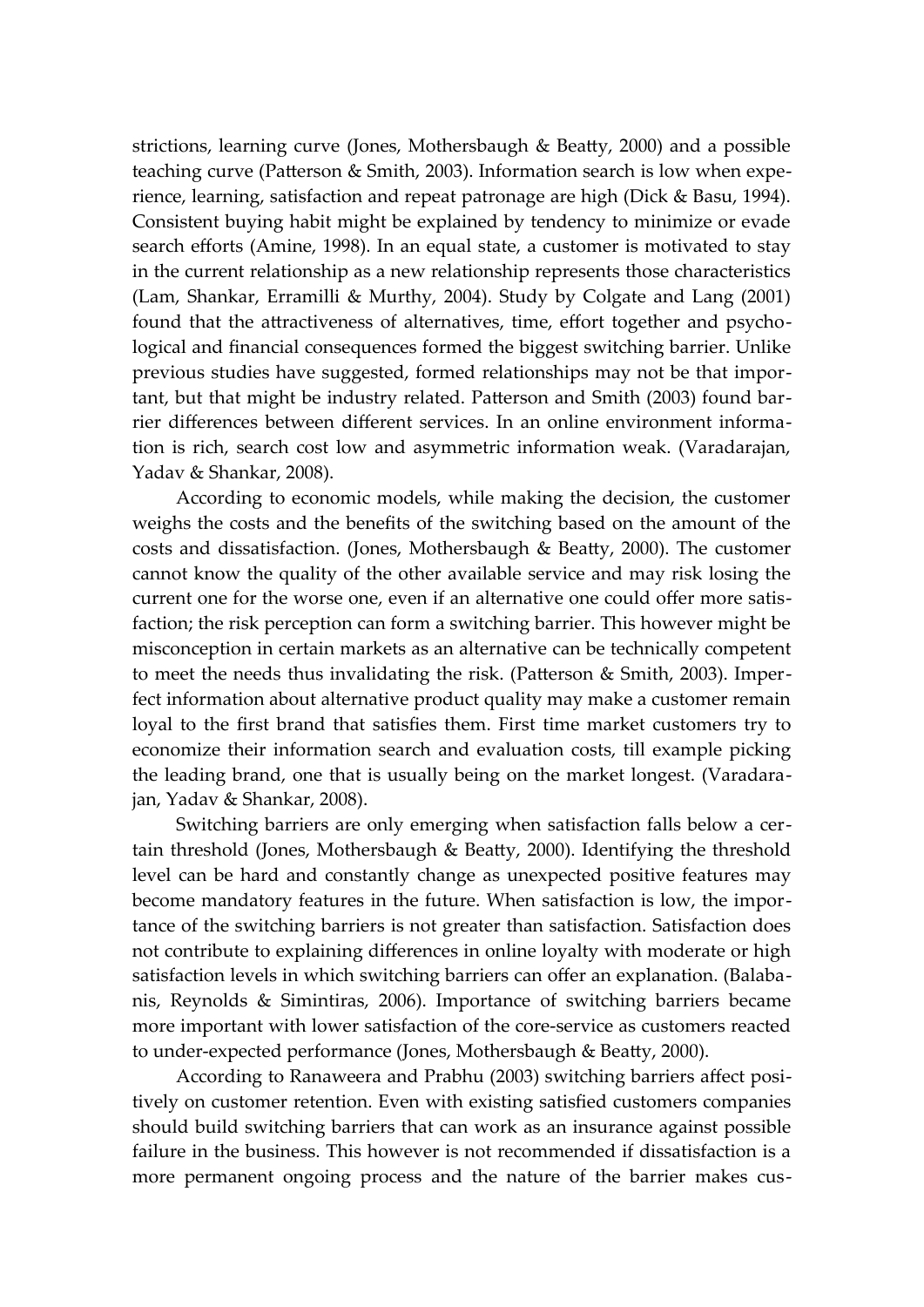strictions, learning curve (Jones, Mothersbaugh & Beatty, 2000) and a possible teaching curve (Patterson & Smith, 2003). Information search is low when experience, learning, satisfaction and repeat patronage are high (Dick & Basu, 1994). Consistent buying habit might be explained by tendency to minimize or evade search efforts (Amine, 1998). In an equal state, a customer is motivated to stay in the current relationship as a new relationship represents those characteristics (Lam, Shankar, Erramilli & Murthy, 2004). Study by Colgate and Lang (2001) found that the attractiveness of alternatives, time, effort together and psychological and financial consequences formed the biggest switching barrier. Unlike previous studies have suggested, formed relationships may not be that important, but that might be industry related. Patterson and Smith (2003) found barrier differences between different services. In an online environment information is rich, search cost low and asymmetric information weak. (Varadarajan, Yadav & Shankar, 2008).

According to economic models, while making the decision, the customer weighs the costs and the benefits of the switching based on the amount of the costs and dissatisfaction. (Jones, Mothersbaugh & Beatty, 2000). The customer cannot know the quality of the other available service and may risk losing the current one for the worse one, even if an alternative one could offer more satisfaction; the risk perception can form a switching barrier. This however might be misconception in certain markets as an alternative can be technically competent to meet the needs thus invalidating the risk. (Patterson & Smith, 2003). Imperfect information about alternative product quality may make a customer remain loyal to the first brand that satisfies them. First time market customers try to economize their information search and evaluation costs, till example picking the leading brand, one that is usually being on the market longest. (Varadarajan, Yadav & Shankar, 2008).

Switching barriers are only emerging when satisfaction falls below a certain threshold (Jones, Mothersbaugh & Beatty, 2000). Identifying the threshold level can be hard and constantly change as unexpected positive features may become mandatory features in the future. When satisfaction is low, the importance of the switching barriers is not greater than satisfaction. Satisfaction does not contribute to explaining differences in online loyalty with moderate or high satisfaction levels in which switching barriers can offer an explanation. (Balabanis, Reynolds & Simintiras, 2006). Importance of switching barriers became more important with lower satisfaction of the core-service as customers reacted to under-expected performance (Jones, Mothersbaugh & Beatty, 2000).

According to Ranaweera and Prabhu (2003) switching barriers affect positively on customer retention. Even with existing satisfied customers companies should build switching barriers that can work as an insurance against possible failure in the business. This however is not recommended if dissatisfaction is a more permanent ongoing process and the nature of the barrier makes cus-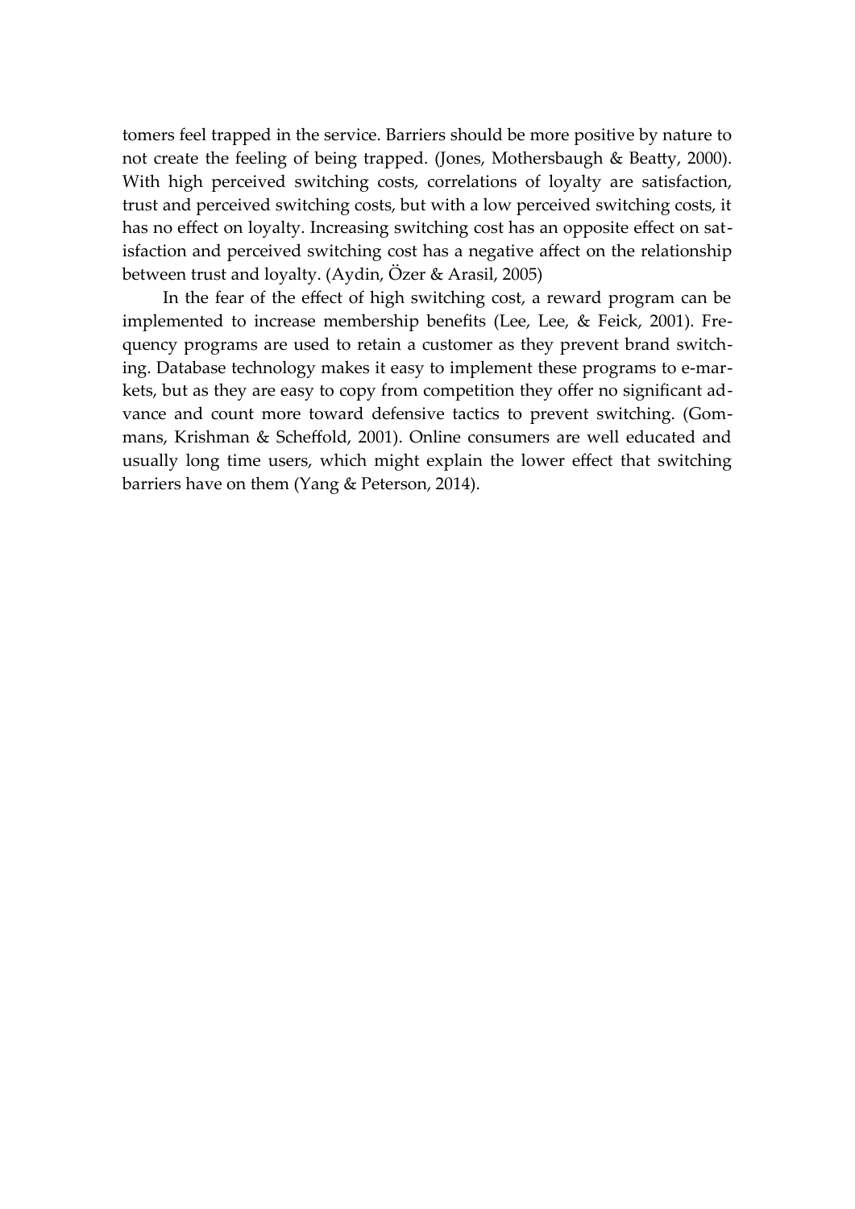tomers feel trapped in the service. Barriers should be more positive by nature to not create the feeling of being trapped. (Jones, Mothersbaugh & Beatty, 2000). With high perceived switching costs, correlations of loyalty are satisfaction, trust and perceived switching costs, but with a low perceived switching costs, it has no effect on loyalty. Increasing switching cost has an opposite effect on satisfaction and perceived switching cost has a negative affect on the relationship between trust and loyalty. (Aydin, Özer & Arasil, 2005)

In the fear of the effect of high switching cost, a reward program can be implemented to increase membership benefits (Lee, Lee, & Feick, 2001). Frequency programs are used to retain a customer as they prevent brand switching. Database technology makes it easy to implement these programs to e-markets, but as they are easy to copy from competition they offer no significant advance and count more toward defensive tactics to prevent switching. (Gommans, Krishman & Scheffold, 2001). Online consumers are well educated and usually long time users, which might explain the lower effect that switching barriers have on them (Yang & Peterson, 2014).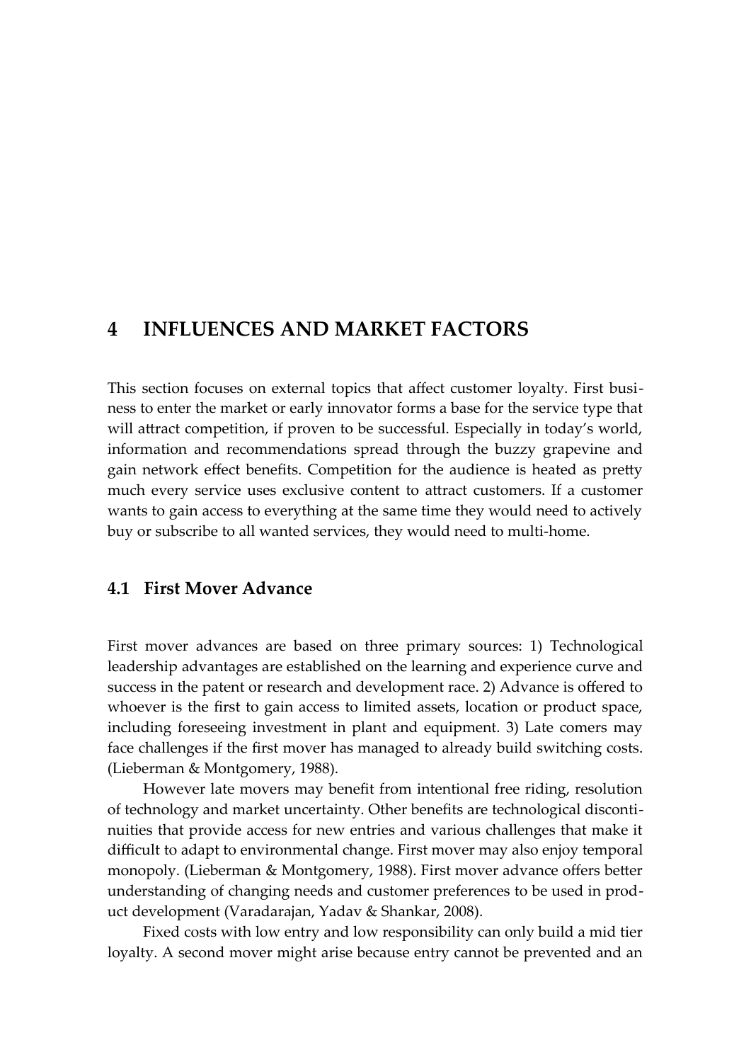# 4 INFLUENCES AND MARKET FACTORS

This section focuses on external topics that affect customer loyalty. First business to enter the market or early innovator forms a base for the service type that will attract competition, if proven to be successful. Especially in today's world, information and recommendations spread through the buzzy grapevine and gain network effect benefits. Competition for the audience is heated as pretty much every service uses exclusive content to attract customers. If a customer wants to gain access to everything at the same time they would need to actively buy or subscribe to all wanted services, they would need to multi-home.

## 4.1 First Mover Advance

First mover advances are based on three primary sources: 1) Technological leadership advantages are established on the learning and experience curve and success in the patent or research and development race. 2) Advance is offered to whoever is the first to gain access to limited assets, location or product space, including foreseeing investment in plant and equipment. 3) Late comers may face challenges if the first mover has managed to already build switching costs. (Lieberman & Montgomery, 1988).

However late movers may benefit from intentional free riding, resolution of technology and market uncertainty. Other benefits are technological discontinuities that provide access for new entries and various challenges that make it difficult to adapt to environmental change. First mover may also enjoy temporal monopoly. (Lieberman & Montgomery, 1988). First mover advance offers better understanding of changing needs and customer preferences to be used in product development (Varadarajan, Yadav & Shankar, 2008).

Fixed costs with low entry and low responsibility can only build a mid tier loyalty. A second mover might arise because entry cannot be prevented and an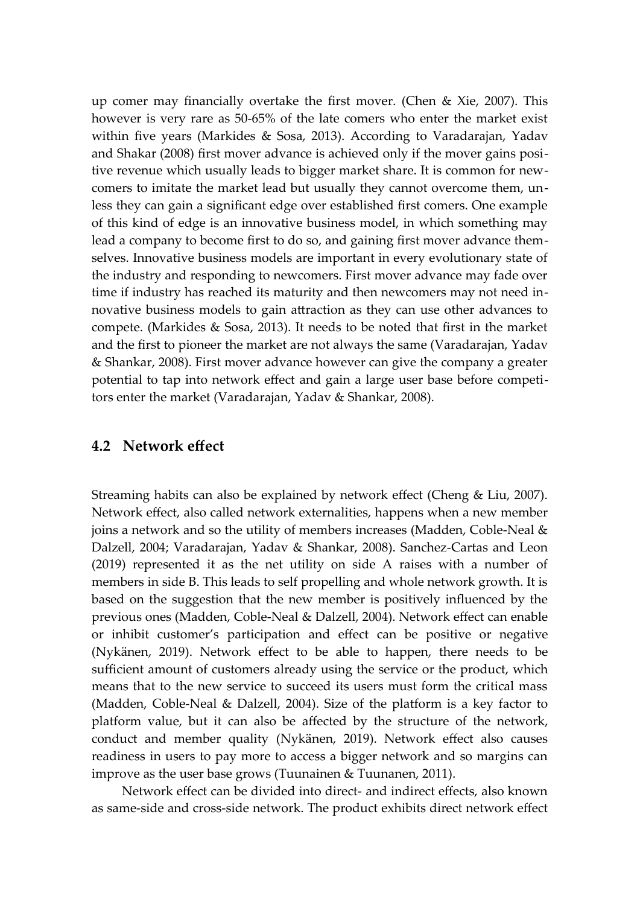up comer may financially overtake the first mover. (Chen & Xie, 2007). This however is very rare as 50-65% of the late comers who enter the market exist within five years (Markides & Sosa, 2013). According to Varadarajan, Yadav and Shakar (2008) first mover advance is achieved only if the mover gains positive revenue which usually leads to bigger market share. It is common for newcomers to imitate the market lead but usually they cannot overcome them, unless they can gain a significant edge over established first comers. One example of this kind of edge is an innovative business model, in which something may lead a company to become first to do so, and gaining first mover advance themselves. Innovative business models are important in every evolutionary state of the industry and responding to newcomers. First mover advance may fade over time if industry has reached its maturity and then newcomers may not need innovative business models to gain attraction as they can use other advances to compete. (Markides & Sosa, 2013). It needs to be noted that first in the market and the first to pioneer the market are not always the same (Varadarajan, Yadav & Shankar, 2008). First mover advance however can give the company a greater potential to tap into network effect and gain a large user base before competitors enter the market (Varadarajan, Yadav & Shankar, 2008).

## 4.2 Network effect

Streaming habits can also be explained by network effect (Cheng & Liu, 2007). Network effect, also called network externalities, happens when a new member joins a network and so the utility of members increases (Madden, Coble-Neal & Dalzell, 2004; Varadarajan, Yadav & Shankar, 2008). Sanchez-Cartas and Leon (2019) represented it as the net utility on side A raises with a number of members in side B. This leads to self propelling and whole network growth. It is based on the suggestion that the new member is positively influenced by the previous ones (Madden, Coble-Neal & Dalzell, 2004). Network effect can enable or inhibit customer's participation and effect can be positive or negative (Nykänen, 2019). Network effect to be able to happen, there needs to be sufficient amount of customers already using the service or the product, which means that to the new service to succeed its users must form the critical mass (Madden, Coble-Neal & Dalzell, 2004). Size of the platform is a key factor to platform value, but it can also be affected by the structure of the network, conduct and member quality (Nykänen, 2019). Network effect also causes readiness in users to pay more to access a bigger network and so margins can improve as the user base grows (Tuunainen & Tuunanen, 2011).

Network effect can be divided into direct- and indirect effects, also known as same-side and cross-side network. The product exhibits direct network effect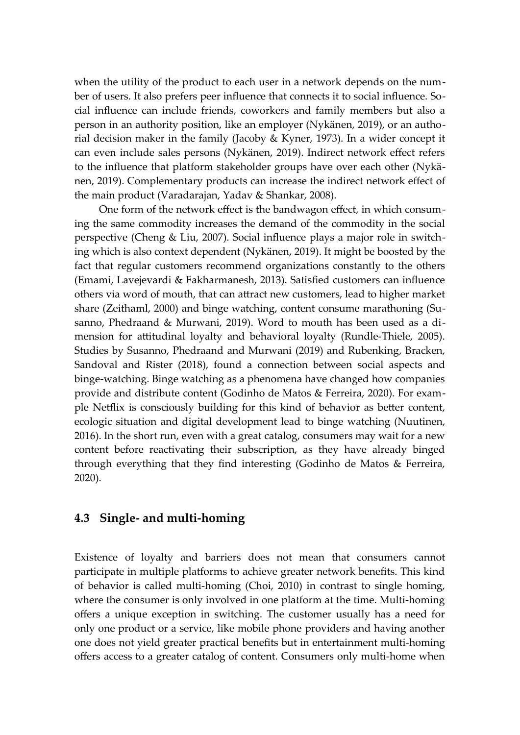when the utility of the product to each user in a network depends on the number of users. It also prefers peer influence that connects it to social influence. Social influence can include friends, coworkers and family members but also a person in an authority position, like an employer (Nykänen, 2019), or an authorial decision maker in the family (Jacoby & Kyner, 1973). In a wider concept it can even include sales persons (Nykänen, 2019). Indirect network effect refers to the influence that platform stakeholder groups have over each other (Nykänen, 2019). Complementary products can increase the indirect network effect of the main product (Varadarajan, Yadav & Shankar, 2008).

One form of the network effect is the bandwagon effect, in which consuming the same commodity increases the demand of the commodity in the social perspective (Cheng & Liu, 2007). Social influence plays a major role in switching which is also context dependent (Nykänen, 2019). It might be boosted by the fact that regular customers recommend organizations constantly to the others (Emami, Lavejevardi & Fakharmanesh, 2013). Satisfied customers can influence others via word of mouth, that can attract new customers, lead to higher market share (Zeithaml, 2000) and binge watching, content consume marathoning (Susanno, Phedraand & Murwani, 2019). Word to mouth has been used as a dimension for attitudinal loyalty and behavioral loyalty (Rundle-Thiele, 2005). Studies by Susanno, Phedraand and Murwani (2019) and Rubenking, Bracken, Sandoval and Rister (2018), found a connection between social aspects and binge-watching. Binge watching as a phenomena have changed how companies provide and distribute content (Godinho de Matos & Ferreira, 2020). For example Netflix is consciously building for this kind of behavior as better content, ecologic situation and digital development lead to binge watching (Nuutinen, 2016). In the short run, even with a great catalog, consumers may wait for a new content before reactivating their subscription, as they have already binged through everything that they find interesting (Godinho de Matos & Ferreira, 2020).

## 4.3 Single- and multi-homing

Existence of loyalty and barriers does not mean that consumers cannot participate in multiple platforms to achieve greater network benefits. This kind of behavior is called multi-homing (Choi, 2010) in contrast to single homing, where the consumer is only involved in one platform at the time. Multi-homing offers a unique exception in switching. The customer usually has a need for only one product or a service, like mobile phone providers and having another one does not yield greater practical benefits but in entertainment multi-homing offers access to a greater catalog of content. Consumers only multi-home when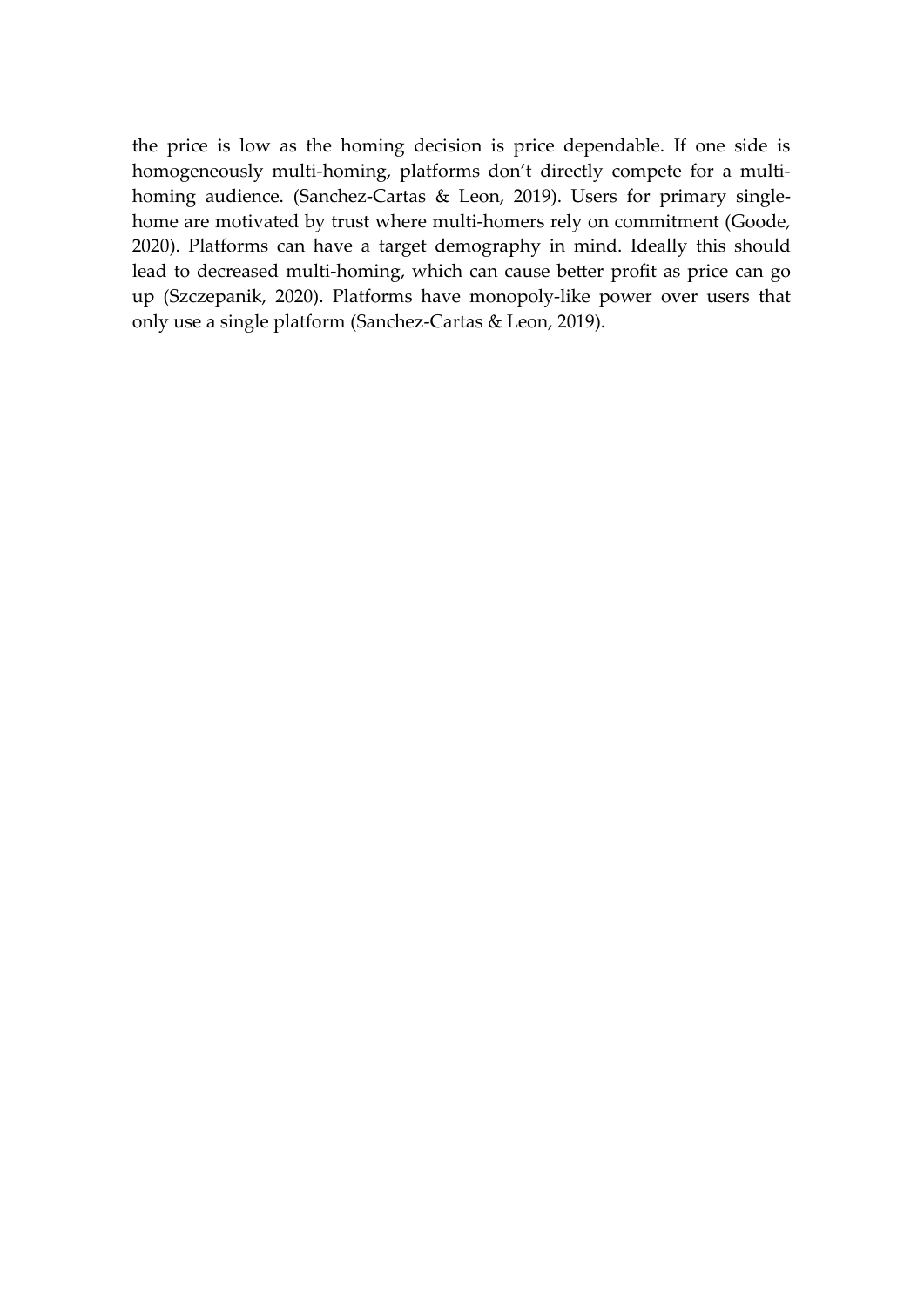the price is low as the homing decision is price dependable. If one side is homogeneously multi-homing, platforms don't directly compete for a multi-homing audience. (Sanchez-Cartas & Leon, 2019). Users for primary single-home are motivated by trust where multi-homers rely on commitment (Goode, 2020). Platforms can have a target demography in mind. Ideally this should lead to decreased multi-homing, which can cause better profit as price can go up (Szczepanik, 2020). Platforms have monopoly-like power over users that only use a single platform (Sanchez-Cartas & Leon, 2019).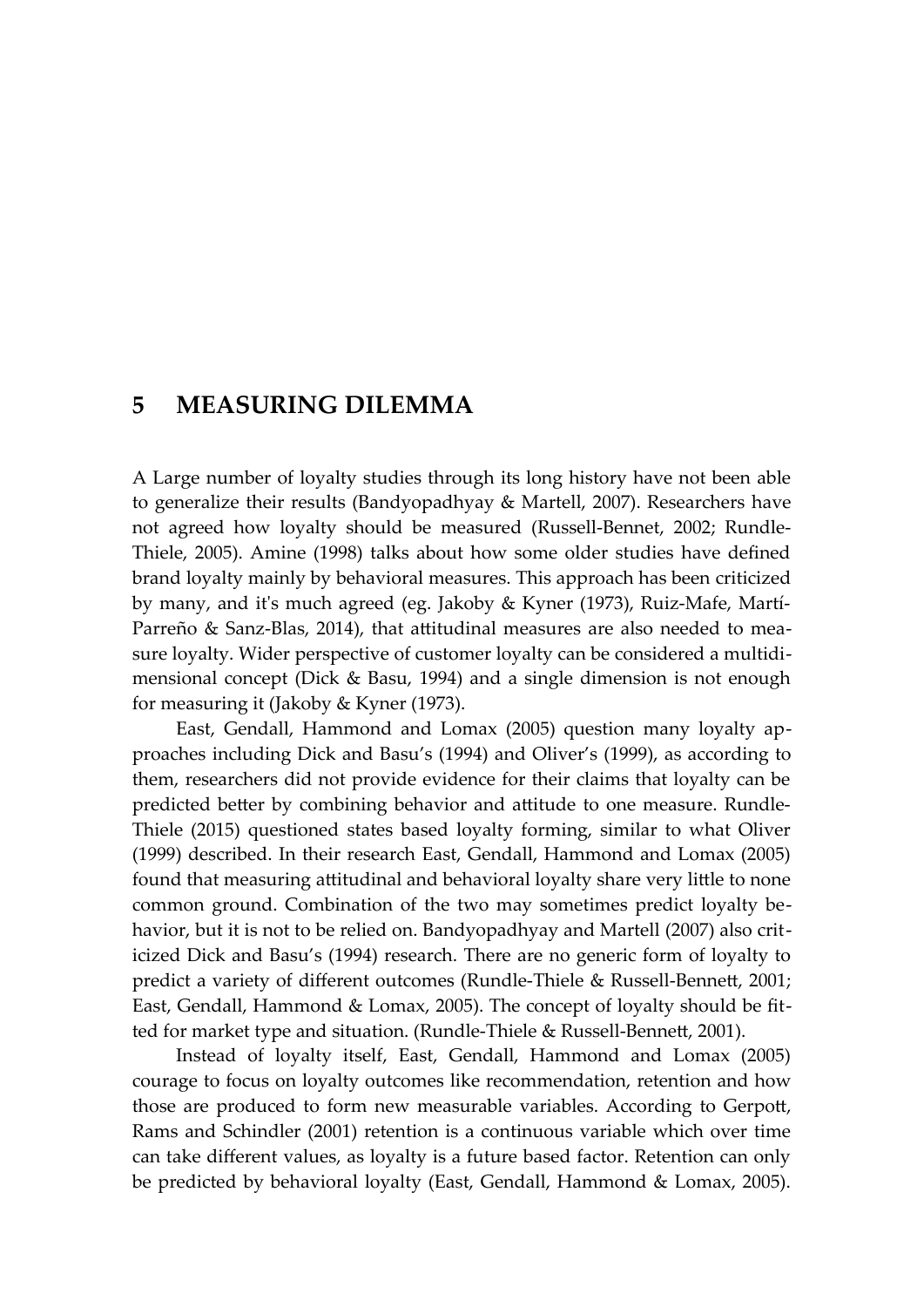# 5 MEASURING DILEMMA

A Large number of loyalty studies through its long history have not been able to generalize their results (Bandyopadhyay & Martell, 2007). Researchers have not agreed how loyalty should be measured (Russell-Bennet, 2002; Rundle-Thiele, 2005). Amine (1998) talks about how some older studies have defined brand loyalty mainly by behavioral measures. This approach has been criticized by many, and it's much agreed (eg. Jakoby & Kyner (1973), Ruiz-Mafe, Martí-Parreño & Sanz-Blas, 2014), that attitudinal measures are also needed to measure loyalty. Wider perspective of customer loyalty can be considered a multidimensional concept (Dick & Basu, 1994) and a single dimension is not enough for measuring it (Jakoby & Kyner (1973).

East, Gendall, Hammond and Lomax (2005) question many loyalty approaches including Dick and Basu's (1994) and Oliver's (1999), as according to them, researchers did not provide evidence for their claims that loyalty can be predicted better by combining behavior and attitude to one measure. Rundle-Thiele (2015) questioned states based loyalty forming, similar to what Oliver (1999) described. In their research East, Gendall, Hammond and Lomax (2005) found that measuring attitudinal and behavioral loyalty share very little to none common ground. Combination of the two may sometimes predict loyalty behavior, but it is not to be relied on. Bandyopadhyay and Martell (2007) also criticized Dick and Basu's (1994) research. There are no generic form of loyalty to predict a variety of different outcomes (Rundle-Thiele & Russell-Bennett, 2001; East, Gendall, Hammond & Lomax, 2005). The concept of loyalty should be fitted for market type and situation. (Rundle-Thiele & Russell-Bennett, 2001).

Instead of loyalty itself, East, Gendall, Hammond and Lomax (2005) courage to focus on loyalty outcomes like recommendation, retention and how those are produced to form new measurable variables. According to Gerpott, Rams and Schindler (2001) retention is a continuous variable which over time can take different values, as loyalty is a future based factor. Retention can only be predicted by behavioral loyalty (East, Gendall, Hammond & Lomax, 2005).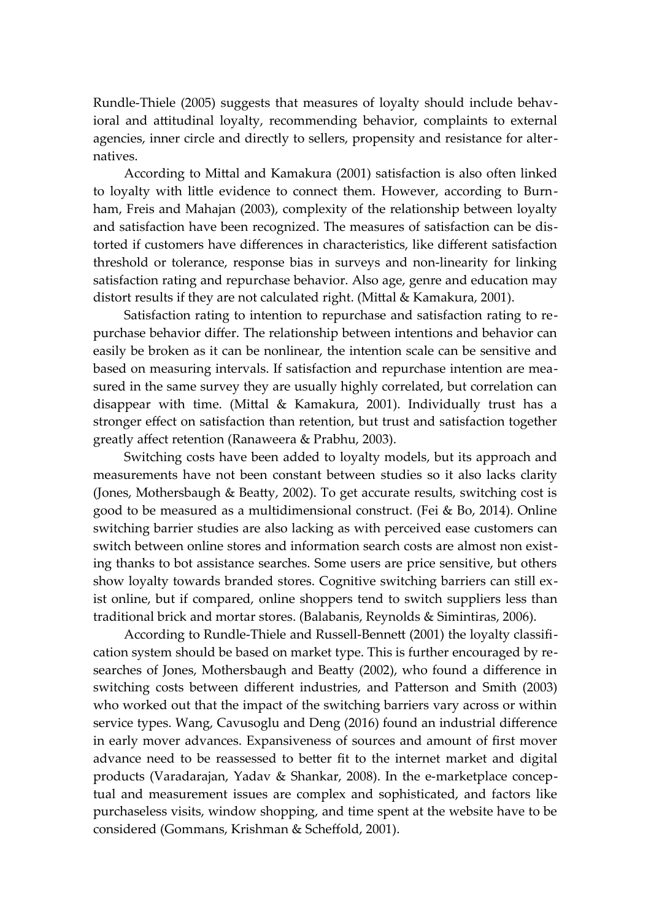Rundle-Thiele (2005) suggests that measures of loyalty should include behavioral and attitudinal loyalty, recommending behavior, complaints to external agencies, inner circle and directly to sellers, propensity and resistance for alternatives.

According to Mittal and Kamakura (2001) satisfaction is also often linked to loyalty with little evidence to connect them. However, according to Burnham, Freis and Mahajan (2003), complexity of the relationship between loyalty and satisfaction have been recognized. The measures of satisfaction can be distorted if customers have differences in characteristics, like different satisfaction threshold or tolerance, response bias in surveys and non-linearity for linking satisfaction rating and repurchase behavior. Also age, genre and education may distort results if they are not calculated right. (Mittal & Kamakura, 2001).

Satisfaction rating to intention to repurchase and satisfaction rating to repurchase behavior differ. The relationship between intentions and behavior can easily be broken as it can be nonlinear, the intention scale can be sensitive and based on measuring intervals. If satisfaction and repurchase intention are measured in the same survey they are usually highly correlated, but correlation can disappear with time. (Mittal & Kamakura, 2001). Individually trust has a stronger effect on satisfaction than retention, but trust and satisfaction together greatly affect retention (Ranaweera & Prabhu, 2003).

Switching costs have been added to loyalty models, but its approach and measurements have not been constant between studies so it also lacks clarity (Jones, Mothersbaugh & Beatty, 2002). To get accurate results, switching cost is good to be measured as a multidimensional construct. (Fei & Bo, 2014). Online switching barrier studies are also lacking as with perceived ease customers can switch between online stores and information search costs are almost non existing thanks to bot assistance searches. Some users are price sensitive, but others show loyalty towards branded stores. Cognitive switching barriers can still exist online, but if compared, online shoppers tend to switch suppliers less than traditional brick and mortar stores. (Balabanis, Reynolds & Simintiras, 2006).

According to Rundle-Thiele and Russell-Bennett (2001) the loyalty classification system should be based on market type. This is further encouraged by researches of Jones, Mothersbaugh and Beatty (2002), who found a difference in switching costs between different industries, and Patterson and Smith (2003) who worked out that the impact of the switching barriers vary across or within service types. Wang, Cavusoglu and Deng (2016) found an industrial difference in early mover advances. Expansiveness of sources and amount of first mover advance need to be reassessed to better fit to the internet market and digital products (Varadarajan, Yadav & Shankar, 2008). In the e-marketplace conceptual and measurement issues are complex and sophisticated, and factors like purchaseless visits, window shopping, and time spent at the website have to be considered (Gommans, Krishman & Scheffold, 2001).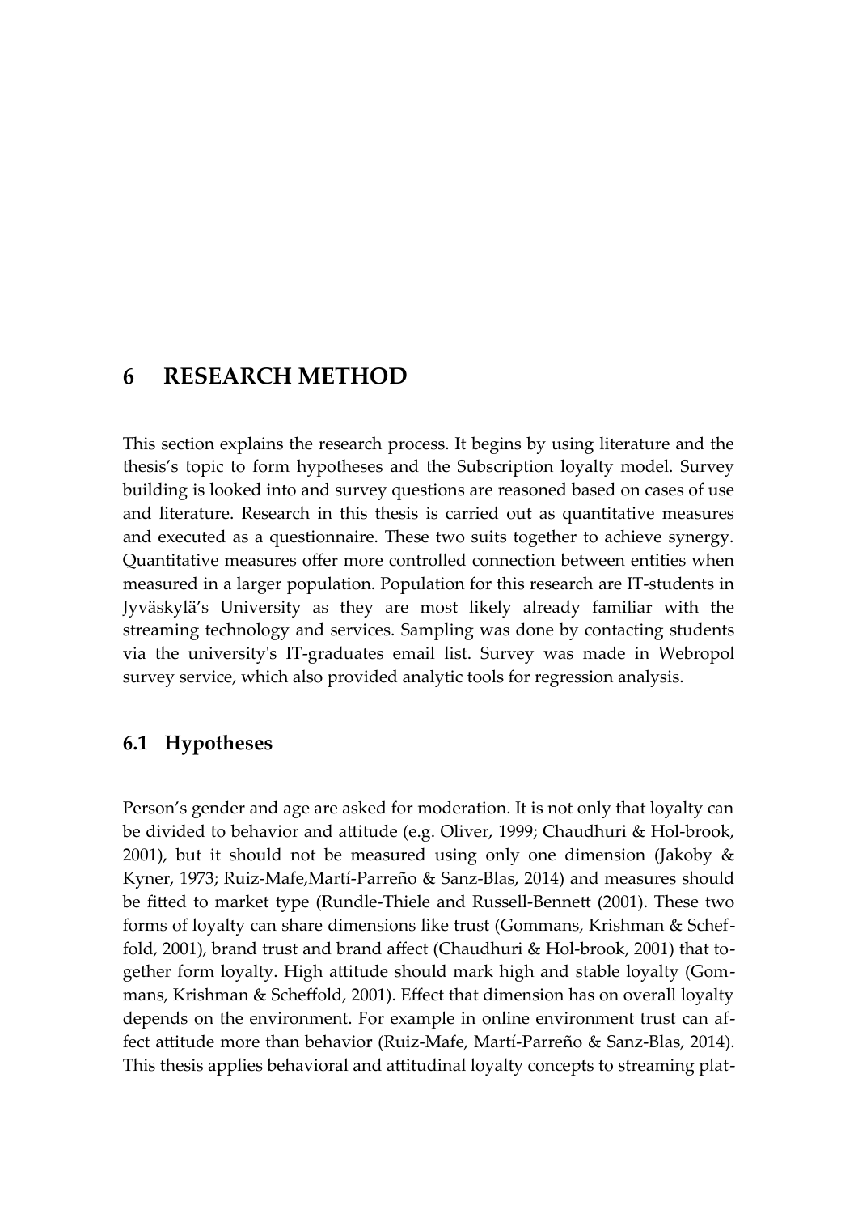# 6 RESEARCH METHOD

This section explains the research process. It begins by using literature and the thesis's topic to form hypotheses and the Subscription loyalty model. Survey building is looked into and survey questions are reasoned based on cases of use and literature. Research in this thesis is carried out as quantitative measures and executed as a questionnaire. These two suits together to achieve synergy. Quantitative measures offer more controlled connection between entities when measured in a larger population. Population for this research are IT-students in Jyväskylä's University as they are most likely already familiar with the streaming technology and services. Sampling was done by contacting students via the university's IT-graduates email list. Survey was made in Webropol survey service, which also provided analytic tools for regression analysis.

## 6.1 Hypotheses

Person's gender and age are asked for moderation. It is not only that loyalty can be divided to behavior and attitude (e.g. Oliver, 1999; Chaudhuri & Hol-brook, 2001), but it should not be measured using only one dimension (Jakoby & Kyner, 1973; Ruiz-Mafe,Martí-Parreño & Sanz-Blas, 2014) and measures should be fitted to market type (Rundle-Thiele and Russell-Bennett (2001). These two forms of loyalty can share dimensions like trust (Gommans, Krishman & Scheffold, 2001), brand trust and brand affect (Chaudhuri & Hol-brook, 2001) that together form loyalty. High attitude should mark high and stable loyalty (Gommans, Krishman & Scheffold, 2001). Effect that dimension has on overall loyalty depends on the environment. For example in online environment trust can affect attitude more than behavior (Ruiz-Mafe, Martí-Parreño & Sanz-Blas, 2014). This thesis applies behavioral and attitudinal loyalty concepts to streaming plat-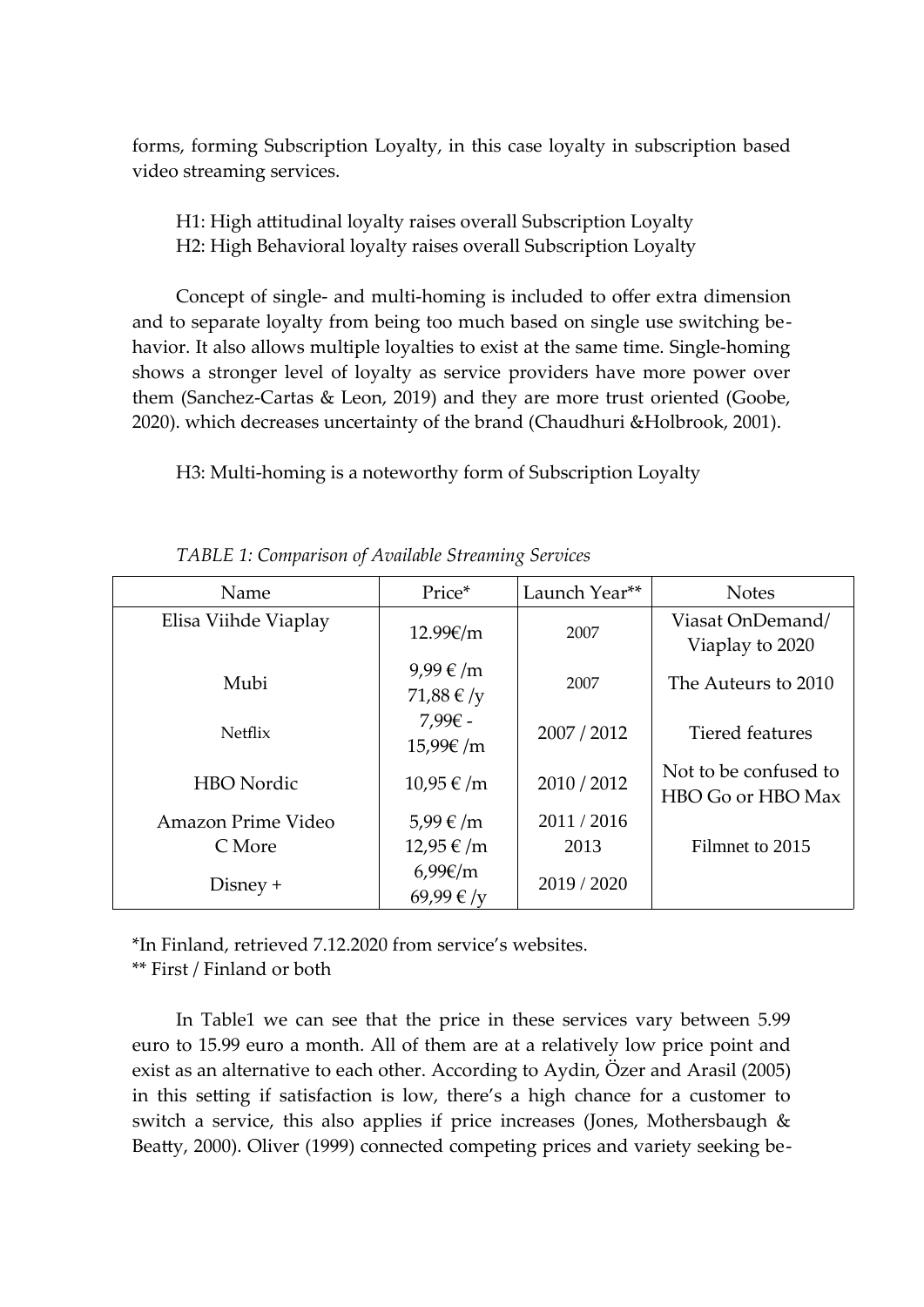forms, forming Subscription Loyalty, in this case loyalty in subscription based video streaming services.

H1: High attitudinal loyalty raises overall Subscription Loyalty
H2: High Behavioral loyalty raises overall Subscription Loyalty

Concept of single- and multi-homing is included to offer extra dimension and to separate loyalty from being too much based on single use switching behavior. It also allows multiple loyalties to exist at the same time. Single-homing shows a stronger level of loyalty as service providers have more power over them (Sanchez-Cartas & Leon, 2019) and they are more trust oriented (Goobe, 2020). which decreases uncertainty of the brand (Chaudhuri &Holbrook, 2001).

H3: Multi-homing is a noteworthy form of Subscription Loyalty

*TABLE 1: Comparison of Available Streaming Services*

| Name | Price* | Launch Year** | Notes |
|---|---|---|---|
| Elisa Viihde Viaplay | 12.99€/m | 2007 | Viasat OnDemand/ Viaplay to 2020 |
| Mubi | 9,99 € /m 71,88 € /y | 2007 | The Auteurs to 2010 |
| Netflix | 7,99€ - 15,99€ /m | 2007 / 2012 | Tiered features |
| HBO Nordic | 10,95 € /m | 2010 / 2012 | Not to be confused to HBO Go or HBO Max |
| Amazon Prime Video | 5,99 € /m | 2011 / 2016 | |
| C More | 12,95 € /m | 2013 | Filmnet to 2015 |
| Disney + | 6,99€/m 69,99 € /y | 2019 / 2020 | |

*In Finland, retrieved 7.12.2020 from service's websites.
** First / Finland or both

In Table1 we can see that the price in these services vary between 5.99 euro to 15.99 euro a month. All of them are at a relatively low price point and exist as an alternative to each other. According to Aydin, Özer and Arasil (2005) in this setting if satisfaction is low, there's a high chance for a customer to switch a service, this also applies if price increases (Jones, Mothersbaugh & Beatty, 2000). Oliver (1999) connected competing prices and variety seeking be-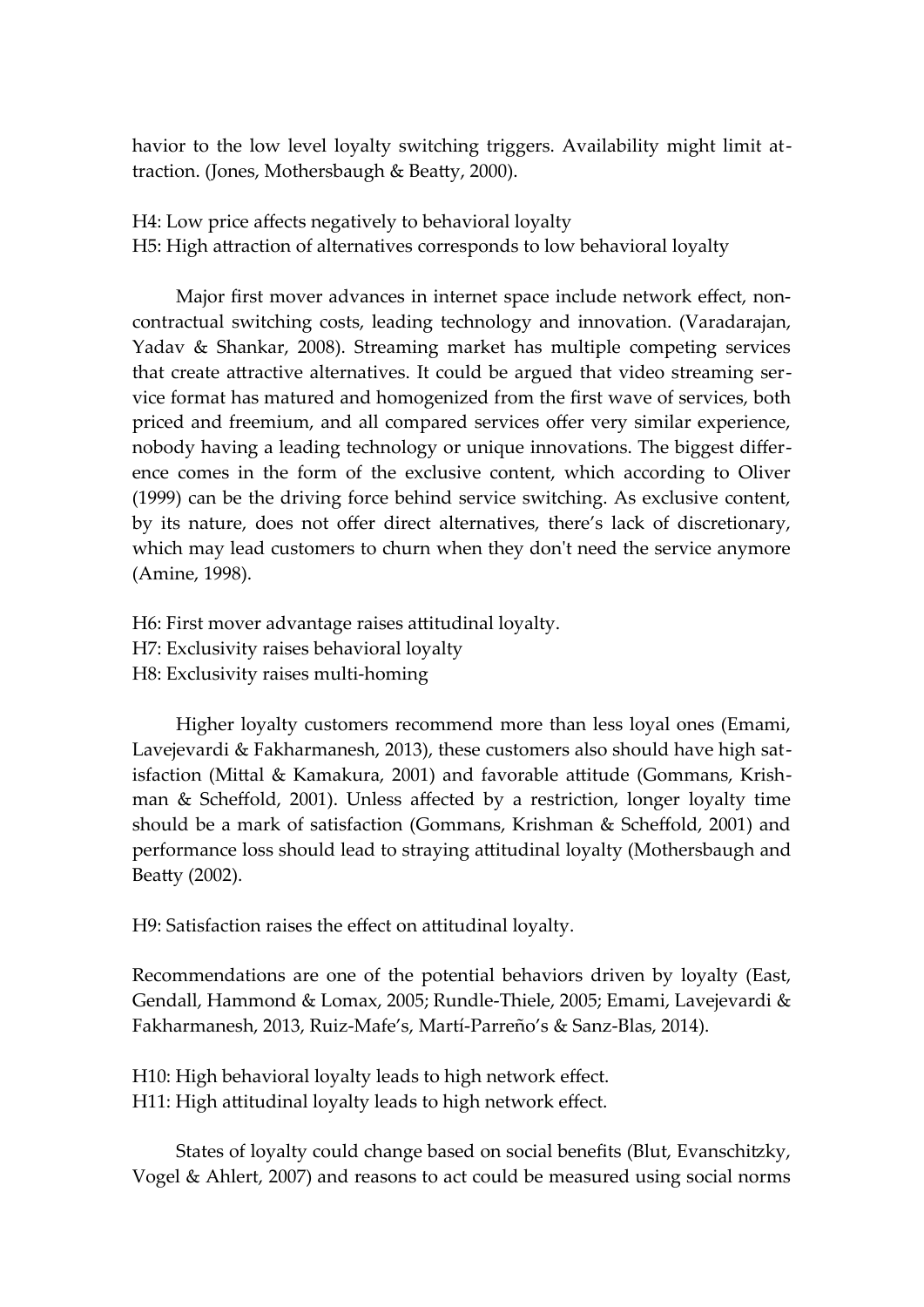havior to the low level loyalty switching triggers. Availability might limit attraction. (Jones, Mothersbaugh & Beatty, 2000).

H4: Low price affects negatively to behavioral loyalty
H5: High attraction of alternatives corresponds to low behavioral loyalty

Major first mover advances in internet space include network effect, non-contractual switching costs, leading technology and innovation. (Varadarajan, Yadav & Shankar, 2008). Streaming market has multiple competing services that create attractive alternatives. It could be argued that video streaming service format has matured and homogenized from the first wave of services, both priced and freemium, and all compared services offer very similar experience, nobody having a leading technology or unique innovations. The biggest difference comes in the form of the exclusive content, which according to Oliver (1999) can be the driving force behind service switching. As exclusive content, by its nature, does not offer direct alternatives, there's lack of discretionary, which may lead customers to churn when they don't need the service anymore (Amine, 1998).

H6: First mover advantage raises attitudinal loyalty.
H7: Exclusivity raises behavioral loyalty
H8: Exclusivity raises multi-homing

Higher loyalty customers recommend more than less loyal ones (Emami, Lavejevardi & Fakharmanesh, 2013), these customers also should have high satisfaction (Mittal & Kamakura, 2001) and favorable attitude (Gommans, Krishman & Scheffold, 2001). Unless affected by a restriction, longer loyalty time should be a mark of satisfaction (Gommans, Krishman & Scheffold, 2001) and performance loss should lead to straying attitudinal loyalty (Mothersbaugh and Beatty (2002).

H9: Satisfaction raises the effect on attitudinal loyalty.

Recommendations are one of the potential behaviors driven by loyalty (East, Gendall, Hammond & Lomax, 2005; Rundle-Thiele, 2005; Emami, Lavejevardi & Fakharmanesh, 2013, Ruiz-Mafe's, Martí-Parreño's & Sanz-Blas, 2014).

H10: High behavioral loyalty leads to high network effect.
H11: High attitudinal loyalty leads to high network effect.

States of loyalty could change based on social benefits (Blut, Evanschitzky, Vogel & Ahlert, 2007) and reasons to act could be measured using social norms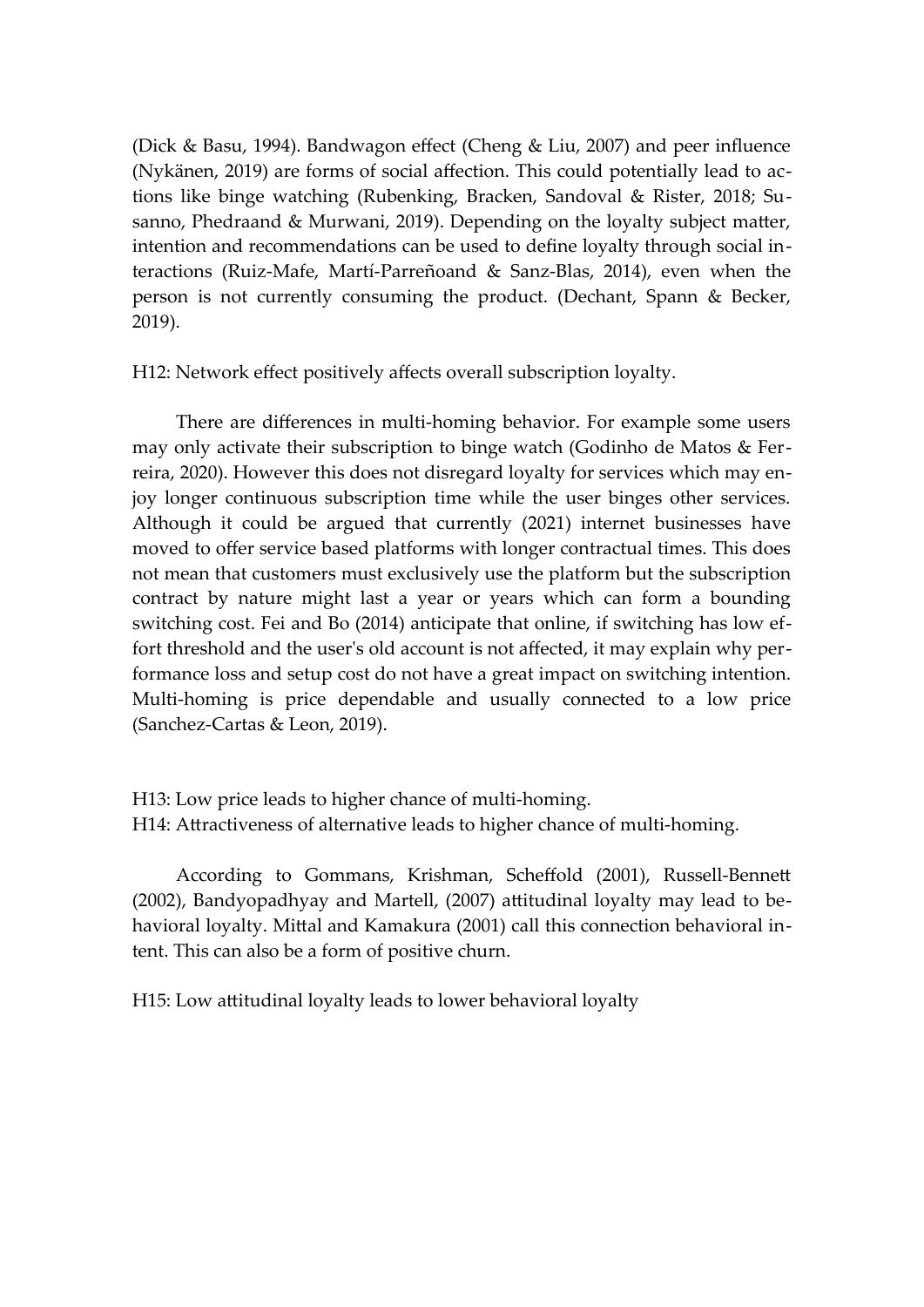(Dick & Basu, 1994). Bandwagon effect (Cheng & Liu, 2007) and peer influence (Nykänen, 2019) are forms of social affection. This could potentially lead to actions like binge watching (Rubenking, Bracken, Sandoval & Rister, 2018; Susanno, Phedraand & Murwani, 2019). Depending on the loyalty subject matter, intention and recommendations can be used to define loyalty through social interactions (Ruiz-Mafe, Martí-Parreñoand & Sanz-Blas, 2014), even when the person is not currently consuming the product. (Dechant, Spann & Becker, 2019).

H12: Network effect positively affects overall subscription loyalty.

There are differences in multi-homing behavior. For example some users may only activate their subscription to binge watch (Godinho de Matos & Ferreira, 2020). However this does not disregard loyalty for services which may enjoy longer continuous subscription time while the user binges other services. Although it could be argued that currently (2021) internet businesses have moved to offer service based platforms with longer contractual times. This does not mean that customers must exclusively use the platform but the subscription contract by nature might last a year or years which can form a bounding switching cost. Fei and Bo (2014) anticipate that online, if switching has low effort threshold and the user's old account is not affected, it may explain why performance loss and setup cost do not have a great impact on switching intention. Multi-homing is price dependable and usually connected to a low price (Sanchez-Cartas & Leon, 2019).

H13: Low price leads to higher chance of multi-homing.
H14: Attractiveness of alternative leads to higher chance of multi-homing.

According to Gommans, Krishman, Scheffold (2001), Russell-Bennett (2002), Bandyopadhyay and Martell, (2007) attitudinal loyalty may lead to behavioral loyalty. Mittal and Kamakura (2001) call this connection behavioral intent. This can also be a form of positive churn.

H15: Low attitudinal loyalty leads to lower behavioral loyalty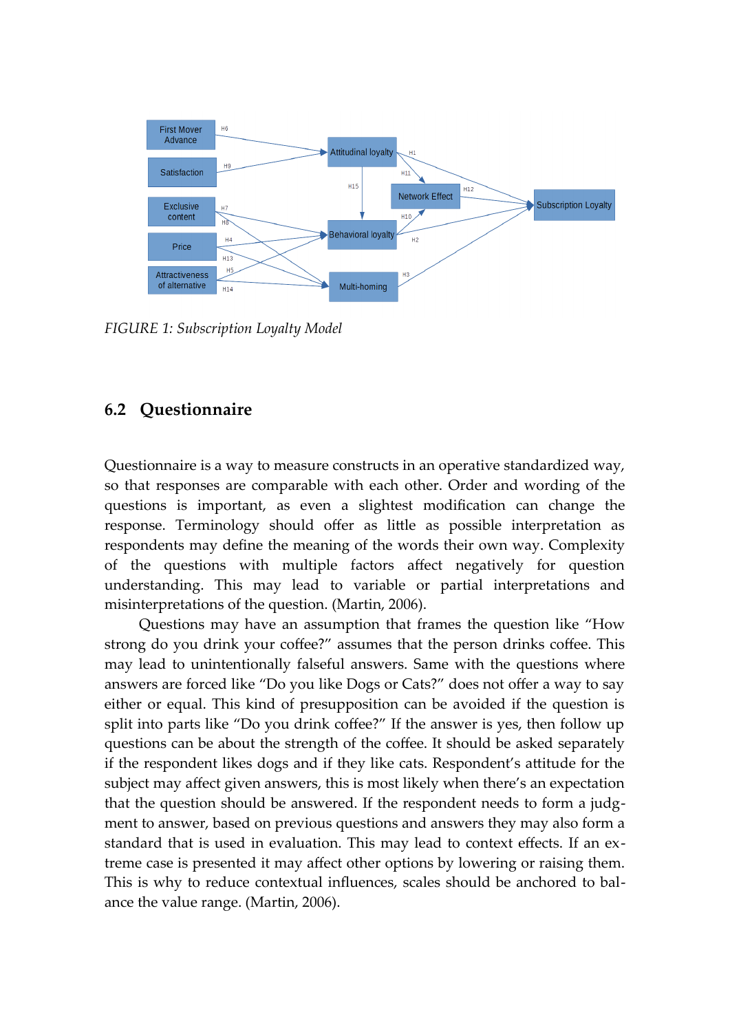FIGURE 1: Subscription Loyalty Model

## 6.2 Questionnaire

Questionnaire is a way to measure constructs in an operative standardized way, so that responses are comparable with each other. Order and wording of the questions is important, as even a slightest modification can change the response. Terminology should offer as little as possible interpretation as respondents may define the meaning of the words their own way. Complexity of the questions with multiple factors affect negatively for question understanding. This may lead to variable or partial interpretations and misinterpretations of the question. (Martin, 2006).

Questions may have an assumption that frames the question like "How strong do you drink your coffee?" assumes that the person drinks coffee. This may lead to unintentionally falseful answers. Same with the questions where answers are forced like "Do you like Dogs or Cats?" does not offer a way to say either or equal. This kind of presupposition can be avoided if the question is split into parts like "Do you drink coffee?" If the answer is yes, then follow up questions can be about the strength of the coffee. It should be asked separately if the respondent likes dogs and if they like cats. Respondent's attitude for the subject may affect given answers, this is most likely when there's an expectation that the question should be answered. If the respondent needs to form a judgment to answer, based on previous questions and answers they may also form a standard that is used in evaluation. This may lead to context effects. If an extreme case is presented it may affect other options by lowering or raising them. This is why to reduce contextual influences, scales should be anchored to balance the value range. (Martin, 2006).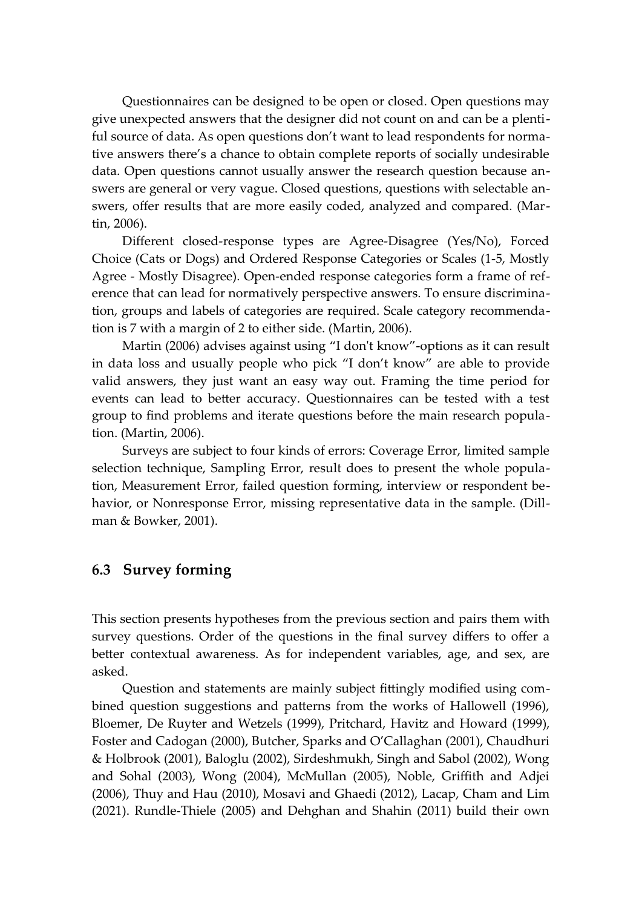Questionnaires can be designed to be open or closed. Open questions may give unexpected answers that the designer did not count on and can be a plentiful source of data. As open questions don't want to lead respondents for normative answers there's a chance to obtain complete reports of socially undesirable data. Open questions cannot usually answer the research question because answers are general or very vague. Closed questions, questions with selectable answers, offer results that are more easily coded, analyzed and compared. (Martin, 2006).

Different closed-response types are Agree-Disagree (Yes/No), Forced Choice (Cats or Dogs) and Ordered Response Categories or Scales (1-5, Mostly Agree - Mostly Disagree). Open-ended response categories form a frame of reference that can lead for normatively perspective answers. To ensure discrimination, groups and labels of categories are required. Scale category recommendation is 7 with a margin of 2 to either side. (Martin, 2006).

Martin (2006) advises against using "I don't know"-options as it can result in data loss and usually people who pick "I don't know" are able to provide valid answers, they just want an easy way out. Framing the time period for events can lead to better accuracy. Questionnaires can be tested with a test group to find problems and iterate questions before the main research population. (Martin, 2006).

Surveys are subject to four kinds of errors: Coverage Error, limited sample selection technique, Sampling Error, result does to present the whole population, Measurement Error, failed question forming, interview or respondent behavior, or Nonresponse Error, missing representative data in the sample. (Dillman & Bowker, 2001).

## 6.3 Survey forming

This section presents hypotheses from the previous section and pairs them with survey questions. Order of the questions in the final survey differs to offer a better contextual awareness. As for independent variables, age, and sex, are asked.

Question and statements are mainly subject fittingly modified using combined question suggestions and patterns from the works of Hallowell (1996), Bloemer, De Ruyter and Wetzels (1999), Pritchard, Havitz and Howard (1999), Foster and Cadogan (2000), Butcher, Sparks and O'Callaghan (2001), Chaudhuri & Holbrook (2001), Baloglu (2002), Sirdeshmukh, Singh and Sabol (2002), Wong and Sohal (2003), Wong (2004), McMullan (2005), Noble, Griffith and Adjei (2006), Thuy and Hau (2010), Mosavi and Ghaedi (2012), Lacap, Cham and Lim (2021). Rundle-Thiele (2005) and Dehghan and Shahin (2011) build their own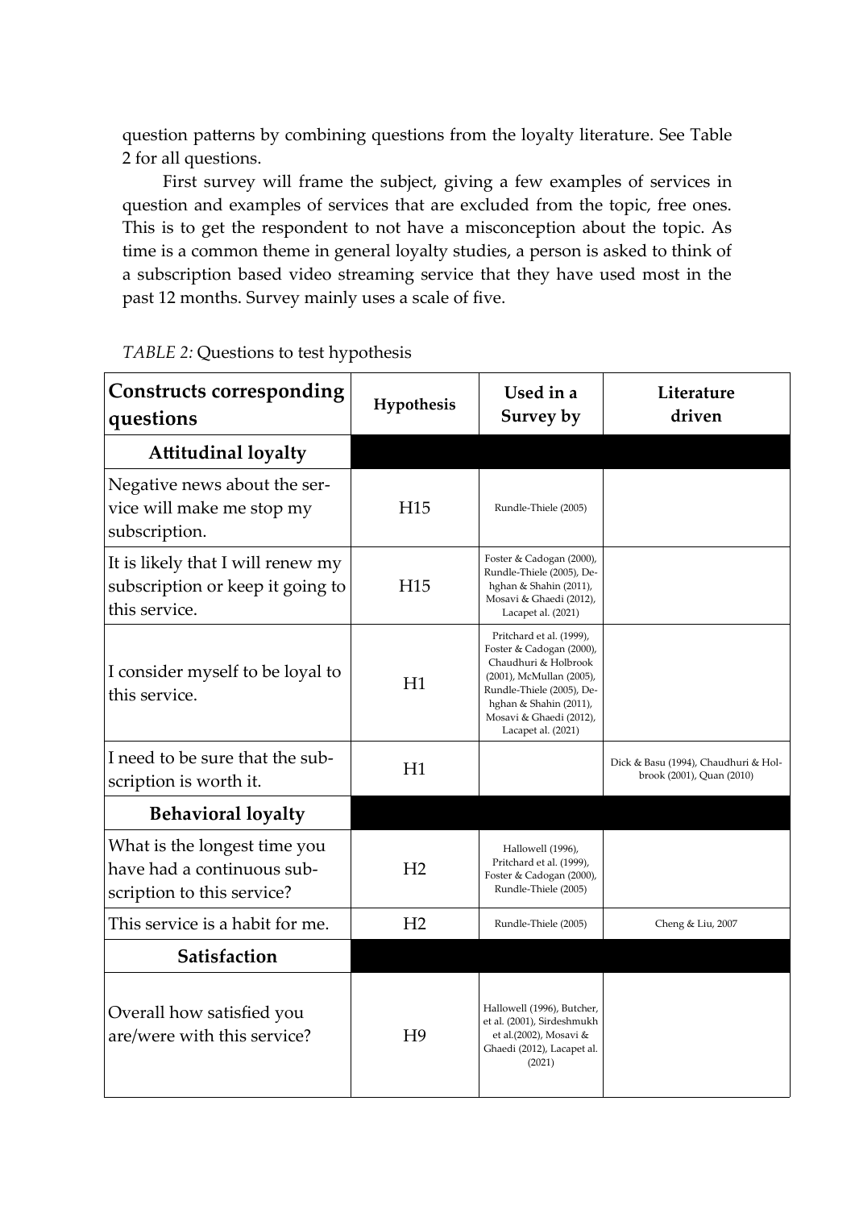question patterns by combining questions from the loyalty literature. See Table 2 for all questions.

First survey will frame the subject, giving a few examples of services in question and examples of services that are excluded from the topic, free ones. This is to get the respondent to not have a misconception about the topic. As time is a common theme in general loyalty studies, a person is asked to think of a subscription based video streaming service that they have used most in the past 12 months. Survey mainly uses a scale of five.

*TABLE 2:* Questions to test hypothesis

| Constructs corresponding questions | Hypothesis | Used in a Survey by | Literature driven |
|---|---|---|---|
| **Attitudinal loyalty** | | | |
| Negative news about the service will make me stop my subscription. | H15 | Rundle-Thiele (2005) | |
| It is likely that I will renew my subscription or keep it going to this service. | H15 | Foster & Cadogan (2000), Rundle-Thiele (2005), Dehghan & Shahin (2011), Mosavi & Ghaedi (2012), Lacapet al. (2021) | |
| I consider myself to be loyal to this service. | H1 | Pritchard et al. (1999), Foster & Cadogan (2000), Chaudhuri & Holbrook (2001), McMullan (2005), Rundle-Thiele (2005), Dehghan & Shahin (2011), Mosavi & Ghaedi (2012), Lacapet al. (2021) | |
| I need to be sure that the subscription is worth it. | H1 | | Dick & Basu (1994), Chaudhuri & Holbrook (2001), Quan (2010) |
| **Behavioral loyalty** | | | |
| What is the longest time you have had a continuous subscription to this service? | H2 | Hallowell (1996), Pritchard et al. (1999), Foster & Cadogan (2000), Rundle-Thiele (2005) | |
| This service is a habit for me. | H2 | Rundle-Thiele (2005) | Cheng & Liu, 2007 |
| **Satisfaction** | | | |
| Overall how satisfied you are/were with this service? | H9 | Hallowell (1996), Butcher, et al. (2001), Sirdeshmukh et al.(2002), Mosavi & Ghaedi (2012), Lacapet al. (2021) | |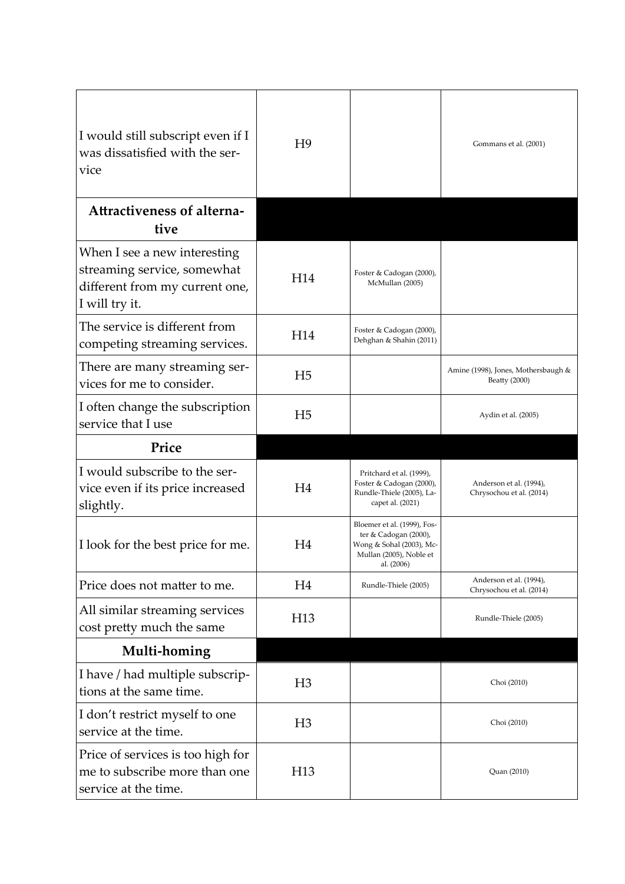| | | | |
|---|---|---|---|
| I would still subscript even if I was dissatisfied with the service | H9 | | Gommans et al. (2001) |
| **Attractiveness of alternative** | | | |
| When I see a new interesting streaming service, somewhat different from my current one, I will try it. | H14 | Foster & Cadogan (2000), McMullan (2005) | |
| The service is different from competing streaming services. | H14 | Foster & Cadogan (2000), Dehghan & Shahin (2011) | |
| There are many streaming services for me to consider. | H5 | | Amine (1998), Jones, Mothersbaugh & Beatty (2000) |
| I often change the subscription service that I use | H5 | | Aydin et al. (2005) |
| **Price** | | | |
| I would subscribe to the service even if its price increased slightly. | H4 | Pritchard et al. (1999), Foster & Cadogan (2000), Rundle-Thiele (2005), Lacapet al. (2021) | Anderson et al. (1994), Chrysochou et al. (2014) |
| I look for the best price for me. | H4 | Bloemer et al. (1999), Foster & Cadogan (2000), Wong & Sohal (2003), McMullan (2005), Noble et al. (2006) | |
| Price does not matter to me. | H4 | Rundle-Thiele (2005) | Anderson et al. (1994), Chrysochou et al. (2014) |
| All similar streaming services cost pretty much the same | H13 | | Rundle-Thiele (2005) |
| **Multi-homing** | | | |
| I have / had multiple subscriptions at the same time. | H3 | | Choi (2010) |
| I don't restrict myself to one service at the time. | H3 | | Choi (2010) |
| Price of services is too high for me to subscribe more than one service at the time. | H13 | | Quan (2010) |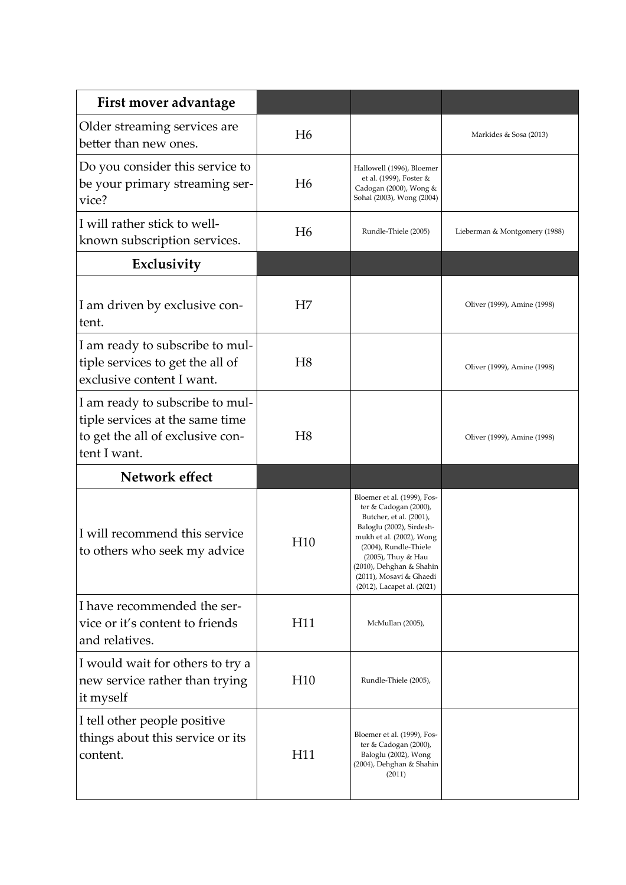| First mover advantage | | | |
|---|---|---|---|
| Older streaming services are better than new ones. | H6 | | Markides & Sosa (2013) |
| Do you consider this service to be your primary streaming service? | H6 | Hallowell (1996), Bloemer et al. (1999), Foster & Cadogan (2000), Wong & Sohal (2003), Wong (2004) | |
| I will rather stick to well-known subscription services. | H6 | Rundle-Thiele (2005) | Lieberman & Montgomery (1988) |
| **Exclusivity** | | | |
| I am driven by exclusive content. | H7 | | Oliver (1999), Amine (1998) |
| I am ready to subscribe to multiple services to get the all of exclusive content I want. | H8 | | Oliver (1999), Amine (1998) |
| I am ready to subscribe to multiple services at the same time to get the all of exclusive content I want. | H8 | | Oliver (1999), Amine (1998) |
| **Network effect** | | | |
| I will recommend this service to others who seek my advice | H10 | Bloemer et al. (1999), Foster & Cadogan (2000), Butcher, et al. (2001), Baloglu (2002), Sirdeshmukh et al. (2002), Wong (2004), Rundle-Thiele (2005), Thuy & Hau (2010), Dehghan & Shahin (2011), Mosavi & Ghaedi (2012), Lacapet al. (2021) | |
| I have recommended the service or it's content to friends and relatives. | H11 | McMullan (2005), | |
| I would wait for others to try a new service rather than trying it myself | H10 | Rundle-Thiele (2005), | |
| I tell other people positive things about this service or its content. | H11 | Bloemer et al. (1999), Foster & Cadogan (2000), Baloglu (2002), Wong (2004), Dehghan & Shahin (2011) | |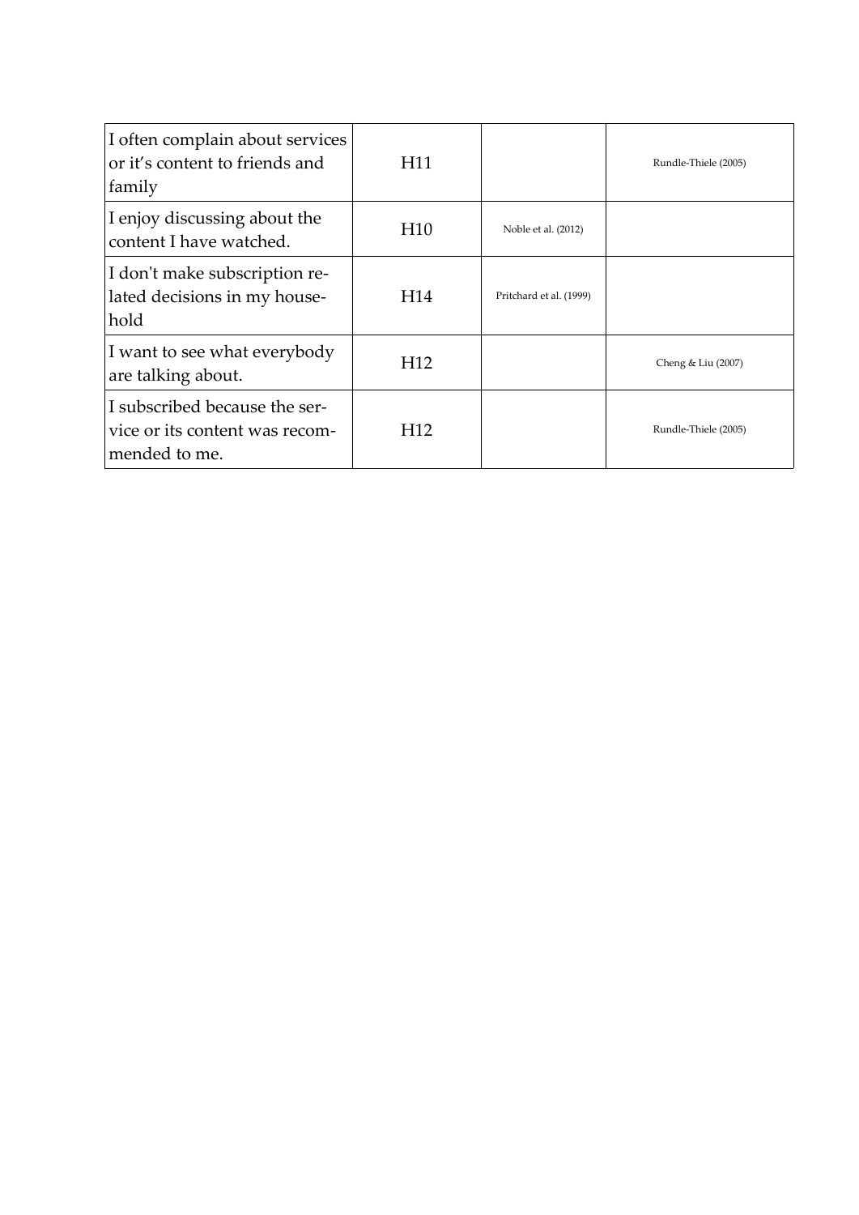| | | | |
|---|---|---|---|
| I often complain about services or it's content to friends and family | H11 | | Rundle-Thiele (2005) |
| I enjoy discussing about the content I have watched. | H10 | Noble et al. (2012) | |
| I don't make subscription related decisions in my household | H14 | Pritchard et al. (1999) | |
| I want to see what everybody are talking about. | H12 | | Cheng & Liu (2007) |
| I subscribed because the service or its content was recommended to me. | H12 | | Rundle-Thiele (2005) |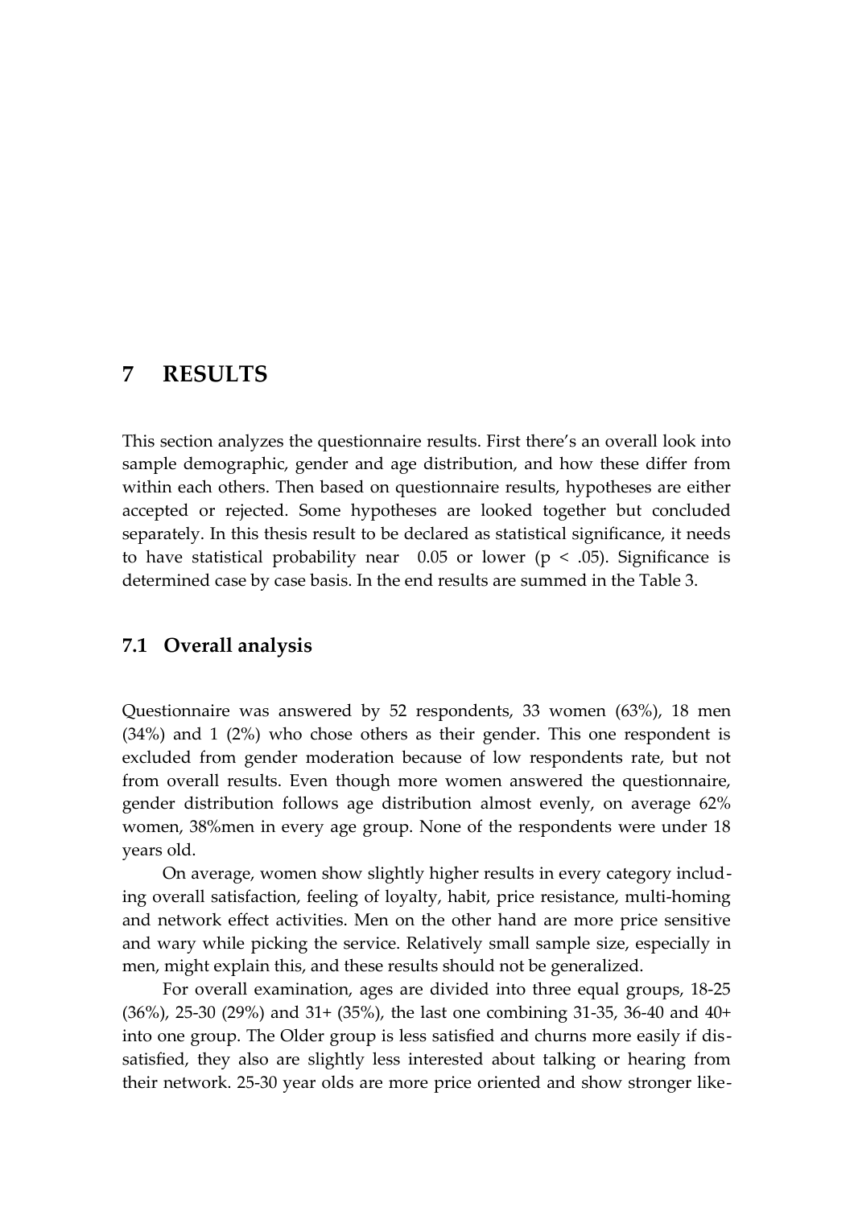# 7 RESULTS

This section analyzes the questionnaire results. First there's an overall look into sample demographic, gender and age distribution, and how these differ from within each others. Then based on questionnaire results, hypotheses are either accepted or rejected. Some hypotheses are looked together but concluded separately. In this thesis result to be declared as statistical significance, it needs to have statistical probability near 0.05 or lower ($p < .05$). Significance is determined case by case basis. In the end results are summed in the Table 3.

## 7.1 Overall analysis

Questionnaire was answered by 52 respondents, 33 women (63%), 18 men (34%) and 1 (2%) who chose others as their gender. This one respondent is excluded from gender moderation because of low respondents rate, but not from overall results. Even though more women answered the questionnaire, gender distribution follows age distribution almost evenly, on average 62% women, 38%men in every age group. None of the respondents were under 18 years old.

On average, women show slightly higher results in every category including overall satisfaction, feeling of loyalty, habit, price resistance, multi-homing and network effect activities. Men on the other hand are more price sensitive and wary while picking the service. Relatively small sample size, especially in men, might explain this, and these results should not be generalized.

For overall examination, ages are divided into three equal groups, 18-25 (36%), 25-30 (29%) and 31+ (35%), the last one combining 31-35, 36-40 and 40+ into one group. The Older group is less satisfied and churns more easily if dissatisfied, they also are slightly less interested about talking or hearing from their network. 25-30 year olds are more price oriented and show stronger like-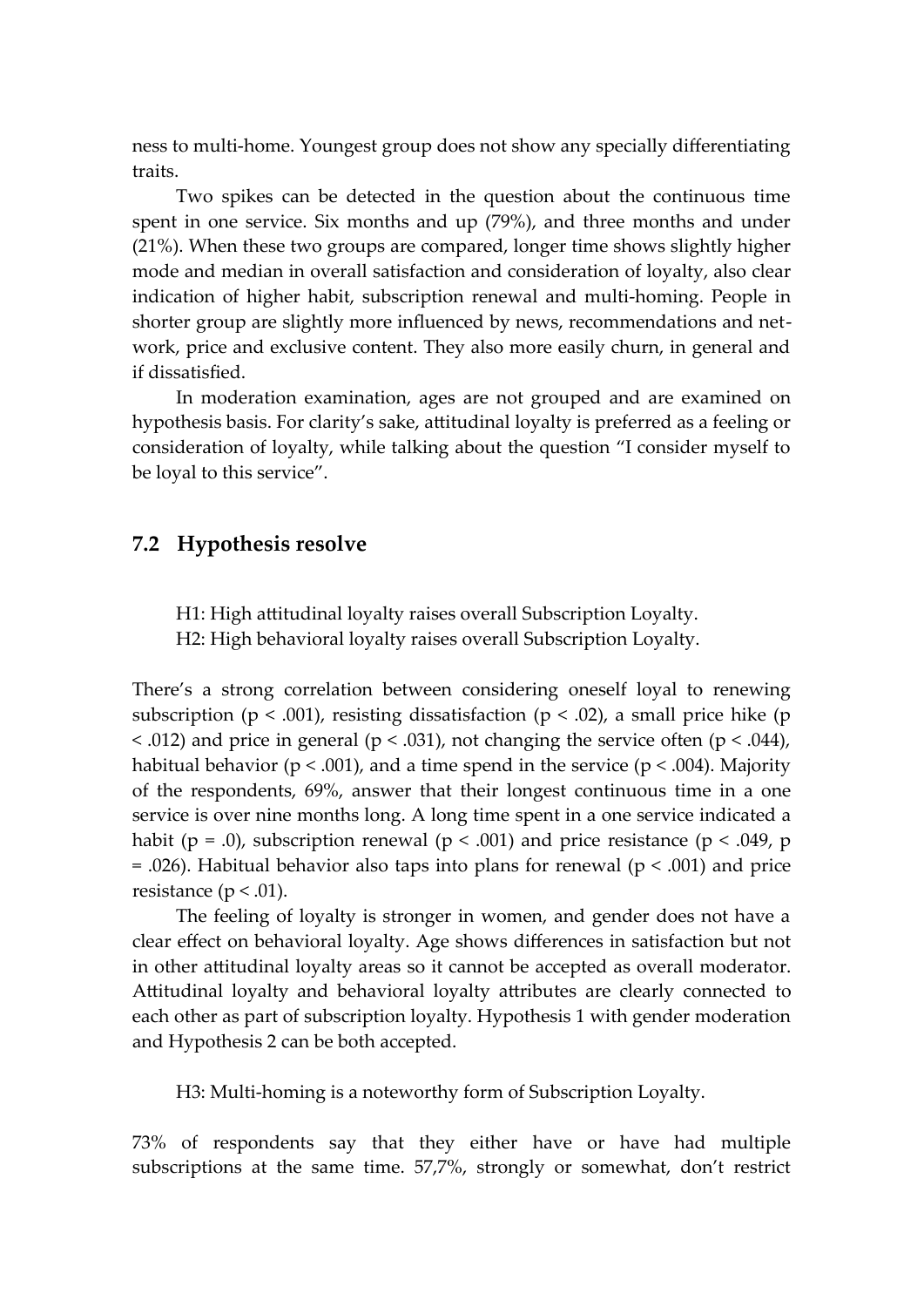ness to multi-home. Youngest group does not show any specially differentiating traits.

Two spikes can be detected in the question about the continuous time spent in one service. Six months and up (79%), and three months and under (21%). When these two groups are compared, longer time shows slightly higher mode and median in overall satisfaction and consideration of loyalty, also clear indication of higher habit, subscription renewal and multi-homing. People in shorter group are slightly more influenced by news, recommendations and network, price and exclusive content. They also more easily churn, in general and if dissatisfied.

In moderation examination, ages are not grouped and are examined on hypothesis basis. For clarity's sake, attitudinal loyalty is preferred as a feeling or consideration of loyalty, while talking about the question "I consider myself to be loyal to this service".

## 7.2 Hypothesis resolve

H1: High attitudinal loyalty raises overall Subscription Loyalty.
H2: High behavioral loyalty raises overall Subscription Loyalty.

There's a strong correlation between considering oneself loyal to renewing subscription ($p < .001$), resisting dissatisfaction ($p < .02$), a small price hike ($p < .012$) and price in general ($p < .031$), not changing the service often ($p < .044$), habitual behavior ($p < .001$), and a time spend in the service ($p < .004$). Majority of the respondents, 69%, answer that their longest continuous time in a one service is over nine months long. A long time spent in a one service indicated a habit ($p = .0$), subscription renewal ($p < .001$) and price resistance ($p < .049$, $p = .026$). Habitual behavior also taps into plans for renewal ($p < .001$) and price resistance ($p < .01$).

The feeling of loyalty is stronger in women, and gender does not have a clear effect on behavioral loyalty. Age shows differences in satisfaction but not in other attitudinal loyalty areas so it cannot be accepted as overall moderator. Attitudinal loyalty and behavioral loyalty attributes are clearly connected to each other as part of subscription loyalty. Hypothesis 1 with gender moderation and Hypothesis 2 can be both accepted.

H3: Multi-homing is a noteworthy form of Subscription Loyalty.

73% of respondents say that they either have or have had multiple subscriptions at the same time. 57,7%, strongly or somewhat, don't restrict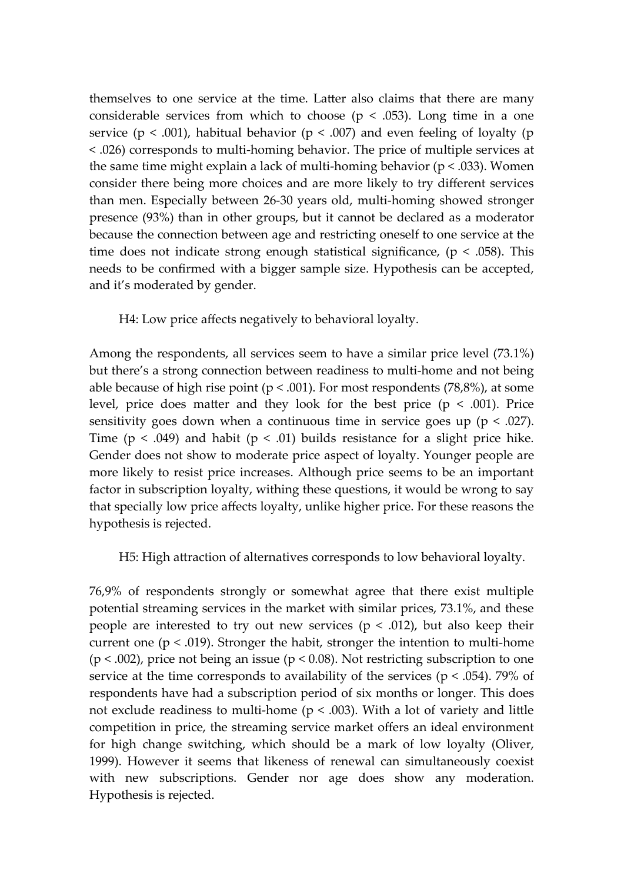themselves to one service at the time. Latter also claims that there are many considerable services from which to choose ($p < .053$). Long time in a one service ($p < .001$), habitual behavior ($p < .007$) and even feeling of loyalty ($p < .026$) corresponds to multi-homing behavior. The price of multiple services at the same time might explain a lack of multi-homing behavior ($p < .033$). Women consider there being more choices and are more likely to try different services than men. Especially between 26-30 years old, multi-homing showed stronger presence (93%) than in other groups, but it cannot be declared as a moderator because the connection between age and restricting oneself to one service at the time does not indicate strong enough statistical significance, ($p < .058$). This needs to be confirmed with a bigger sample size. Hypothesis can be accepted, and it's moderated by gender.

H4: Low price affects negatively to behavioral loyalty.

Among the respondents, all services seem to have a similar price level (73.1%) but there's a strong connection between readiness to multi-home and not being able because of high rise point ($p < .001$). For most respondents (78,8%), at some level, price does matter and they look for the best price ($p < .001$). Price sensitivity goes down when a continuous time in service goes up ($p < .027$). Time ($p < .049$) and habit ($p < .01$) builds resistance for a slight price hike. Gender does not show to moderate price aspect of loyalty. Younger people are more likely to resist price increases. Although price seems to be an important factor in subscription loyalty, withing these questions, it would be wrong to say that specially low price affects loyalty, unlike higher price. For these reasons the hypothesis is rejected.

H5: High attraction of alternatives corresponds to low behavioral loyalty.

76,9% of respondents strongly or somewhat agree that there exist multiple potential streaming services in the market with similar prices, 73.1%, and these people are interested to try out new services ($p < .012$), but also keep their current one ($p < .019$). Stronger the habit, stronger the intention to multi-home ($p < .002$), price not being an issue ($p < 0.08$). Not restricting subscription to one service at the time corresponds to availability of the services ($p < .054$). 79% of respondents have had a subscription period of six months or longer. This does not exclude readiness to multi-home ($p < .003$). With a lot of variety and little competition in price, the streaming service market offers an ideal environment for high change switching, which should be a mark of low loyalty (Oliver, 1999). However it seems that likeness of renewal can simultaneously coexist with new subscriptions. Gender nor age does show any moderation. Hypothesis is rejected.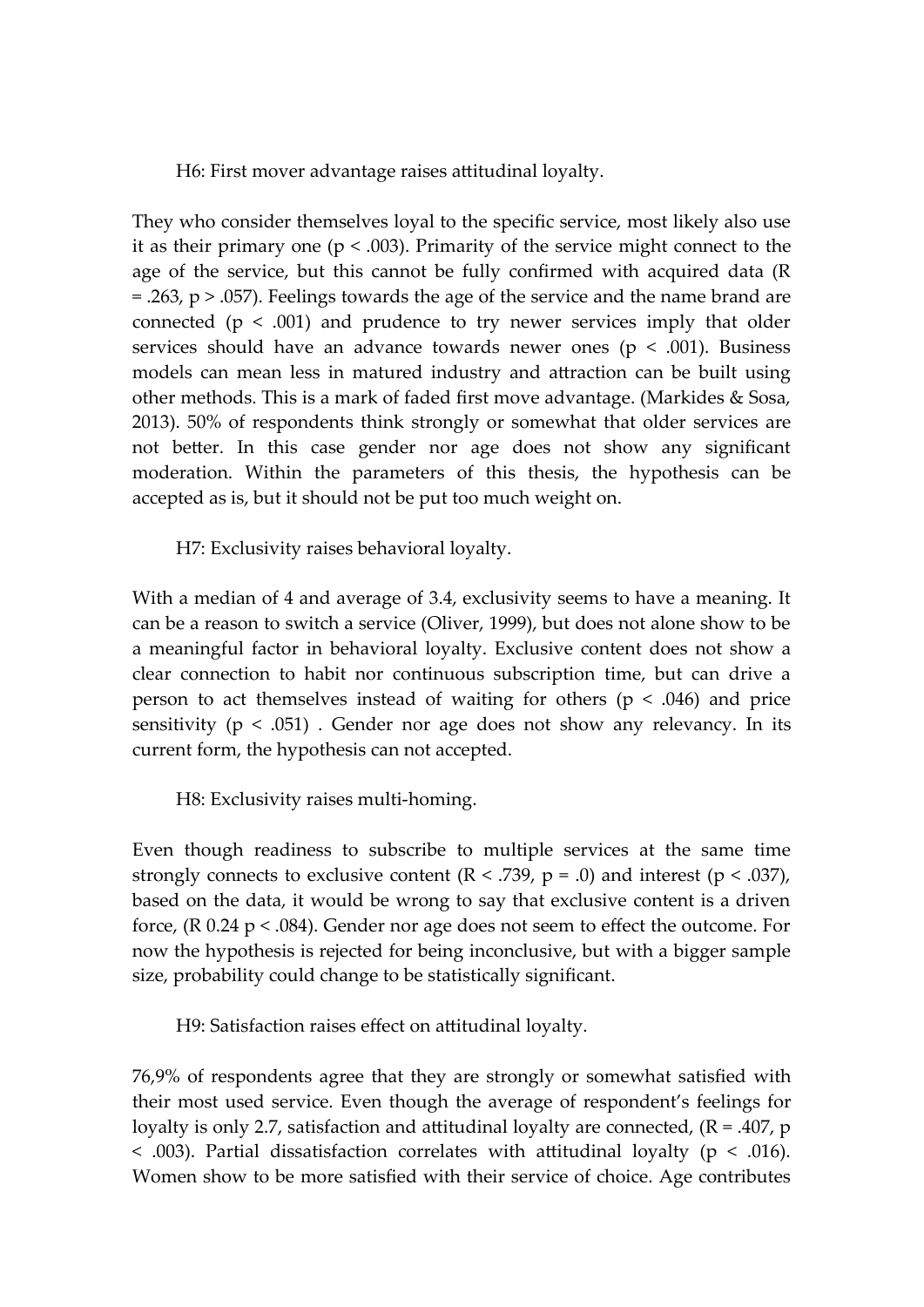H6: First mover advantage raises attitudinal loyalty.

They who consider themselves loyal to the specific service, most likely also use it as their primary one ($p < .003$). Primarity of the service might connect to the age of the service, but this cannot be fully confirmed with acquired data ($R = .263$, $p > .057$). Feelings towards the age of the service and the name brand are connected ($p < .001$) and prudence to try newer services imply that older services should have an advance towards newer ones ($p < .001$). Business models can mean less in matured industry and attraction can be built using other methods. This is a mark of faded first move advantage. (Markides & Sosa, 2013). 50% of respondents think strongly or somewhat that older services are not better. In this case gender nor age does not show any significant moderation. Within the parameters of this thesis, the hypothesis can be accepted as is, but it should not be put too much weight on.

H7: Exclusivity raises behavioral loyalty.

With a median of 4 and average of 3.4, exclusivity seems to have a meaning. It can be a reason to switch a service (Oliver, 1999), but does not alone show to be a meaningful factor in behavioral loyalty. Exclusive content does not show a clear connection to habit nor continuous subscription time, but can drive a person to act themselves instead of waiting for others ($p < .046$) and price sensitivity ($p < .051$) . Gender nor age does not show any relevancy. In its current form, the hypothesis can not accepted.

H8: Exclusivity raises multi-homing.

Even though readiness to subscribe to multiple services at the same time strongly connects to exclusive content ($R < .739$, $p = .0$) and interest ($p < .037$), based on the data, it would be wrong to say that exclusive content is a driven force, ($R$ 0.24 $p < .084$). Gender nor age does not seem to effect the outcome. For now the hypothesis is rejected for being inconclusive, but with a bigger sample size, probability could change to be statistically significant.

H9: Satisfaction raises effect on attitudinal loyalty.

76,9% of respondents agree that they are strongly or somewhat satisfied with their most used service. Even though the average of respondent's feelings for loyalty is only 2.7, satisfaction and attitudinal loyalty are connected, ($R = .407$, $p < .003$). Partial dissatisfaction correlates with attitudinal loyalty ($p < .016$). Women show to be more satisfied with their service of choice. Age contributes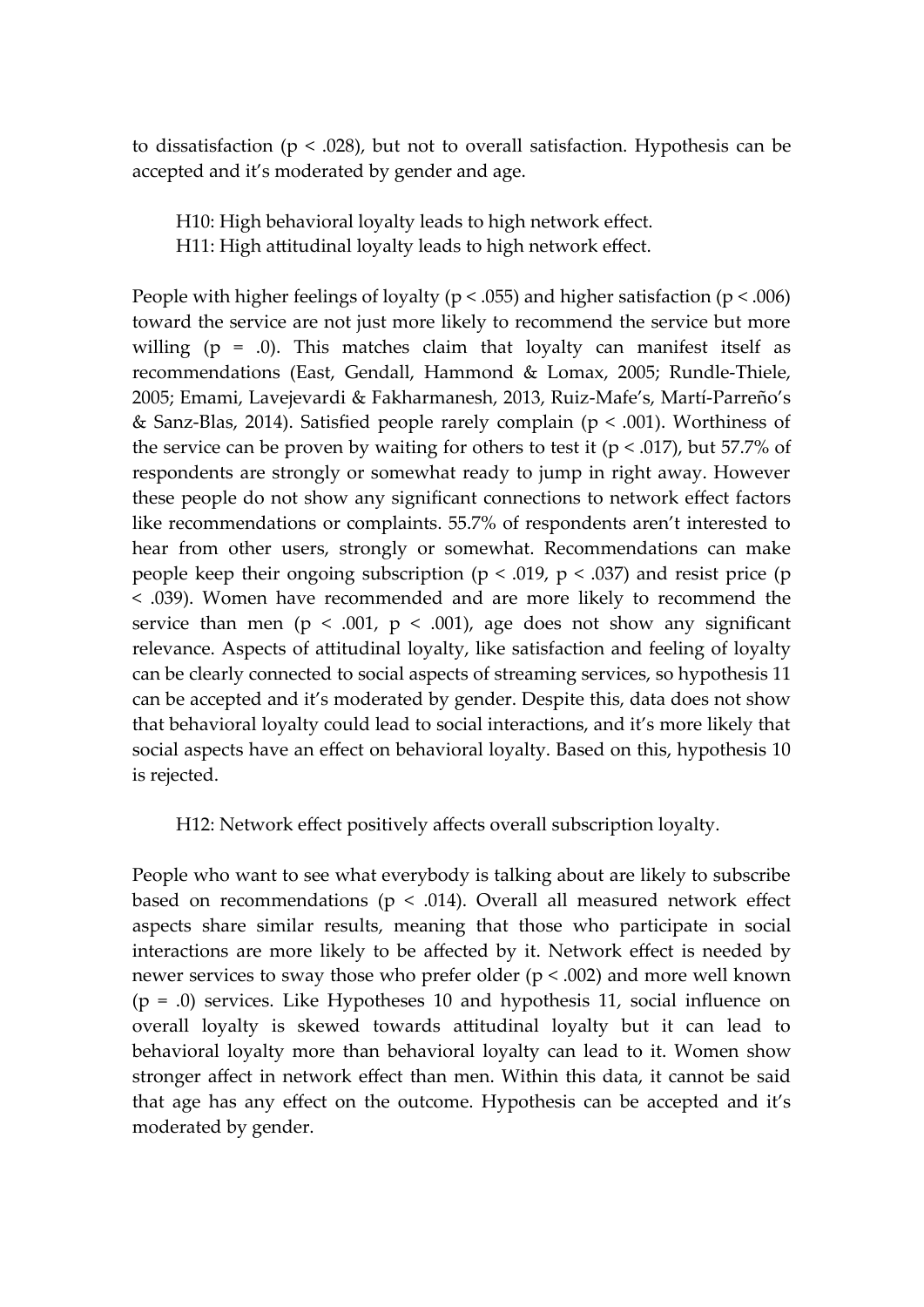to dissatisfaction ($p < .028$), but not to overall satisfaction. Hypothesis can be accepted and it's moderated by gender and age.

H10: High behavioral loyalty leads to high network effect.
H11: High attitudinal loyalty leads to high network effect.

People with higher feelings of loyalty ($p < .055$) and higher satisfaction ($p < .006$) toward the service are not just more likely to recommend the service but more willing ($p = .0$). This matches claim that loyalty can manifest itself as recommendations (East, Gendall, Hammond & Lomax, 2005; Rundle-Thiele, 2005; Emami, Lavejevardi & Fakharmanesh, 2013, Ruiz-Mafe's, Martí-Parreño's & Sanz-Blas, 2014). Satisfied people rarely complain ($p < .001$). Worthiness of the service can be proven by waiting for others to test it ($p < .017$), but 57.7% of respondents are strongly or somewhat ready to jump in right away. However these people do not show any significant connections to network effect factors like recommendations or complaints. 55.7% of respondents aren't interested to hear from other users, strongly or somewhat. Recommendations can make people keep their ongoing subscription ($p < .019$, $p < .037$) and resist price ($p < .039$). Women have recommended and are more likely to recommend the service than men ($p < .001$, $p < .001$), age does not show any significant relevance. Aspects of attitudinal loyalty, like satisfaction and feeling of loyalty can be clearly connected to social aspects of streaming services, so hypothesis 11 can be accepted and it's moderated by gender. Despite this, data does not show that behavioral loyalty could lead to social interactions, and it's more likely that social aspects have an effect on behavioral loyalty. Based on this, hypothesis 10 is rejected.

H12: Network effect positively affects overall subscription loyalty.

People who want to see what everybody is talking about are likely to subscribe based on recommendations ($p < .014$). Overall all measured network effect aspects share similar results, meaning that those who participate in social interactions are more likely to be affected by it. Network effect is needed by newer services to sway those who prefer older ($p < .002$) and more well known ($p = .0$) services. Like Hypotheses 10 and hypothesis 11, social influence on overall loyalty is skewed towards attitudinal loyalty but it can lead to behavioral loyalty more than behavioral loyalty can lead to it. Women show stronger affect in network effect than men. Within this data, it cannot be said that age has any effect on the outcome. Hypothesis can be accepted and it's moderated by gender.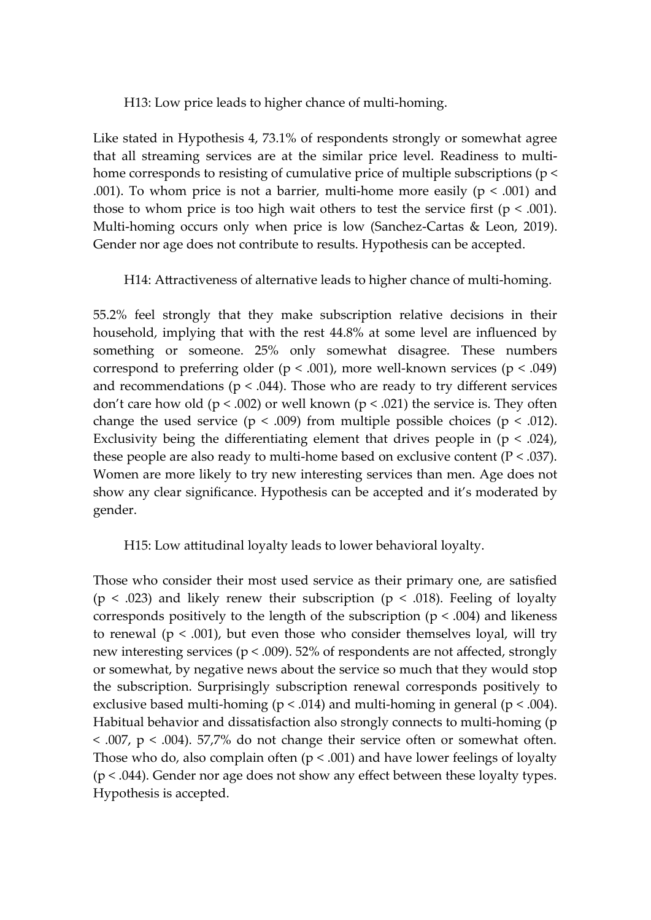H13: Low price leads to higher chance of multi-homing.

Like stated in Hypothesis 4, 73.1% of respondents strongly or somewhat agree that all streaming services are at the similar price level. Readiness to multi-home corresponds to resisting of cumulative price of multiple subscriptions ($p < .001$). To whom price is not a barrier, multi-home more easily ($p < .001$) and those to whom price is too high wait others to test the service first ($p < .001$). Multi-homing occurs only when price is low (Sanchez-Cartas & Leon, 2019). Gender nor age does not contribute to results. Hypothesis can be accepted.

H14: Attractiveness of alternative leads to higher chance of multi-homing.

55.2% feel strongly that they make subscription relative decisions in their household, implying that with the rest 44.8% at some level are influenced by something or someone. 25% only somewhat disagree. These numbers correspond to preferring older ($p < .001$), more well-known services ($p < .049$) and recommendations ($p < .044$). Those who are ready to try different services don't care how old ($p < .002$) or well known ($p < .021$) the service is. They often change the used service ($p < .009$) from multiple possible choices ($p < .012$). Exclusivity being the differentiating element that drives people in ($p < .024$), these people are also ready to multi-home based on exclusive content ($P < .037$). Women are more likely to try new interesting services than men. Age does not show any clear significance. Hypothesis can be accepted and it's moderated by gender.

H15: Low attitudinal loyalty leads to lower behavioral loyalty.

Those who consider their most used service as their primary one, are satisfied ($p < .023$) and likely renew their subscription ($p < .018$). Feeling of loyalty corresponds positively to the length of the subscription ($p < .004$) and likeness to renewal ($p < .001$), but even those who consider themselves loyal, will try new interesting services ($p < .009$). 52% of respondents are not affected, strongly or somewhat, by negative news about the service so much that they would stop the subscription. Surprisingly subscription renewal corresponds positively to exclusive based multi-homing ($p < .014$) and multi-homing in general ($p < .004$). Habitual behavior and dissatisfaction also strongly connects to multi-homing ($p < .007$, $p < .004$). 57,7% do not change their service often or somewhat often. Those who do, also complain often ($p < .001$) and have lower feelings of loyalty ($p < .044$). Gender nor age does not show any effect between these loyalty types. Hypothesis is accepted.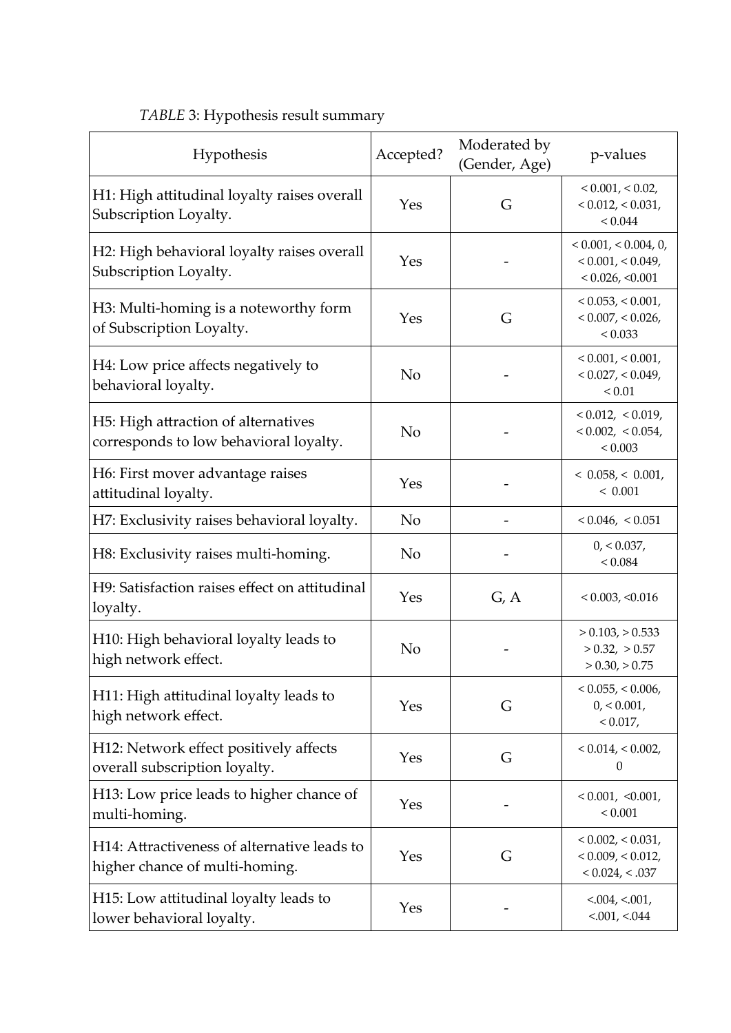*TABLE* 3: Hypothesis result summary

| Hypothesis | Accepted? | Moderated by (Gender, Age) | p-values |
|---|---|---|---|
| H1: High attitudinal loyalty raises overall Subscription Loyalty. | Yes | G | $< 0.001$, $< 0.02$, $< 0.012$, $< 0.031$, $< 0.044$ |
| H2: High behavioral loyalty raises overall Subscription Loyalty. | Yes | - | $< 0.001$, $< 0.004$, 0, $< 0.001$, $< 0.049$, $< 0.026$, $<0.001$ |
| H3: Multi-homing is a noteworthy form of Subscription Loyalty. | Yes | G | $< 0.053$, $< 0.001$, $< 0.007$, $< 0.026$, $< 0.033$ |
| H4: Low price affects negatively to behavioral loyalty. | No | - | $< 0.001$, $< 0.001$, $< 0.027$, $< 0.049$, $< 0.01$ |
| H5: High attraction of alternatives corresponds to low behavioral loyalty. | No | - | $< 0.012$, $< 0.019$, $< 0.002$, $< 0.054$, $< 0.003$ |
| H6: First mover advantage raises attitudinal loyalty. | Yes | - | $< 0.058$, $< 0.001$, $< 0.001$ |
| H7: Exclusivity raises behavioral loyalty. | No | - | $< 0.046$, $< 0.051$ |
| H8: Exclusivity raises multi-homing. | No | - | 0, $< 0.037$, $< 0.084$ |
| H9: Satisfaction raises effect on attitudinal loyalty. | Yes | G, A | $< 0.003$, $<0.016$ |
| H10: High behavioral loyalty leads to high network effect. | No | - | $> 0.103$, $> 0.533$ $> 0.32$, $> 0.57$ $> 0.30$, $> 0.75$ |
| H11: High attitudinal loyalty leads to high network effect. | Yes | G | $< 0.055$, $< 0.006$, 0, $< 0.001$, $< 0.017$, |
| H12: Network effect positively affects overall subscription loyalty. | Yes | G | $< 0.014$, $< 0.002$, 0 |
| H13: Low price leads to higher chance of multi-homing. | Yes | - | $< 0.001$, $<0.001$, $< 0.001$ |
| H14: Attractiveness of alternative leads to higher chance of multi-homing. | Yes | G | $< 0.002$, $< 0.031$, $< 0.009$, $< 0.012$, $< 0.024$, $< .037$ |
| H15: Low attitudinal loyalty leads to lower behavioral loyalty. | Yes | - | $<.004$, $<.001$, $<.001$, $<.044$ |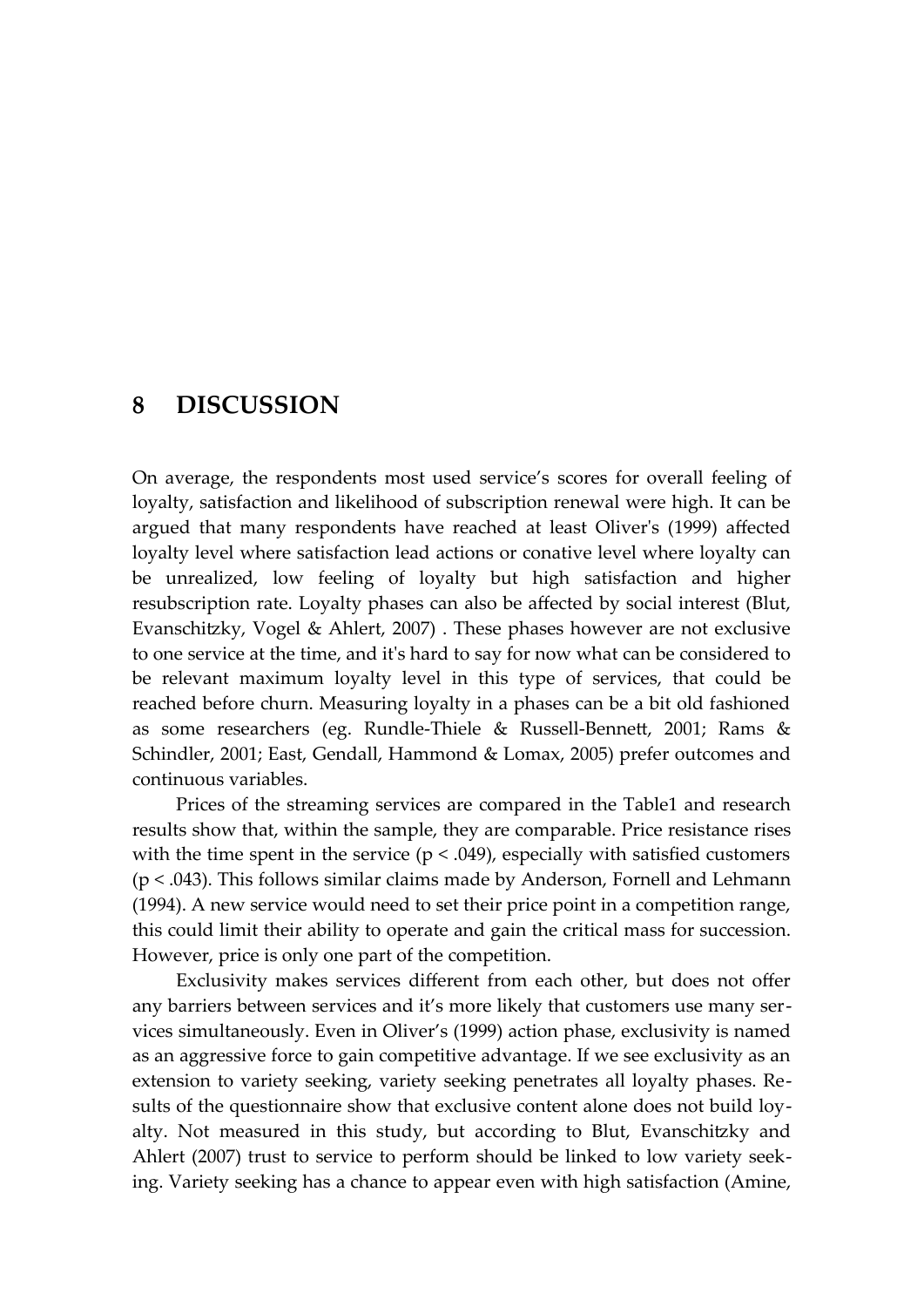# 8 DISCUSSION

On average, the respondents most used service's scores for overall feeling of loyalty, satisfaction and likelihood of subscription renewal were high. It can be argued that many respondents have reached at least Oliver's (1999) affected loyalty level where satisfaction lead actions or conative level where loyalty can be unrealized, low feeling of loyalty but high satisfaction and higher resubscription rate. Loyalty phases can also be affected by social interest (Blut, Evanschitzky, Vogel & Ahlert, 2007) . These phases however are not exclusive to one service at the time, and it's hard to say for now what can be considered to be relevant maximum loyalty level in this type of services, that could be reached before churn. Measuring loyalty in a phases can be a bit old fashioned as some researchers (eg. Rundle-Thiele & Russell-Bennett, 2001; Rams & Schindler, 2001; East, Gendall, Hammond & Lomax, 2005) prefer outcomes and continuous variables.

Prices of the streaming services are compared in the Table1 and research results show that, within the sample, they are comparable. Price resistance rises with the time spent in the service ($p < .049$), especially with satisfied customers ($p < .043$). This follows similar claims made by Anderson, Fornell and Lehmann (1994). A new service would need to set their price point in a competition range, this could limit their ability to operate and gain the critical mass for succession. However, price is only one part of the competition.

Exclusivity makes services different from each other, but does not offer any barriers between services and it's more likely that customers use many services simultaneously. Even in Oliver's (1999) action phase, exclusivity is named as an aggressive force to gain competitive advantage. If we see exclusivity as an extension to variety seeking, variety seeking penetrates all loyalty phases. Results of the questionnaire show that exclusive content alone does not build loyalty. Not measured in this study, but according to Blut, Evanschitzky and Ahlert (2007) trust to service to perform should be linked to low variety seeking. Variety seeking has a chance to appear even with high satisfaction (Amine,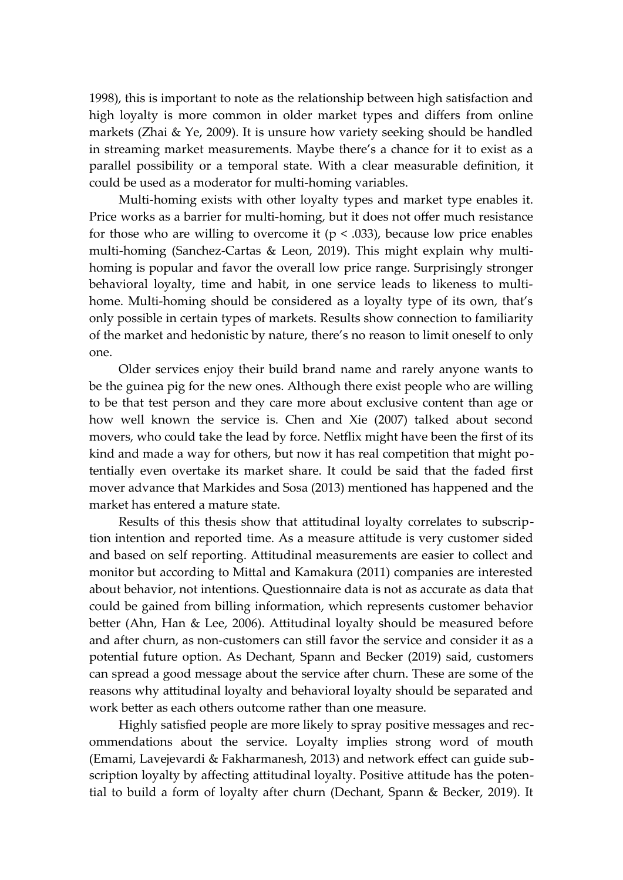1998), this is important to note as the relationship between high satisfaction and high loyalty is more common in older market types and differs from online markets (Zhai & Ye, 2009). It is unsure how variety seeking should be handled in streaming market measurements. Maybe there's a chance for it to exist as a parallel possibility or a temporal state. With a clear measurable definition, it could be used as a moderator for multi-homing variables.

Multi-homing exists with other loyalty types and market type enables it. Price works as a barrier for multi-homing, but it does not offer much resistance for those who are willing to overcome it ($p < .033$), because low price enables multi-homing (Sanchez-Cartas & Leon, 2019). This might explain why multi-homing is popular and favor the overall low price range. Surprisingly stronger behavioral loyalty, time and habit, in one service leads to likeness to multi-home. Multi-homing should be considered as a loyalty type of its own, that's only possible in certain types of markets. Results show connection to familiarity of the market and hedonistic by nature, there's no reason to limit oneself to only one.

Older services enjoy their build brand name and rarely anyone wants to be the guinea pig for the new ones. Although there exist people who are willing to be that test person and they care more about exclusive content than age or how well known the service is. Chen and Xie (2007) talked about second movers, who could take the lead by force. Netflix might have been the first of its kind and made a way for others, but now it has real competition that might potentially even overtake its market share. It could be said that the faded first mover advance that Markides and Sosa (2013) mentioned has happened and the market has entered a mature state.

Results of this thesis show that attitudinal loyalty correlates to subscription intention and reported time. As a measure attitude is very customer sided and based on self reporting. Attitudinal measurements are easier to collect and monitor but according to Mittal and Kamakura (2011) companies are interested about behavior, not intentions. Questionnaire data is not as accurate as data that could be gained from billing information, which represents customer behavior better (Ahn, Han & Lee, 2006). Attitudinal loyalty should be measured before and after churn, as non-customers can still favor the service and consider it as a potential future option. As Dechant, Spann and Becker (2019) said, customers can spread a good message about the service after churn. These are some of the reasons why attitudinal loyalty and behavioral loyalty should be separated and work better as each others outcome rather than one measure.

Highly satisfied people are more likely to spray positive messages and recommendations about the service. Loyalty implies strong word of mouth (Emami, Lavejevardi & Fakharmanesh, 2013) and network effect can guide subscription loyalty by affecting attitudinal loyalty. Positive attitude has the potential to build a form of loyalty after churn (Dechant, Spann & Becker, 2019). It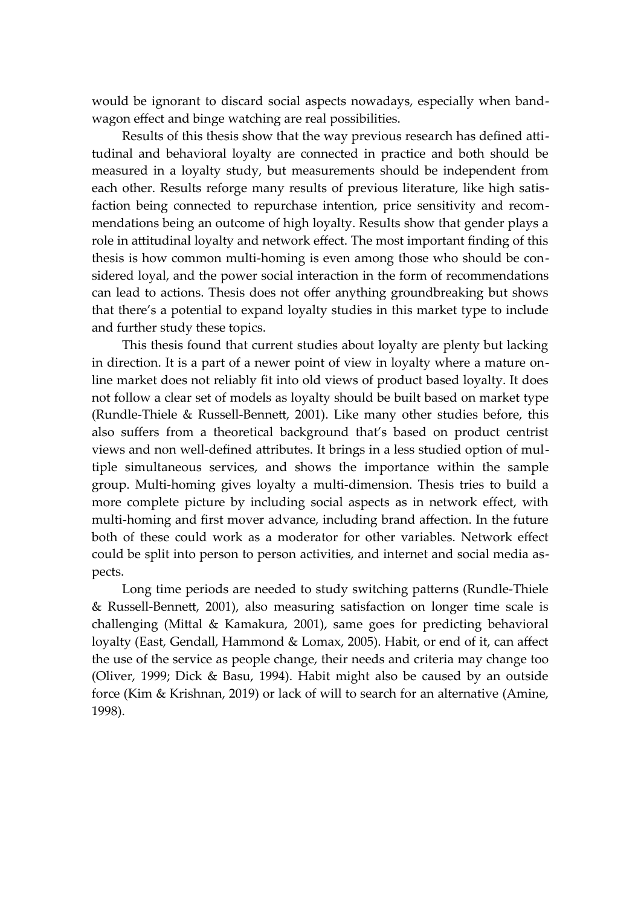would be ignorant to discard social aspects nowadays, especially when bandwagon effect and binge watching are real possibilities.

Results of this thesis show that the way previous research has defined attitudinal and behavioral loyalty are connected in practice and both should be measured in a loyalty study, but measurements should be independent from each other. Results reforge many results of previous literature, like high satisfaction being connected to repurchase intention, price sensitivity and recommendations being an outcome of high loyalty. Results show that gender plays a role in attitudinal loyalty and network effect. The most important finding of this thesis is how common multi-homing is even among those who should be considered loyal, and the power social interaction in the form of recommendations can lead to actions. Thesis does not offer anything groundbreaking but shows that there's a potential to expand loyalty studies in this market type to include and further study these topics.

This thesis found that current studies about loyalty are plenty but lacking in direction. It is a part of a newer point of view in loyalty where a mature online market does not reliably fit into old views of product based loyalty. It does not follow a clear set of models as loyalty should be built based on market type (Rundle-Thiele & Russell-Bennett, 2001). Like many other studies before, this also suffers from a theoretical background that's based on product centrist views and non well-defined attributes. It brings in a less studied option of multiple simultaneous services, and shows the importance within the sample group. Multi-homing gives loyalty a multi-dimension. Thesis tries to build a more complete picture by including social aspects as in network effect, with multi-homing and first mover advance, including brand affection. In the future both of these could work as a moderator for other variables. Network effect could be split into person to person activities, and internet and social media aspects.

Long time periods are needed to study switching patterns (Rundle-Thiele & Russell-Bennett, 2001), also measuring satisfaction on longer time scale is challenging (Mittal & Kamakura, 2001), same goes for predicting behavioral loyalty (East, Gendall, Hammond & Lomax, 2005). Habit, or end of it, can affect the use of the service as people change, their needs and criteria may change too (Oliver, 1999; Dick & Basu, 1994). Habit might also be caused by an outside force (Kim & Krishnan, 2019) or lack of will to search for an alternative (Amine, 1998).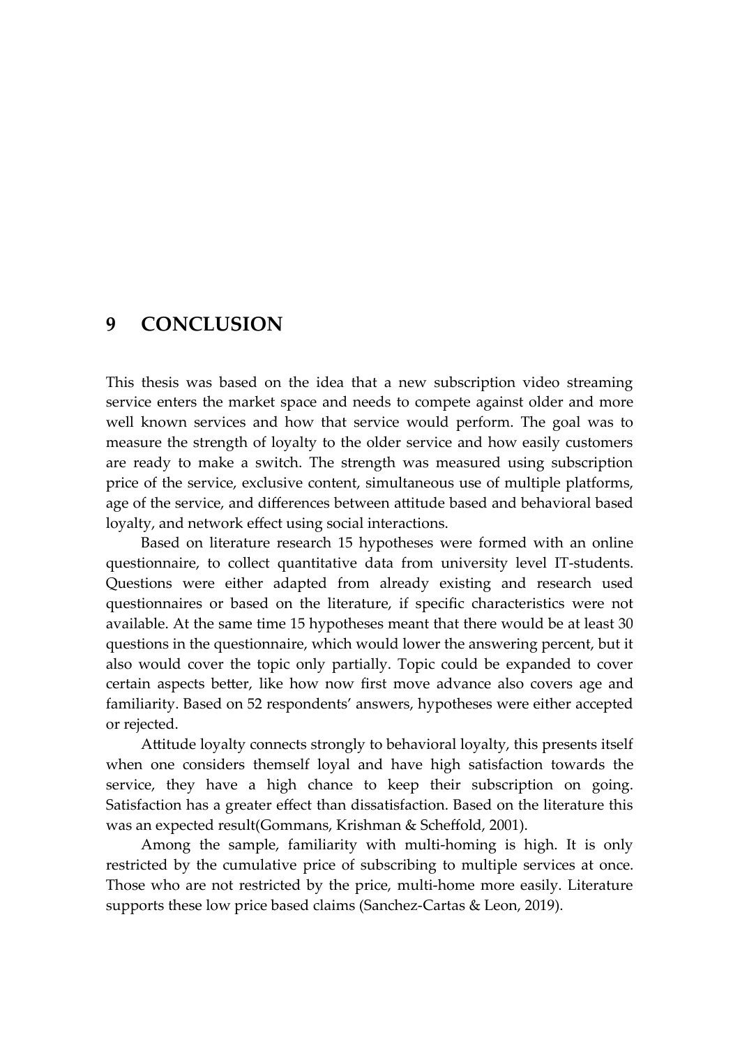# 9 CONCLUSION

This thesis was based on the idea that a new subscription video streaming service enters the market space and needs to compete against older and more well known services and how that service would perform. The goal was to measure the strength of loyalty to the older service and how easily customers are ready to make a switch. The strength was measured using subscription price of the service, exclusive content, simultaneous use of multiple platforms, age of the service, and differences between attitude based and behavioral based loyalty, and network effect using social interactions.

Based on literature research 15 hypotheses were formed with an online questionnaire, to collect quantitative data from university level IT-students. Questions were either adapted from already existing and research used questionnaires or based on the literature, if specific characteristics were not available. At the same time 15 hypotheses meant that there would be at least 30 questions in the questionnaire, which would lower the answering percent, but it also would cover the topic only partially. Topic could be expanded to cover certain aspects better, like how now first move advance also covers age and familiarity. Based on 52 respondents' answers, hypotheses were either accepted or rejected.

Attitude loyalty connects strongly to behavioral loyalty, this presents itself when one considers themself loyal and have high satisfaction towards the service, they have a high chance to keep their subscription on going. Satisfaction has a greater effect than dissatisfaction. Based on the literature this was an expected result(Gommans, Krishman & Scheffold, 2001).

Among the sample, familiarity with multi-homing is high. It is only restricted by the cumulative price of subscribing to multiple services at once. Those who are not restricted by the price, multi-home more easily. Literature supports these low price based claims (Sanchez-Cartas & Leon, 2019).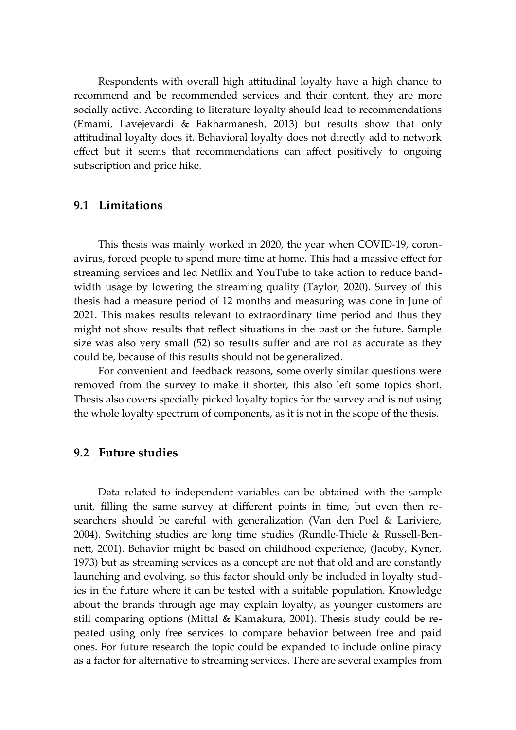Respondents with overall high attitudinal loyalty have a high chance to recommend and be recommended services and their content, they are more socially active. According to literature loyalty should lead to recommendations (Emami, Lavejevardi & Fakharmanesh, 2013) but results show that only attitudinal loyalty does it. Behavioral loyalty does not directly add to network effect but it seems that recommendations can affect positively to ongoing subscription and price hike.

## 9.1 Limitations

This thesis was mainly worked in 2020, the year when COVID-19, coronavirus, forced people to spend more time at home. This had a massive effect for streaming services and led Netflix and YouTube to take action to reduce bandwidth usage by lowering the streaming quality (Taylor, 2020). Survey of this thesis had a measure period of 12 months and measuring was done in June of 2021. This makes results relevant to extraordinary time period and thus they might not show results that reflect situations in the past or the future. Sample size was also very small (52) so results suffer and are not as accurate as they could be, because of this results should not be generalized.

For convenient and feedback reasons, some overly similar questions were removed from the survey to make it shorter, this also left some topics short. Thesis also covers specially picked loyalty topics for the survey and is not using the whole loyalty spectrum of components, as it is not in the scope of the thesis.

## 9.2 Future studies

Data related to independent variables can be obtained with the sample unit, filling the same survey at different points in time, but even then researchers should be careful with generalization (Van den Poel & Lariviere, 2004). Switching studies are long time studies (Rundle-Thiele & Russell-Bennett, 2001). Behavior might be based on childhood experience, (Jacoby, Kyner, 1973) but as streaming services as a concept are not that old and are constantly launching and evolving, so this factor should only be included in loyalty studies in the future where it can be tested with a suitable population. Knowledge about the brands through age may explain loyalty, as younger customers are still comparing options (Mittal & Kamakura, 2001). Thesis study could be repeated using only free services to compare behavior between free and paid ones. For future research the topic could be expanded to include online piracy as a factor for alternative to streaming services. There are several examples from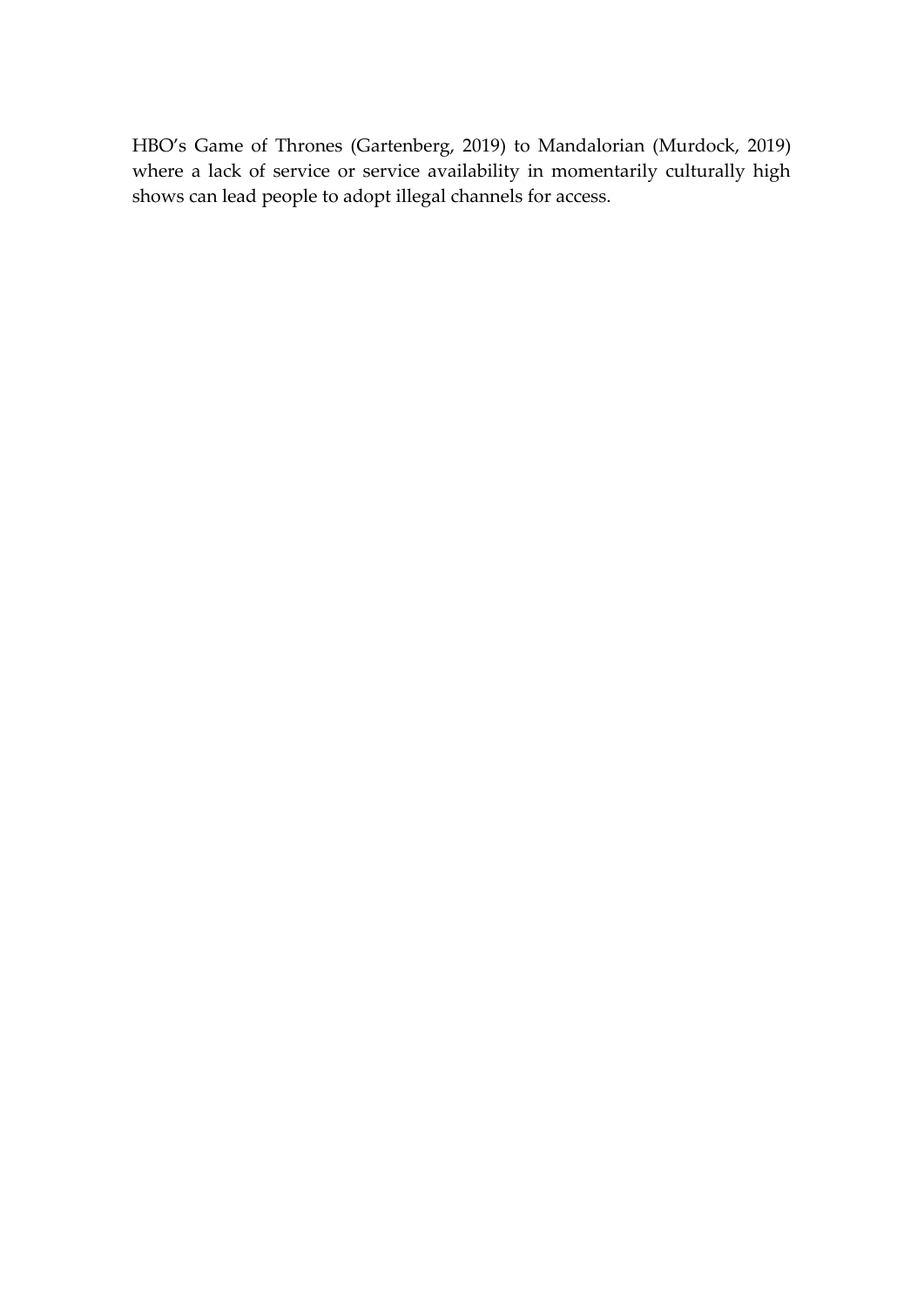HBO's Game of Thrones (Gartenberg, 2019) to Mandalorian (Murdock, 2019) where a lack of service or service availability in momentarily culturally high shows can lead people to adopt illegal channels for access.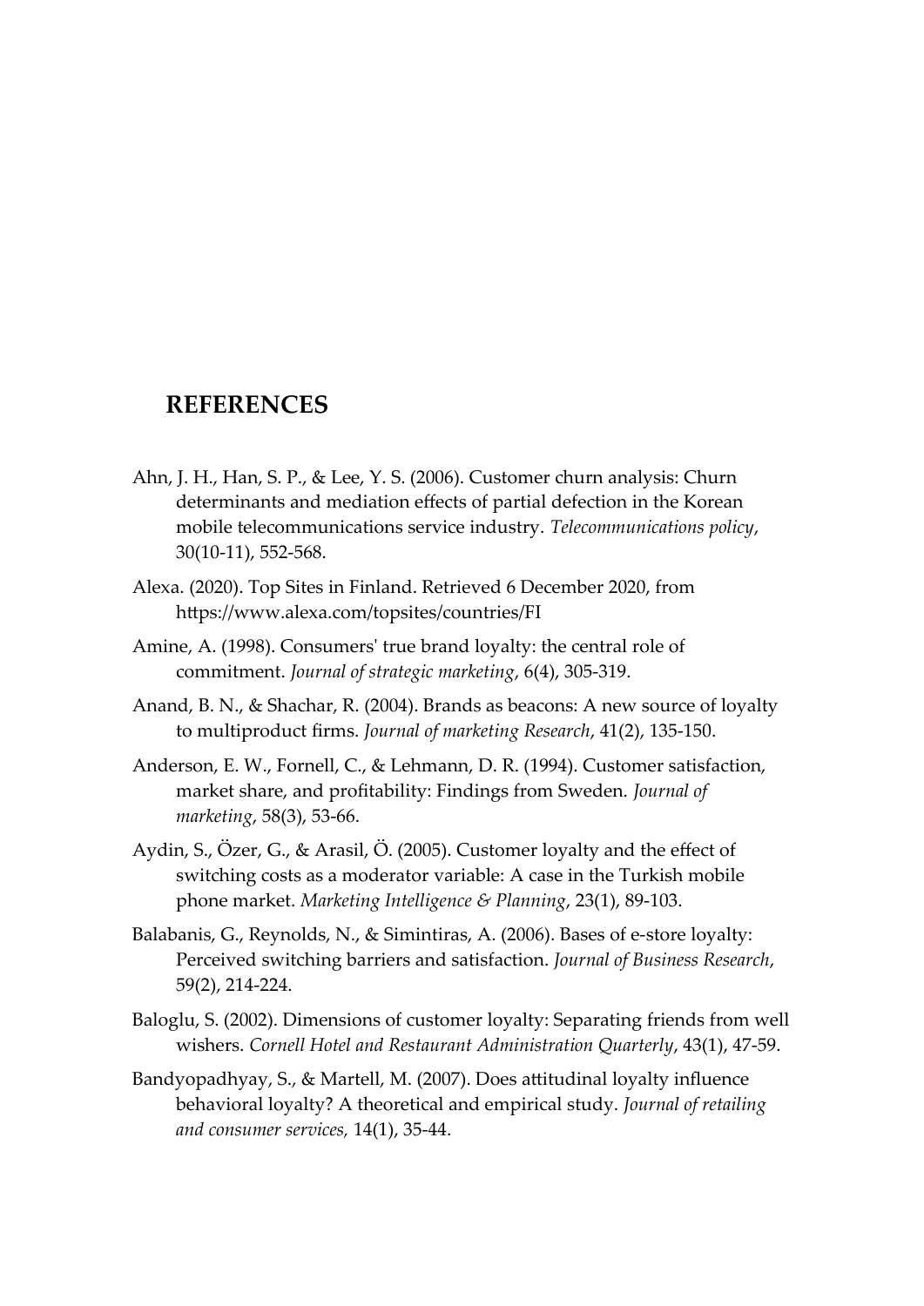# REFERENCES

Ahn, J. H., Han, S. P., & Lee, Y. S. (2006). Customer churn analysis: Churn determinants and mediation effects of partial defection in the Korean mobile telecommunications service industry. *Telecommunications policy*, 30(10-11), 552-568.

Alexa. (2020). Top Sites in Finland. Retrieved 6 December 2020, from https://www.alexa.com/topsites/countries/FI

Amine, A. (1998). Consumers' true brand loyalty: the central role of commitment. *Journal of strategic marketing*, 6(4), 305-319.

Anand, B. N., & Shachar, R. (2004). Brands as beacons: A new source of loyalty to multiproduct firms. *Journal of marketing Research*, 41(2), 135-150.

Anderson, E. W., Fornell, C., & Lehmann, D. R. (1994). Customer satisfaction, market share, and profitability: Findings from Sweden. *Journal of marketing*, 58(3), 53-66.

Aydin, S., Özer, G., & Arasil, Ö. (2005). Customer loyalty and the effect of switching costs as a moderator variable: A case in the Turkish mobile phone market. *Marketing Intelligence & Planning*, 23(1), 89-103.

Balabanis, G., Reynolds, N., & Simintiras, A. (2006). Bases of e-store loyalty: Perceived switching barriers and satisfaction. *Journal of Business Research*, 59(2), 214-224.

Baloglu, S. (2002). Dimensions of customer loyalty: Separating friends from well wishers. *Cornell Hotel and Restaurant Administration Quarterly*, 43(1), 47-59.

Bandyopadhyay, S., & Martell, M. (2007). Does attitudinal loyalty influence behavioral loyalty? A theoretical and empirical study. *Journal of retailing and consumer services,* 14(1), 35-44.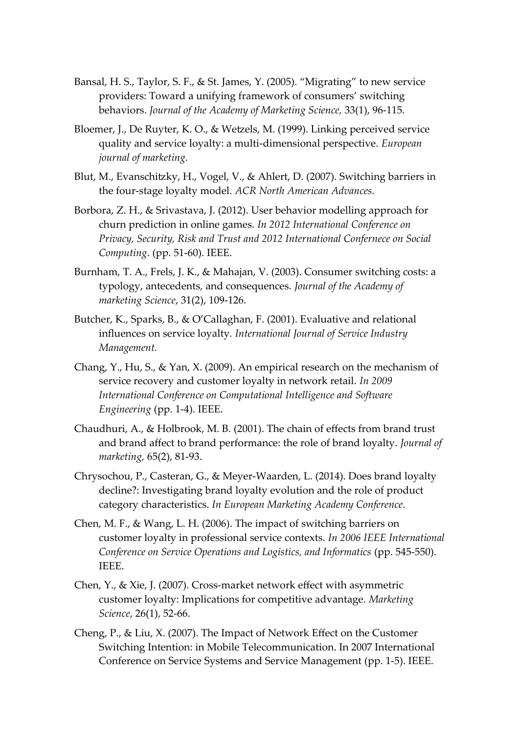Bansal, H. S., Taylor, S. F., & St. James, Y. (2005). "Migrating" to new service providers: Toward a unifying framework of consumers' switching behaviors. *Journal of the Academy of Marketing Science,* 33(1), 96-115.

Bloemer, J., De Ruyter, K. O., & Wetzels, M. (1999). Linking perceived service quality and service loyalty: a multi-dimensional perspective. *European journal of marketing.*

Blut, M., Evanschitzky, H., Vogel, V., & Ahlert, D. (2007). Switching barriers in the four-stage loyalty model. *ACR North American Advances.*

Borbora, Z. H., & Srivastava, J. (2012). User behavior modelling approach for churn prediction in online games. *In 2012 International Conference on Privacy, Security, Risk and Trust and 2012 International Confernece on Social Computing*. (pp. 51-60). IEEE.

Burnham, T. A., Frels, J. K., & Mahajan, V. (2003). Consumer switching costs: a typology, antecedents, and consequences. *Journal of the Academy of marketing Science*, 31(2), 109-126.

Butcher, K., Sparks, B., & O'Callaghan, F. (2001). Evaluative and relational influences on service loyalty. *International Journal of Service Industry Management.*

Chang, Y., Hu, S., & Yan, X. (2009). An empirical research on the mechanism of service recovery and customer loyalty in network retail. *In 2009 International Conference on Computational Intelligence and Software Engineering* (pp. 1-4). IEEE.

Chaudhuri, A., & Holbrook, M. B. (2001). The chain of effects from brand trust and brand affect to brand performance: the role of brand loyalty. *Journal of marketing,* 65(2), 81-93.

Chrysochou, P., Casteran, G., & Meyer-Waarden, L. (2014). Does brand loyalty decline?: Investigating brand loyalty evolution and the role of product category characteristics. *In European Marketing Academy Conference.*

Chen, M. F., & Wang, L. H. (2006). The impact of switching barriers on customer loyalty in professional service contexts. *In 2006 IEEE International Conference on Service Operations and Logistics, and Informatics* (pp. 545-550). IEEE.

Chen, Y., & Xie, J. (2007). Cross-market network effect with asymmetric customer loyalty: Implications for competitive advantage. *Marketing Science*, 26(1), 52-66.

Cheng, P., & Liu, X. (2007). The Impact of Network Effect on the Customer Switching Intention: in Mobile Telecommunication. In 2007 International Conference on Service Systems and Service Management (pp. 1-5). IEEE.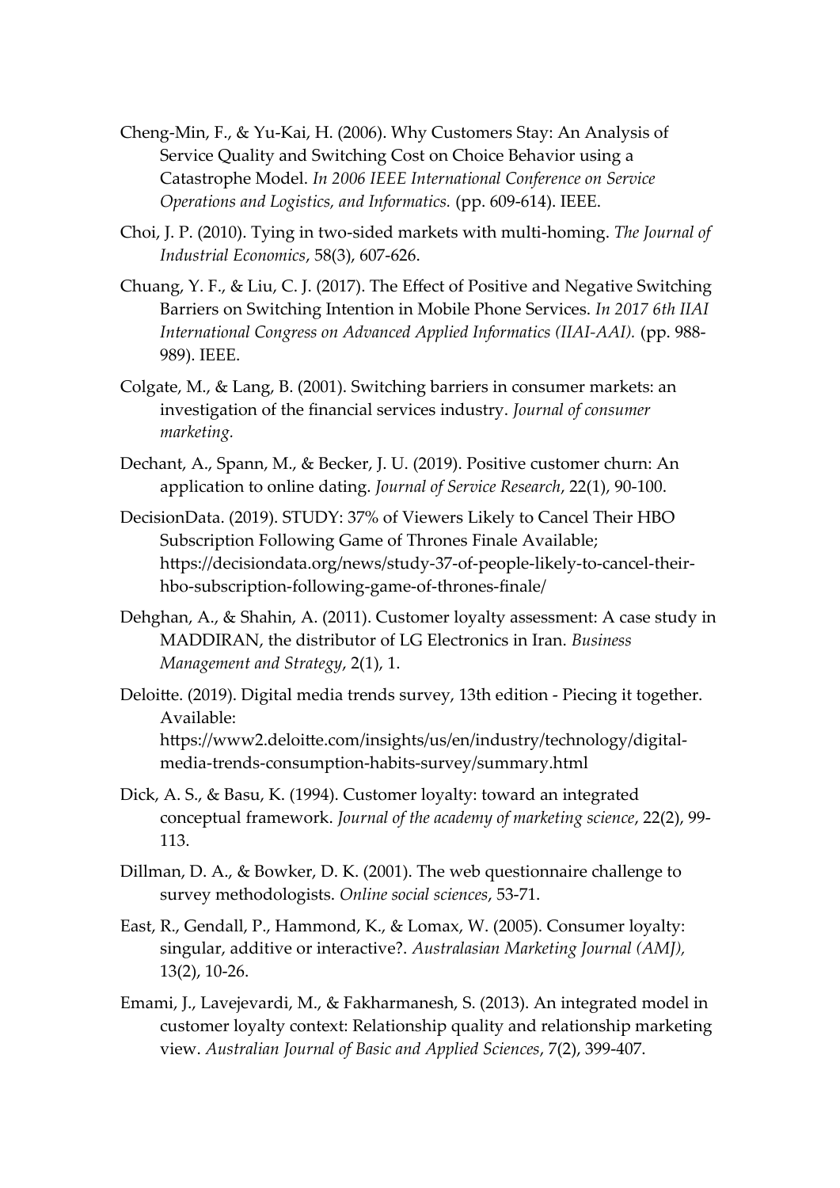Cheng-Min, F., & Yu-Kai, H. (2006). Why Customers Stay: An Analysis of Service Quality and Switching Cost on Choice Behavior using a Catastrophe Model. *In 2006 IEEE International Conference on Service Operations and Logistics, and Informatics.* (pp. 609-614). IEEE.

Choi, J. P. (2010). Tying in two-sided markets with multi-homing. *The Journal of Industrial Economics*, 58(3), 607-626.

Chuang, Y. F., & Liu, C. J. (2017). The Effect of Positive and Negative Switching Barriers on Switching Intention in Mobile Phone Services. *In 2017 6th IIAI International Congress on Advanced Applied Informatics (IIAI-AAI).* (pp. 988-989). IEEE.

Colgate, M., & Lang, B. (2001). Switching barriers in consumer markets: an investigation of the financial services industry. *Journal of consumer marketing.*

Dechant, A., Spann, M., & Becker, J. U. (2019). Positive customer churn: An application to online dating. *Journal of Service Research*, 22(1), 90-100.

DecisionData. (2019). STUDY: 37% of Viewers Likely to Cancel Their HBO Subscription Following Game of Thrones Finale Available; https://decisiondata.org/news/study-37-of-people-likely-to-cancel-their-hbo-subscription-following-game-of-thrones-finale/

Dehghan, A., & Shahin, A. (2011). Customer loyalty assessment: A case study in MADDIRAN, the distributor of LG Electronics in Iran. *Business Management and Strategy*, 2(1), 1.

Deloitte. (2019). Digital media trends survey, 13th edition - Piecing it together. Available: https://www2.deloitte.com/insights/us/en/industry/technology/digital-media-trends-consumption-habits-survey/summary.html

Dick, A. S., & Basu, K. (1994). Customer loyalty: toward an integrated conceptual framework. *Journal of the academy of marketing science*, 22(2), 99-113.

Dillman, D. A., & Bowker, D. K. (2001). The web questionnaire challenge to survey methodologists. *Online social sciences*, 53-71.

East, R., Gendall, P., Hammond, K., & Lomax, W. (2005). Consumer loyalty: singular, additive or interactive?. *Australasian Marketing Journal (AMJ),* 13(2), 10-26.

Emami, J., Lavejevardi, M., & Fakharmanesh, S. (2013). An integrated model in customer loyalty context: Relationship quality and relationship marketing view. *Australian Journal of Basic and Applied Sciences*, 7(2), 399-407.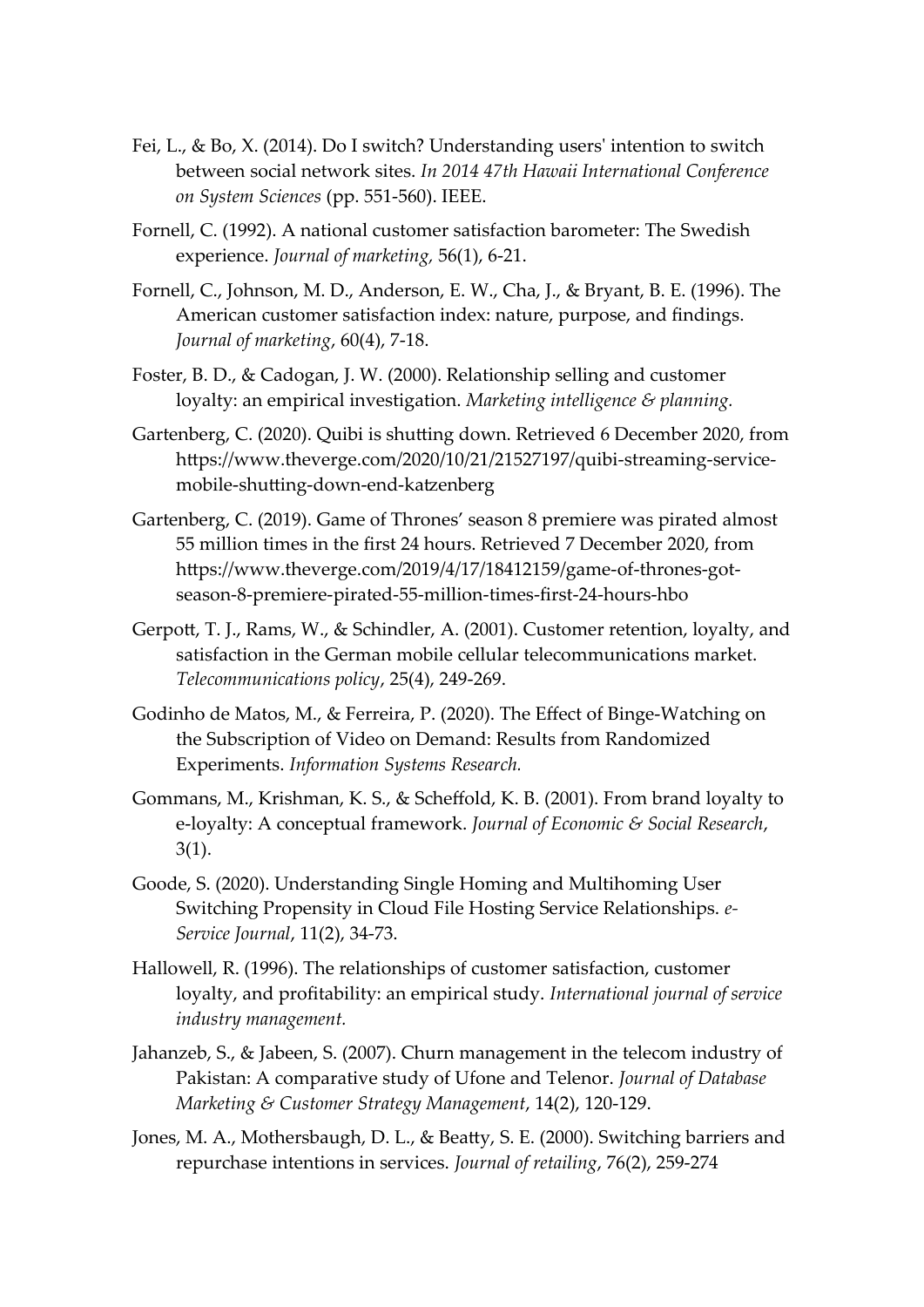Fei, L., & Bo, X. (2014). Do I switch? Understanding users' intention to switch between social network sites. *In 2014 47th Hawaii International Conference on System Sciences* (pp. 551-560). IEEE.

Fornell, C. (1992). A national customer satisfaction barometer: The Swedish experience. *Journal of marketing,* 56(1), 6-21.

Fornell, C., Johnson, M. D., Anderson, E. W., Cha, J., & Bryant, B. E. (1996). The American customer satisfaction index: nature, purpose, and findings. *Journal of marketing*, 60(4), 7-18.

Foster, B. D., & Cadogan, J. W. (2000). Relationship selling and customer loyalty: an empirical investigation. *Marketing intelligence & planning.*

Gartenberg, C. (2020). Quibi is shutting down. Retrieved 6 December 2020, from https://www.theverge.com/2020/10/21/21527197/quibi-streaming-service-mobile-shutting-down-end-katzenberg

Gartenberg, C. (2019). Game of Thrones' season 8 premiere was pirated almost 55 million times in the first 24 hours. Retrieved 7 December 2020, from https://www.theverge.com/2019/4/17/18412159/game-of-thrones-got-season-8-premiere-pirated-55-million-times-first-24-hours-hbo

Gerpott, T. J., Rams, W., & Schindler, A. (2001). Customer retention, loyalty, and satisfaction in the German mobile cellular telecommunications market. *Telecommunications policy*, 25(4), 249-269.

Godinho de Matos, M., & Ferreira, P. (2020). The Effect of Binge-Watching on the Subscription of Video on Demand: Results from Randomized Experiments. *Information Systems Research.*

Gommans, M., Krishman, K. S., & Scheffold, K. B. (2001). From brand loyalty to e-loyalty: A conceptual framework. *Journal of Economic & Social Research*, 3(1).

Goode, S. (2020). Understanding Single Homing and Multihoming User Switching Propensity in Cloud File Hosting Service Relationships. *e-Service Journal*, 11(2), 34-73.

Hallowell, R. (1996). The relationships of customer satisfaction, customer loyalty, and profitability: an empirical study. *International journal of service industry management.*

Jahanzeb, S., & Jabeen, S. (2007). Churn management in the telecom industry of Pakistan: A comparative study of Ufone and Telenor. *Journal of Database Marketing & Customer Strategy Management*, 14(2), 120-129.

Jones, M. A., Mothersbaugh, D. L., & Beatty, S. E. (2000). Switching barriers and repurchase intentions in services. *Journal of retailing*, 76(2), 259-274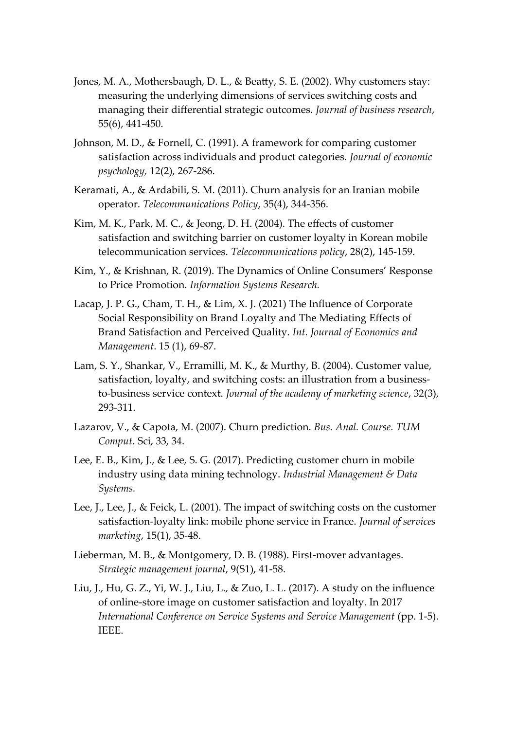Jones, M. A., Mothersbaugh, D. L., & Beatty, S. E. (2002). Why customers stay: measuring the underlying dimensions of services switching costs and managing their differential strategic outcomes. *Journal of business research*, 55(6), 441-450.

Johnson, M. D., & Fornell, C. (1991). A framework for comparing customer satisfaction across individuals and product categories. *Journal of economic psychology,* 12(2), 267-286.

Keramati, A., & Ardabili, S. M. (2011). Churn analysis for an Iranian mobile operator. *Telecommunications Policy*, 35(4), 344-356.

Kim, M. K., Park, M. C., & Jeong, D. H. (2004). The effects of customer satisfaction and switching barrier on customer loyalty in Korean mobile telecommunication services. *Telecommunications policy*, 28(2), 145-159.

Kim, Y., & Krishnan, R. (2019). The Dynamics of Online Consumers' Response to Price Promotion. *Information Systems Research.*

Lacap, J. P. G., Cham, T. H., & Lim, X. J. (2021) The Influence of Corporate Social Responsibility on Brand Loyalty and The Mediating Effects of Brand Satisfaction and Perceived Quality. *Int. Journal of Economics and Management*. 15 (1), 69-87.

Lam, S. Y., Shankar, V., Erramilli, M. K., & Murthy, B. (2004). Customer value, satisfaction, loyalty, and switching costs: an illustration from a business-to-business service context. *Journal of the academy of marketing science*, 32(3), 293-311.

Lazarov, V., & Capota, M. (2007). Churn prediction. *Bus. Anal. Course. TUM Comput*. Sci, 33, 34.

Lee, E. B., Kim, J., & Lee, S. G. (2017). Predicting customer churn in mobile industry using data mining technology. *Industrial Management & Data Systems.*

Lee, J., Lee, J., & Feick, L. (2001). The impact of switching costs on the customer satisfaction-loyalty link: mobile phone service in France. *Journal of services marketing*, 15(1), 35-48.

Lieberman, M. B., & Montgomery, D. B. (1988). First-mover advantages. *Strategic management journal*, 9(S1), 41-58.

Liu, J., Hu, G. Z., Yi, W. J., Liu, L., & Zuo, L. L. (2017). A study on the influence of online-store image on customer satisfaction and loyalty. In 2017 *International Conference on Service Systems and Service Management* (pp. 1-5). IEEE.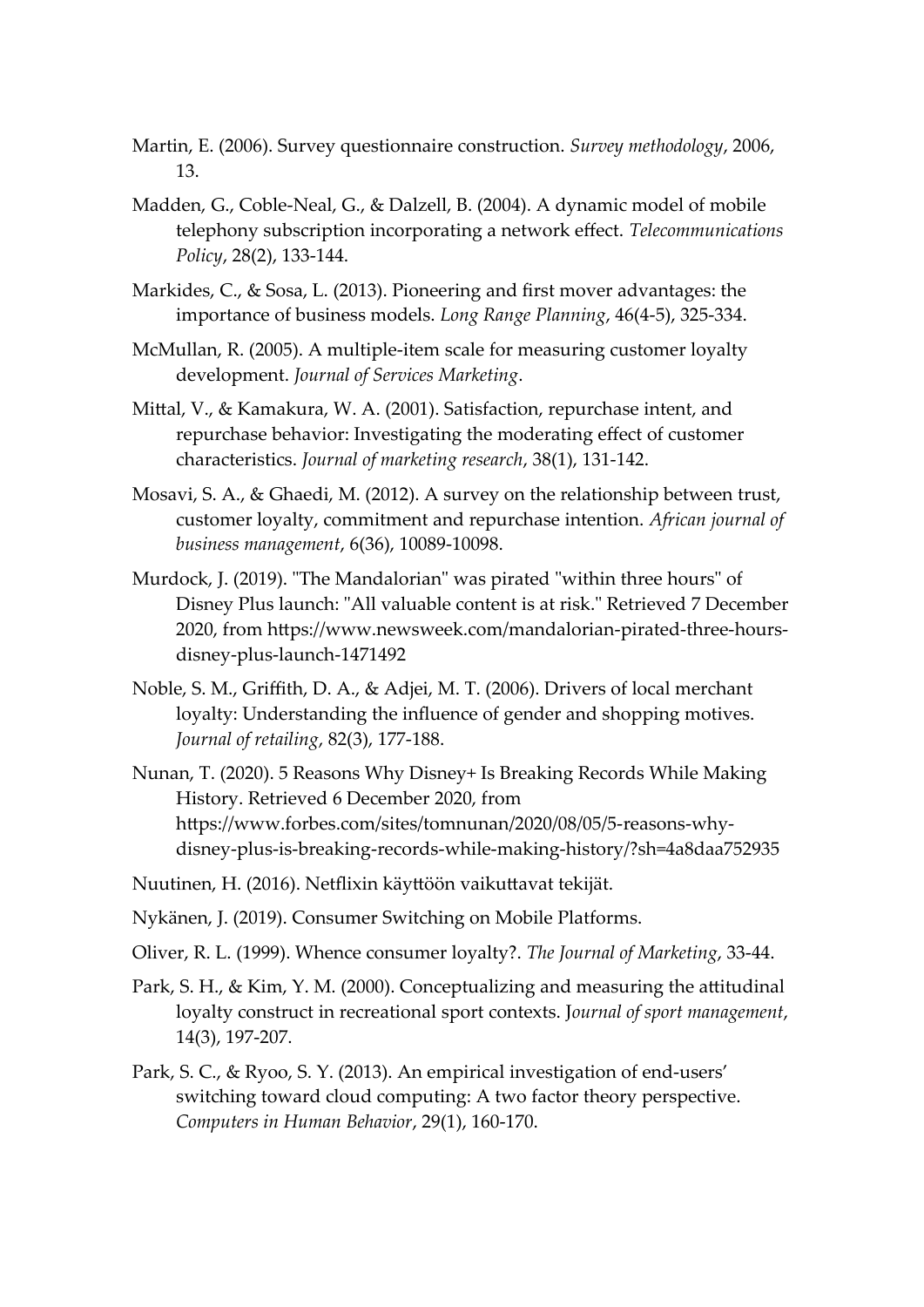Martin, E. (2006). Survey questionnaire construction. *Survey methodology*, 2006, 13.

Madden, G., Coble-Neal, G., & Dalzell, B. (2004). A dynamic model of mobile telephony subscription incorporating a network effect. *Telecommunications Policy*, 28(2), 133-144.

Markides, C., & Sosa, L. (2013). Pioneering and first mover advantages: the importance of business models. *Long Range Planning*, 46(4-5), 325-334.

McMullan, R. (2005). A multiple-item scale for measuring customer loyalty development. *Journal of Services Marketing*.

Mittal, V., & Kamakura, W. A. (2001). Satisfaction, repurchase intent, and repurchase behavior: Investigating the moderating effect of customer characteristics. *Journal of marketing research*, 38(1), 131-142.

Mosavi, S. A., & Ghaedi, M. (2012). A survey on the relationship between trust, customer loyalty, commitment and repurchase intention. *African journal of business management*, 6(36), 10089-10098.

Murdock, J. (2019). "The Mandalorian" was pirated "within three hours" of Disney Plus launch: "All valuable content is at risk." Retrieved 7 December 2020, from https://www.newsweek.com/mandalorian-pirated-three-hours-disney-plus-launch-1471492

Noble, S. M., Griffith, D. A., & Adjei, M. T. (2006). Drivers of local merchant loyalty: Understanding the influence of gender and shopping motives. *Journal of retailing*, 82(3), 177-188.

Nunan, T. (2020). 5 Reasons Why Disney+ Is Breaking Records While Making History. Retrieved 6 December 2020, from https://www.forbes.com/sites/tomnunan/2020/08/05/5-reasons-why-disney-plus-is-breaking-records-while-making-history/?sh=4a8daa752935

Nuutinen, H. (2016). Netflixin käyttöön vaikuttavat tekijät.

Nykänen, J. (2019). Consumer Switching on Mobile Platforms.

Oliver, R. L. (1999). Whence consumer loyalty?. *The Journal of Marketing*, 33-44.

Park, S. H., & Kim, Y. M. (2000). Conceptualizing and measuring the attitudinal loyalty construct in recreational sport contexts. J*ournal of sport management*, 14(3), 197-207.

Park, S. C., & Ryoo, S. Y. (2013). An empirical investigation of end-users' switching toward cloud computing: A two factor theory perspective. *Computers in Human Behavior*, 29(1), 160-170.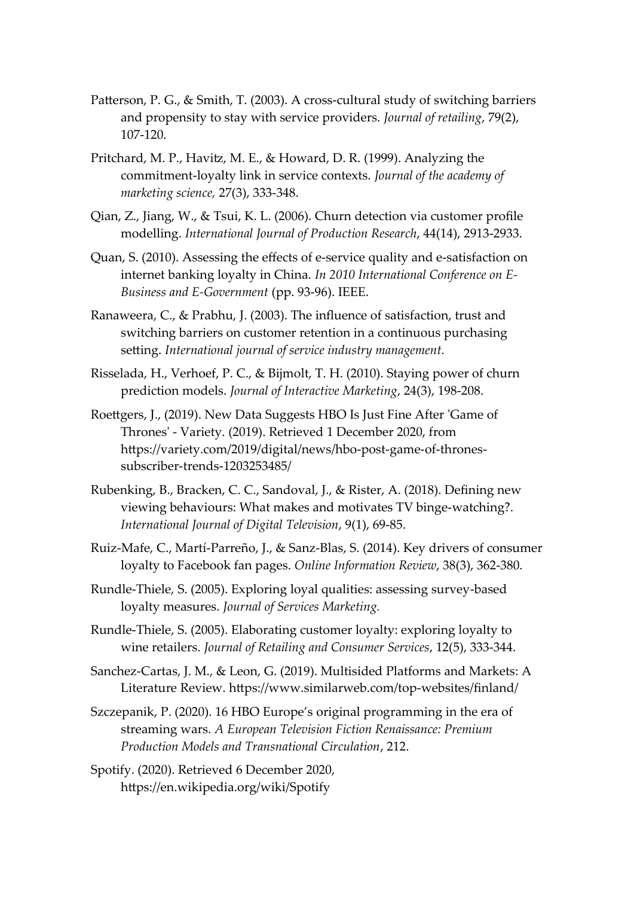Patterson, P. G., & Smith, T. (2003). A cross-cultural study of switching barriers and propensity to stay with service providers. *Journal of retailing*, 79(2), 107-120.

Pritchard, M. P., Havitz, M. E., & Howard, D. R. (1999). Analyzing the commitment-loyalty link in service contexts. *Journal of the academy of marketing science,* 27(3), 333-348.

Qian, Z., Jiang, W., & Tsui, K. L. (2006). Churn detection via customer profile modelling. *International Journal of Production Research*, 44(14), 2913-2933.

Quan, S. (2010). Assessing the effects of e-service quality and e-satisfaction on internet banking loyalty in China. *In 2010 International Conference on E-Business and E-Government* (pp. 93-96). IEEE.

Ranaweera, C., & Prabhu, J. (2003). The influence of satisfaction, trust and switching barriers on customer retention in a continuous purchasing setting. *International journal of service industry management.*

Risselada, H., Verhoef, P. C., & Bijmolt, T. H. (2010). Staying power of churn prediction models. *Journal of Interactive Marketing*, 24(3), 198-208.

Roettgers, J., (2019). New Data Suggests HBO Is Just Fine After 'Game of Thrones' - Variety. (2019). Retrieved 1 December 2020, from https://variety.com/2019/digital/news/hbo-post-game-of-thrones-subscriber-trends-1203253485/

Rubenking, B., Bracken, C. C., Sandoval, J., & Rister, A. (2018). Defining new viewing behaviours: What makes and motivates TV binge-watching?. *International Journal of Digital Television*, 9(1), 69-85.

Ruiz-Mafe, C., Martí-Parreño, J., & Sanz-Blas, S. (2014). Key drivers of consumer loyalty to Facebook fan pages. *Online Information Review*, 38(3), 362-380.

Rundle-Thiele, S. (2005). Exploring loyal qualities: assessing survey-based loyalty measures. *Journal of Services Marketing.*

Rundle-Thiele, S. (2005). Elaborating customer loyalty: exploring loyalty to wine retailers. *Journal of Retailing and Consumer Services*, 12(5), 333-344.

Sanchez-Cartas, J. M., & Leon, G. (2019). Multisided Platforms and Markets: A Literature Review. https://www.similarweb.com/top-websites/finland/

Szczepanik, P. (2020). 16 HBO Europe's original programming in the era of streaming wars. *A European Television Fiction Renaissance: Premium Production Models and Transnational Circulation*, 212.

Spotify. (2020). Retrieved 6 December 2020, https://en.wikipedia.org/wiki/Spotify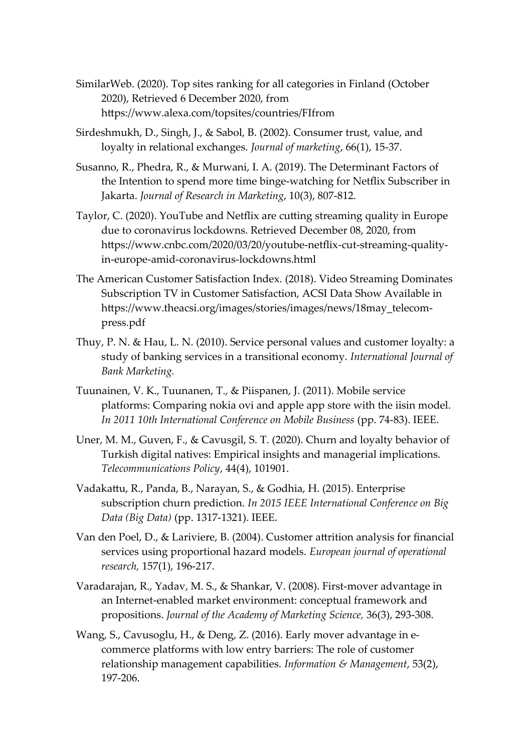SimilarWeb. (2020). Top sites ranking for all categories in Finland (October 2020), Retrieved 6 December 2020, from https://www.alexa.com/topsites/countries/FIfrom

Sirdeshmukh, D., Singh, J., & Sabol, B. (2002). Consumer trust, value, and loyalty in relational exchanges. *Journal of marketing*, 66(1), 15-37.

Susanno, R., Phedra, R., & Murwani, I. A. (2019). The Determinant Factors of the Intention to spend more time binge-watching for Netflix Subscriber in Jakarta. *Journal of Research in Marketing*, 10(3), 807-812.

Taylor, C. (2020). YouTube and Netflix are cutting streaming quality in Europe due to coronavirus lockdowns. Retrieved December 08, 2020, from https://www.cnbc.com/2020/03/20/youtube-netflix-cut-streaming-quality-in-europe-amid-coronavirus-lockdowns.html

The American Customer Satisfaction Index. (2018). Video Streaming Dominates Subscription TV in Customer Satisfaction, ACSI Data Show Available in https://www.theacsi.org/images/stories/images/news/18may_telecom-press.pdf

Thuy, P. N. & Hau, L. N. (2010). Service personal values and customer loyalty: a study of banking services in a transitional economy. *International Journal of Bank Marketing.*

Tuunainen, V. K., Tuunanen, T., & Piispanen, J. (2011). Mobile service platforms: Comparing nokia ovi and apple app store with the iisin model. *In 2011 10th International Conference on Mobile Business* (pp. 74-83). IEEE.

Uner, M. M., Guven, F., & Cavusgil, S. T. (2020). Churn and loyalty behavior of Turkish digital natives: Empirical insights and managerial implications. *Telecommunications Policy*, 44(4), 101901.

Vadakattu, R., Panda, B., Narayan, S., & Godhia, H. (2015). Enterprise subscription churn prediction. *In 2015 IEEE International Conference on Big Data (Big Data)* (pp. 1317-1321). IEEE.

Van den Poel, D., & Lariviere, B. (2004). Customer attrition analysis for financial services using proportional hazard models. *European journal of operational research,* 157(1), 196-217.

Varadarajan, R., Yadav, M. S., & Shankar, V. (2008). First-mover advantage in an Internet-enabled market environment: conceptual framework and propositions. *Journal of the Academy of Marketing Science,* 36(3), 293-308.

Wang, S., Cavusoglu, H., & Deng, Z. (2016). Early mover advantage in e-commerce platforms with low entry barriers: The role of customer relationship management capabilities. *Information & Management*, 53(2), 197-206.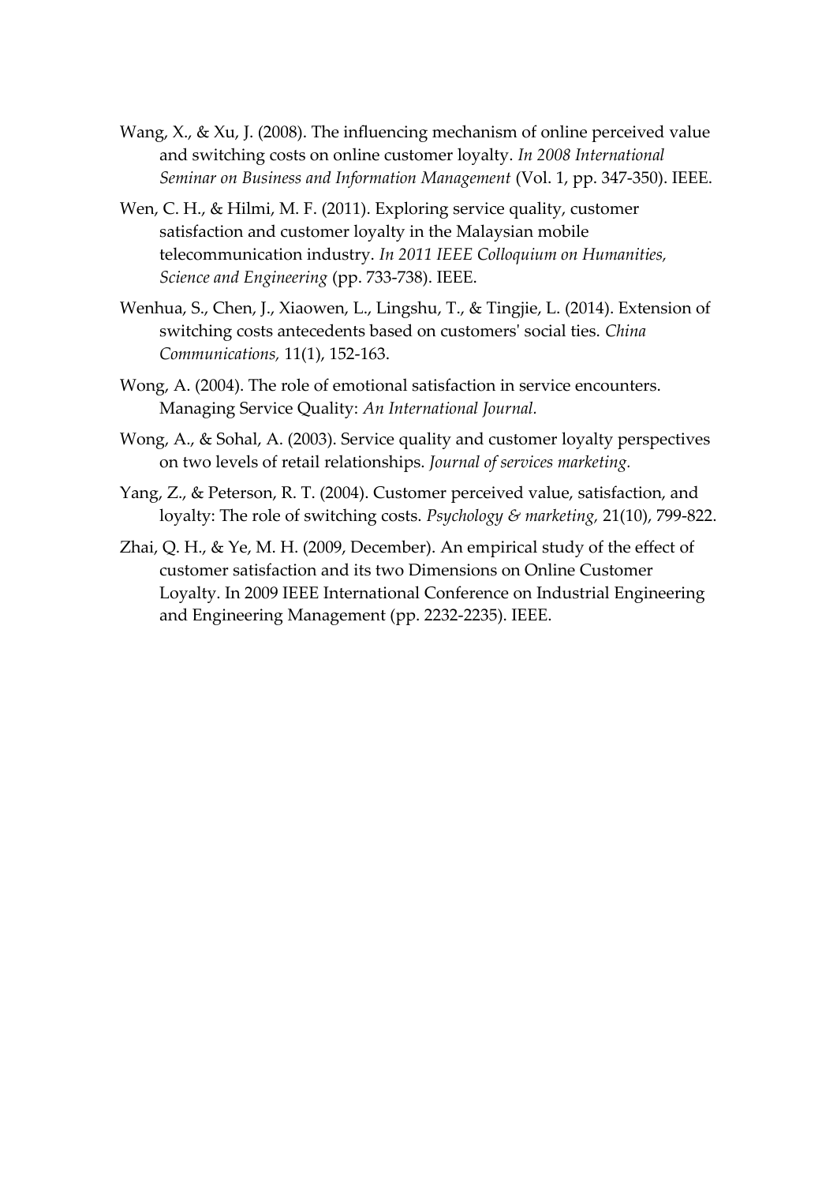Wang, X., & Xu, J. (2008). The influencing mechanism of online perceived value and switching costs on online customer loyalty. *In 2008 International Seminar on Business and Information Management* (Vol. 1, pp. 347-350). IEEE.

Wen, C. H., & Hilmi, M. F. (2011). Exploring service quality, customer satisfaction and customer loyalty in the Malaysian mobile telecommunication industry. *In 2011 IEEE Colloquium on Humanities, Science and Engineering* (pp. 733-738). IEEE.

Wenhua, S., Chen, J., Xiaowen, L., Lingshu, T., & Tingjie, L. (2014). Extension of switching costs antecedents based on customers' social ties. *China Communications,* 11(1), 152-163.

Wong, A. (2004). The role of emotional satisfaction in service encounters. Managing Service Quality: *An International Journal.*

Wong, A., & Sohal, A. (2003). Service quality and customer loyalty perspectives on two levels of retail relationships. *Journal of services marketing.*

Yang, Z., & Peterson, R. T. (2004). Customer perceived value, satisfaction, and loyalty: The role of switching costs. *Psychology & marketing,* 21(10), 799-822.

Zhai, Q. H., & Ye, M. H. (2009, December). An empirical study of the effect of customer satisfaction and its two Dimensions on Online Customer Loyalty. In 2009 IEEE International Conference on Industrial Engineering and Engineering Management (pp. 2232-2235). IEEE.